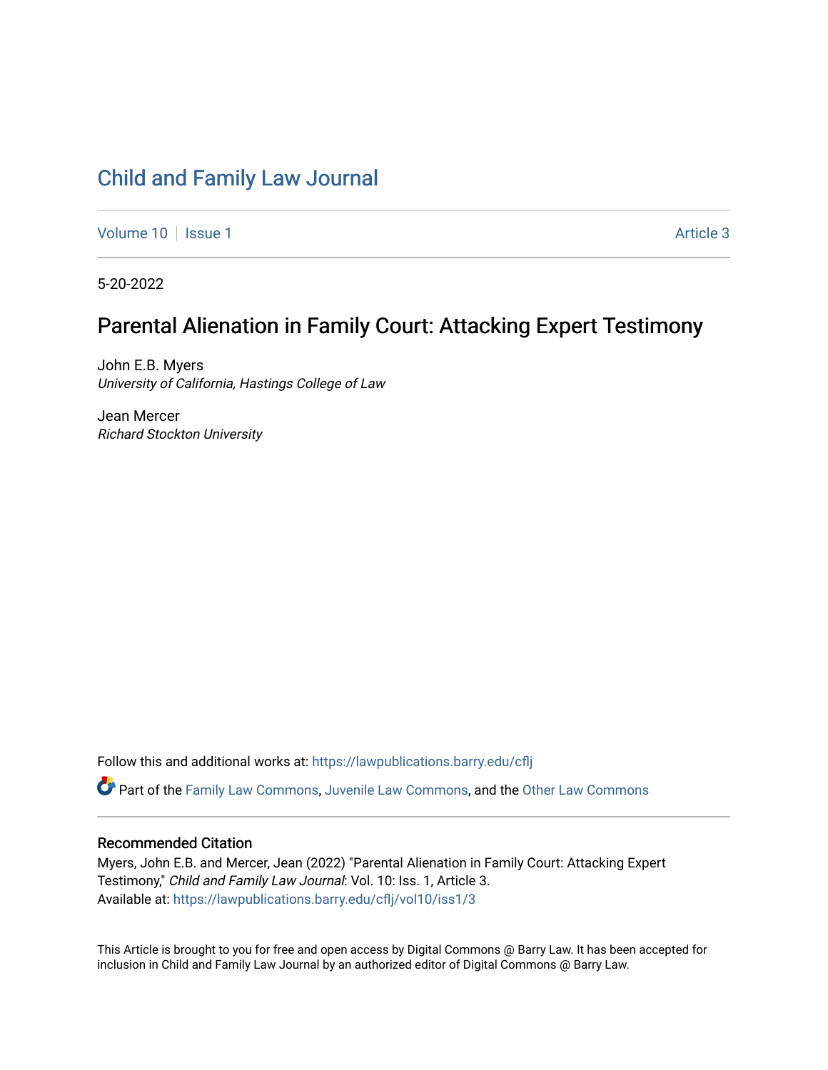# Child and Family Law Journal

Volume 10 | Issue 1 Article 3

5-20-2022

## Parental Alienation in Family Court: Attacking Expert Testimony

John E.B. Myers
*University of California, Hastings College of Law*

Jean Mercer
*Richard Stockton University*

Follow this and additional works at: https://lawpublications.barry.edu/cflj

Part of the Family Law Commons, Juvenile Law Commons, and the Other Law Commons

### Recommended Citation

Myers, John E.B. and Mercer, Jean (2022) "Parental Alienation in Family Court: Attacking Expert Testimony," *Child and Family Law Journal*: Vol. 10: Iss. 1, Article 3.
Available at: https://lawpublications.barry.edu/cflj/vol10/iss1/3

This Article is brought to you for free and open access by Digital Commons @ Barry Law. It has been accepted for inclusion in Child and Family Law Journal by an authorized editor of Digital Commons @ Barry Law.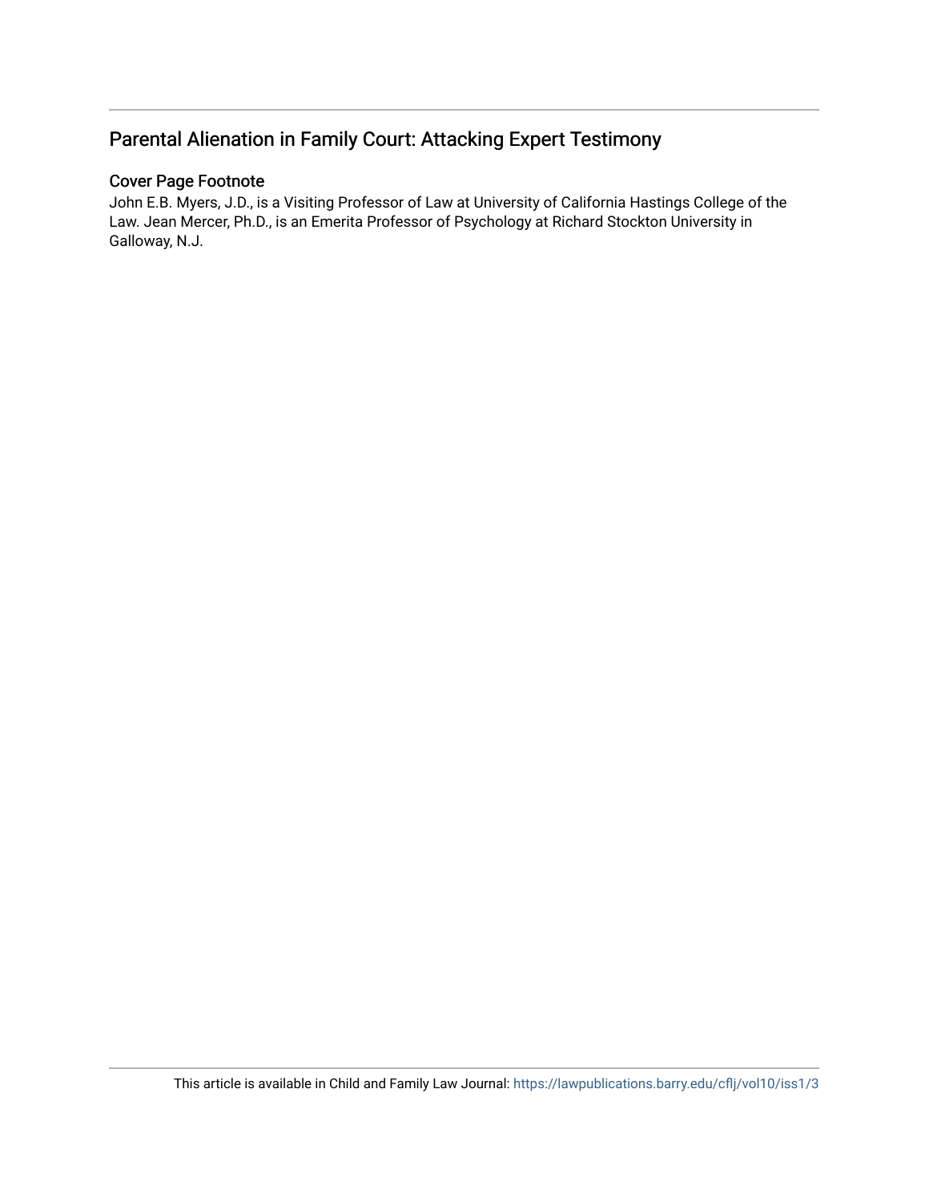# Parental Alienation in Family Court: Attacking Expert Testimony

## Cover Page Footnote

John E.B. Myers, J.D., is a Visiting Professor of Law at University of California Hastings College of the Law. Jean Mercer, Ph.D., is an Emerita Professor of Psychology at Richard Stockton University in Galloway, N.J.

This article is available in Child and Family Law Journal: https://lawpublications.barry.edu/cflj/vol10/iss1/3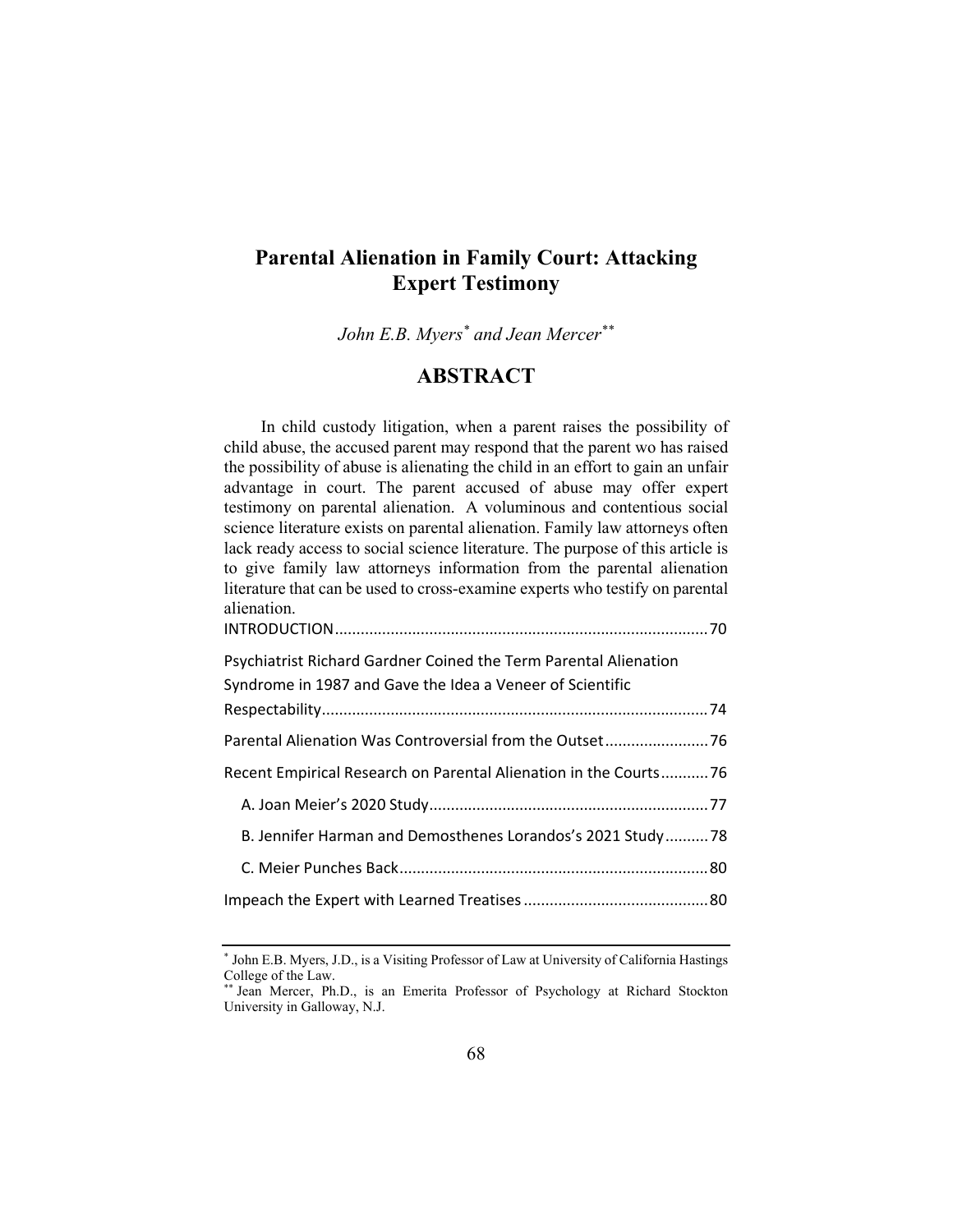# Parental Alienation in Family Court: Attacking Expert Testimony

*John E.B. Myers*[*] *and Jean Mercer*[**]

## ABSTRACT

In child custody litigation, when a parent raises the possibility of child abuse, the accused parent may respond that the parent wo has raised the possibility of abuse is alienating the child in an effort to gain an unfair advantage in court. The parent accused of abuse may offer expert testimony on parental alienation. A voluminous and contentious social science literature exists on parental alienation. Family law attorneys often lack ready access to social science literature. The purpose of this article is to give family law attorneys information from the parental alienation literature that can be used to cross-examine experts who testify on parental alienation.

INTRODUCTION....................................................................................70

Psychiatrist Richard Gardner Coined the Term Parental Alienation Syndrome in 1987 and Gave the Idea a Veneer of Scientific Respectability.........................................................................................74

Parental Alienation Was Controversial from the Outset........................76

Recent Empirical Research on Parental Alienation in the Courts...........76

- A. Joan Meier's 2020 Study.................................................................77
- B. Jennifer Harman and Demosthenes Lorandos's 2021 Study..........78
- C. Meier Punches Back.......................................................................80

Impeach the Expert with Learned Treatises...........................................80

---

[*] John E.B. Myers, J.D., is a Visiting Professor of Law at University of California Hastings College of the Law.

[**] Jean Mercer, Ph.D., is an Emerita Professor of Psychology at Richard Stockton University in Galloway, N.J.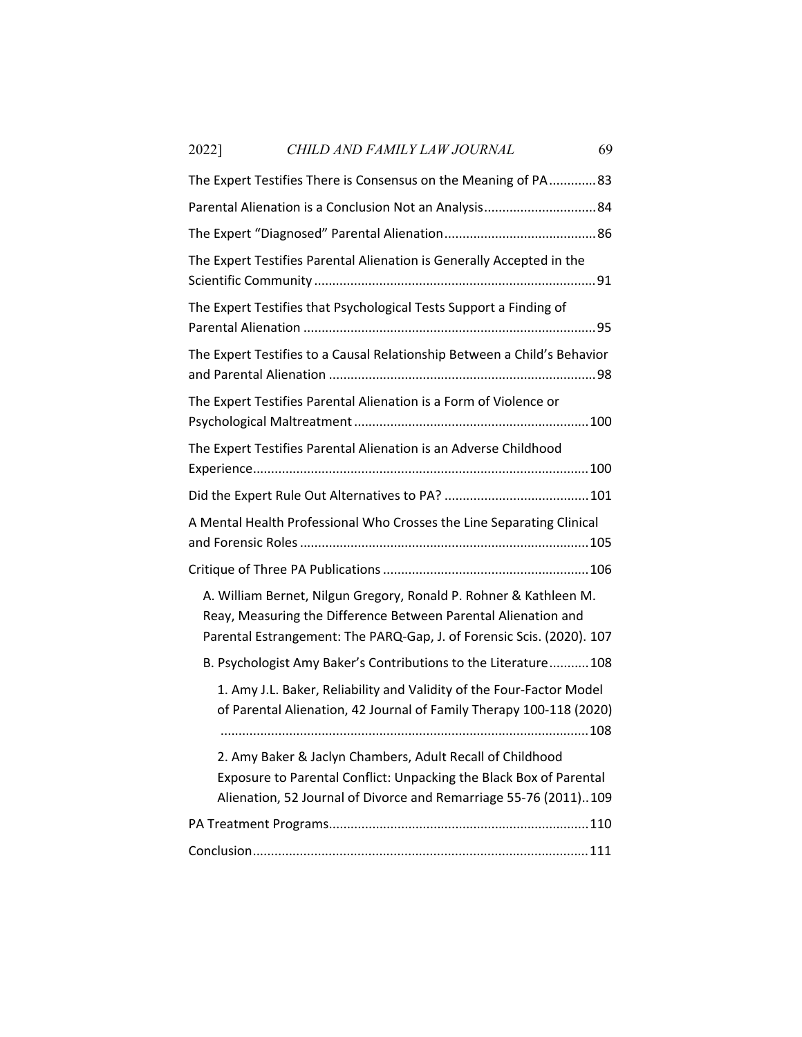The Expert Testifies There is Consensus on the Meaning of PA ............. 83

Parental Alienation is a Conclusion Not an Analysis ............................... 84

The Expert "Diagnosed" Parental Alienation .......................................... 86

The Expert Testifies Parental Alienation is Generally Accepted in the Scientific Community ............................................................................ 91

The Expert Testifies that Psychological Tests Support a Finding of Parental Alienation ................................................................................ 95

The Expert Testifies to a Causal Relationship Between a Child's Behavior and Parental Alienation ......................................................................... 98

The Expert Testifies Parental Alienation is a Form of Violence or Psychological Maltreatment ................................................................ 100

The Expert Testifies Parental Alienation is an Adverse Childhood Experience ............................................................................................ 100

Did the Expert Rule Out Alternatives to PA? ........................................ 101

A Mental Health Professional Who Crosses the Line Separating Clinical and Forensic Roles ............................................................................... 105

Critique of Three PA Publications ........................................................ 106

- A. William Bernet, Nilgun Gregory, Ronald P. Rohner & Kathleen M. Reay, Measuring the Difference Between Parental Alienation and Parental Estrangement: The PARQ-Gap, J. of Forensic Scis. (2020). 107
- B. Psychologist Amy Baker's Contributions to the Literature ........... 108
  - 1. Amy J.L. Baker, Reliability and Validity of the Four-Factor Model of Parental Alienation, 42 Journal of Family Therapy 100-118 (2020) ..................................................................................................... 108
  - 2. Amy Baker & Jaclyn Chambers, Adult Recall of Childhood Exposure to Parental Conflict: Unpacking the Black Box of Parental Alienation, 52 Journal of Divorce and Remarriage 55-76 (2011) .. 109

PA Treatment Programs ....................................................................... 110

Conclusion ............................................................................................ 111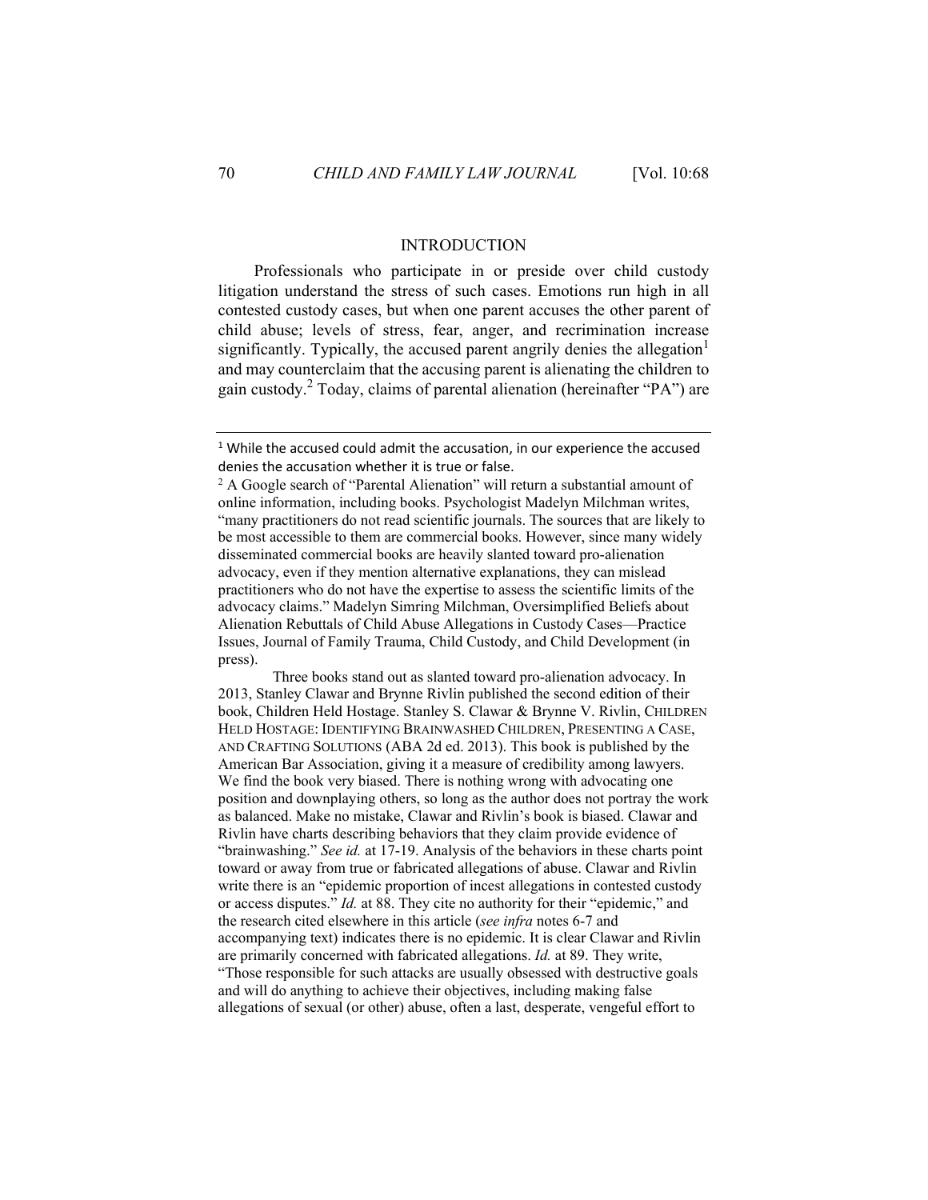## INTRODUCTION

Professionals who participate in or preside over child custody litigation understand the stress of such cases. Emotions run high in all contested custody cases, but when one parent accuses the other parent of child abuse; levels of stress, fear, anger, and recrimination increase significantly. Typically, the accused parent angrily denies the allegation[1] and may counterclaim that the accusing parent is alienating the children to gain custody.[2] Today, claims of parental alienation (hereinafter "PA") are

---

[1] While the accused could admit the accusation, in our experience the accused denies the accusation whether it is true or false.

[2] A Google search of "Parental Alienation" will return a substantial amount of online information, including books. Psychologist Madelyn Milchman writes, "many practitioners do not read scientific journals. The sources that are likely to be most accessible to them are commercial books. However, since many widely disseminated commercial books are heavily slanted toward pro-alienation advocacy, even if they mention alternative explanations, they can mislead practitioners who do not have the expertise to assess the scientific limits of the advocacy claims." Madelyn Simring Milchman, Oversimplified Beliefs about Alienation Rebuttals of Child Abuse Allegations in Custody Cases—Practice Issues, Journal of Family Trauma, Child Custody, and Child Development (in press).

Three books stand out as slanted toward pro-alienation advocacy. In 2013, Stanley Clawar and Brynne Rivlin published the second edition of their book, Children Held Hostage. Stanley S. Clawar & Brynne V. Rivlin, CHILDREN HELD HOSTAGE: IDENTIFYING BRAINWASHED CHILDREN, PRESENTING A CASE, AND CRAFTING SOLUTIONS (ABA 2d ed. 2013). This book is published by the American Bar Association, giving it a measure of credibility among lawyers. We find the book very biased. There is nothing wrong with advocating one position and downplaying others, so long as the author does not portray the work as balanced. Make no mistake, Clawar and Rivlin's book is biased. Clawar and Rivlin have charts describing behaviors that they claim provide evidence of "brainwashing." *See id.* at 17-19. Analysis of the behaviors in these charts point toward or away from true or fabricated allegations of abuse. Clawar and Rivlin write there is an "epidemic proportion of incest allegations in contested custody or access disputes." *Id.* at 88. They cite no authority for their "epidemic," and the research cited elsewhere in this article (*see infra* notes 6-7 and accompanying text) indicates there is no epidemic. It is clear Clawar and Rivlin are primarily concerned with fabricated allegations. *Id.* at 89. They write, "Those responsible for such attacks are usually obsessed with destructive goals and will do anything to achieve their objectives, including making false allegations of sexual (or other) abuse, often a last, desperate, vengeful effort to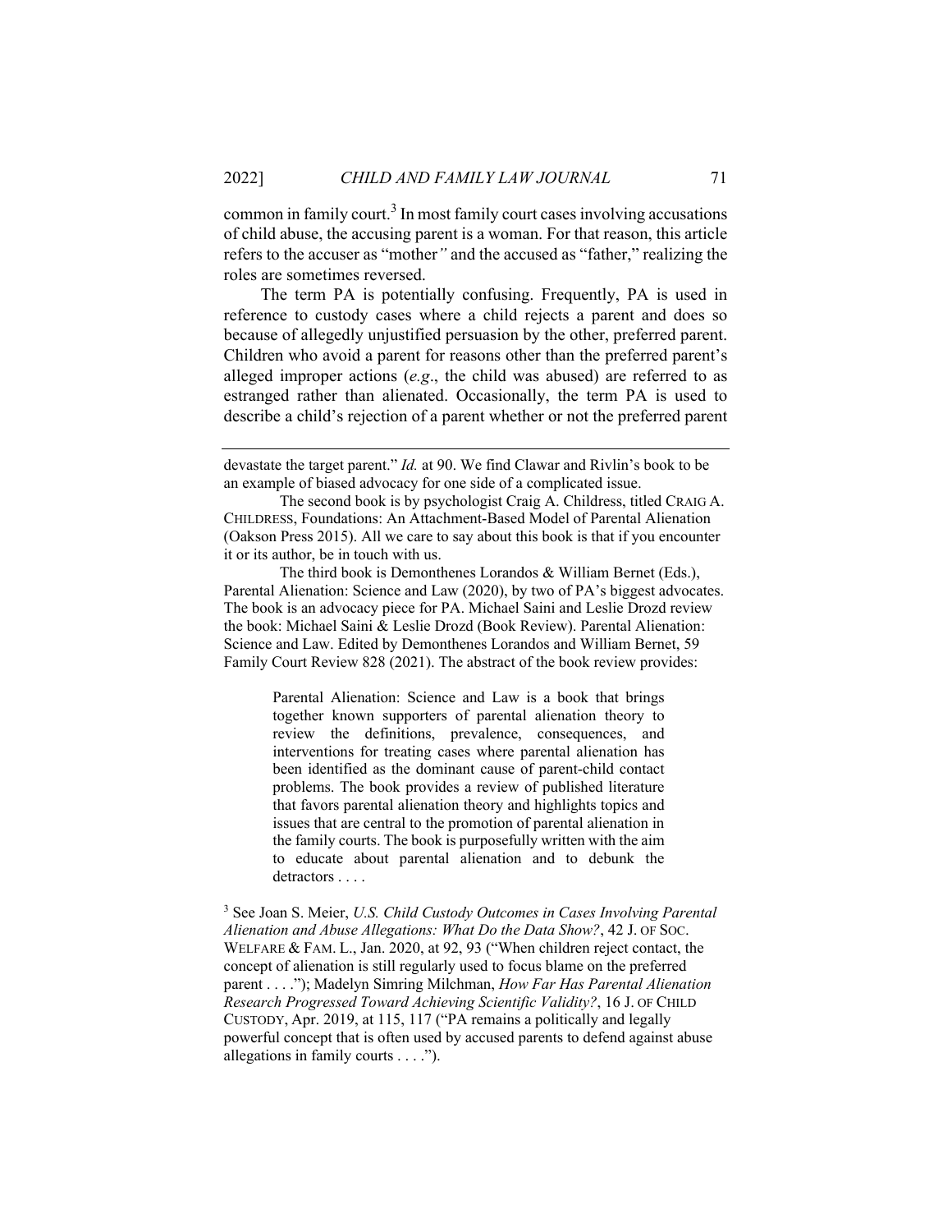common in family court.[3] In most family court cases involving accusations of child abuse, the accusing parent is a woman. For that reason, this article refers to the accuser as "mother" and the accused as "father," realizing the roles are sometimes reversed.

The term PA is potentially confusing. Frequently, PA is used in reference to custody cases where a child rejects a parent and does so because of allegedly unjustified persuasion by the other, preferred parent. Children who avoid a parent for reasons other than the preferred parent's alleged improper actions (*e.g*., the child was abused) are referred to as estranged rather than alienated. Occasionally, the term PA is used to describe a child's rejection of a parent whether or not the preferred parent

---

devastate the target parent." *Id.* at 90. We find Clawar and Rivlin's book to be an example of biased advocacy for one side of a complicated issue.

The second book is by psychologist Craig A. Childress, titled CRAIG A. CHILDRESS, Foundations: An Attachment-Based Model of Parental Alienation (Oakson Press 2015). All we care to say about this book is that if you encounter it or its author, be in touch with us.

The third book is Demonthenes Lorandos & William Bernet (Eds.), Parental Alienation: Science and Law (2020), by two of PA's biggest advocates. The book is an advocacy piece for PA. Michael Saini and Leslie Drozd review the book: Michael Saini & Leslie Drozd (Book Review). Parental Alienation: Science and Law. Edited by Demonthenes Lorandos and William Bernet, 59 Family Court Review 828 (2021). The abstract of the book review provides:

> Parental Alienation: Science and Law is a book that brings together known supporters of parental alienation theory to review the definitions, prevalence, consequences, and interventions for treating cases where parental alienation has been identified as the dominant cause of parent-child contact problems. The book provides a review of published literature that favors parental alienation theory and highlights topics and issues that are central to the promotion of parental alienation in the family courts. The book is purposefully written with the aim to educate about parental alienation and to debunk the detractors . . . .

[3] See Joan S. Meier, *U.S. Child Custody Outcomes in Cases Involving Parental Alienation and Abuse Allegations: What Do the Data Show?*, 42 J. OF SOC. WELFARE & FAM. L., Jan. 2020, at 92, 93 ("When children reject contact, the concept of alienation is still regularly used to focus blame on the preferred parent . . . ."); Madelyn Simring Milchman, *How Far Has Parental Alienation Research Progressed Toward Achieving Scientific Validity?*, 16 J. OF CHILD CUSTODY, Apr. 2019, at 115, 117 ("PA remains a politically and legally powerful concept that is often used by accused parents to defend against abuse allegations in family courts . . . .").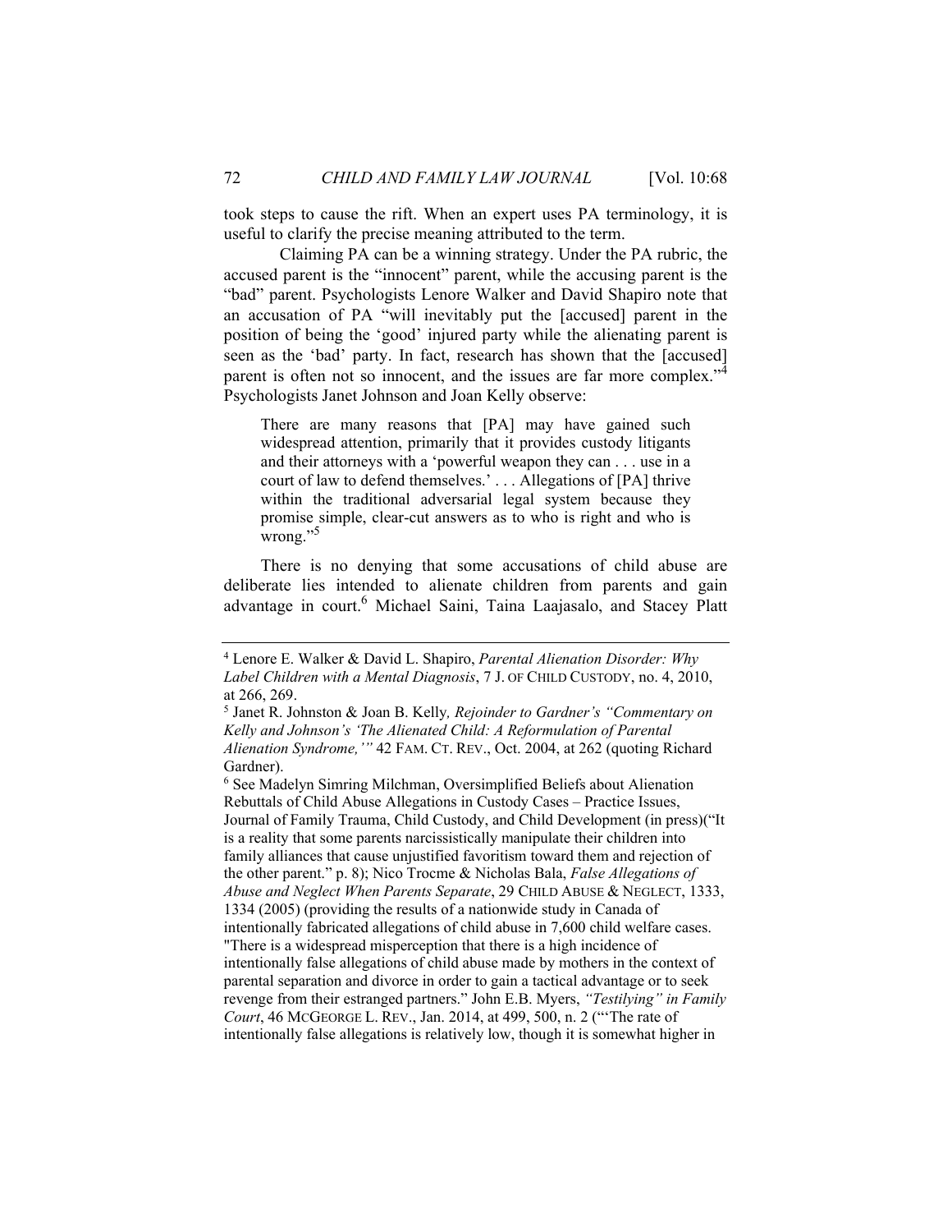took steps to cause the rift. When an expert uses PA terminology, it is useful to clarify the precise meaning attributed to the term.

Claiming PA can be a winning strategy. Under the PA rubric, the accused parent is the "innocent" parent, while the accusing parent is the "bad" parent. Psychologists Lenore Walker and David Shapiro note that an accusation of PA "will inevitably put the [accused] parent in the position of being the 'good' injured party while the alienating parent is seen as the 'bad' party. In fact, research has shown that the [accused] parent is often not so innocent, and the issues are far more complex."[4] Psychologists Janet Johnson and Joan Kelly observe:

> There are many reasons that [PA] may have gained such widespread attention, primarily that it provides custody litigants and their attorneys with a 'powerful weapon they can . . . use in a court of law to defend themselves.' . . . Allegations of [PA] thrive within the traditional adversarial legal system because they promise simple, clear-cut answers as to who is right and who is wrong."[5]

There is no denying that some accusations of child abuse are deliberate lies intended to alienate children from parents and gain advantage in court.[6] Michael Saini, Taina Laajasalo, and Stacey Platt

---

[4] Lenore E. Walker & David L. Shapiro, *Parental Alienation Disorder: Why Label Children with a Mental Diagnosis*, 7 J. OF CHILD CUSTODY, no. 4, 2010, at 266, 269.

[5] Janet R. Johnston & Joan B. Kelly*, Rejoinder to Gardner's "Commentary on Kelly and Johnson's 'The Alienated Child: A Reformulation of Parental Alienation Syndrome,'"* 42 FAM. CT. REV., Oct. 2004, at 262 (quoting Richard Gardner).

[6] See Madelyn Simring Milchman, Oversimplified Beliefs about Alienation Rebuttals of Child Abuse Allegations in Custody Cases – Practice Issues, Journal of Family Trauma, Child Custody, and Child Development (in press)("It is a reality that some parents narcissistically manipulate their children into family alliances that cause unjustified favoritism toward them and rejection of the other parent." p. 8); Nico Trocme & Nicholas Bala, *False Allegations of Abuse and Neglect When Parents Separate*, 29 CHILD ABUSE & NEGLECT, 1333, 1334 (2005) (providing the results of a nationwide study in Canada of intentionally fabricated allegations of child abuse in 7,600 child welfare cases. "There is a widespread misperception that there is a high incidence of intentionally false allegations of child abuse made by mothers in the context of parental separation and divorce in order to gain a tactical advantage or to seek revenge from their estranged partners." John E.B. Myers, *"Testilying" in Family Court*, 46 MCGEORGE L. REV., Jan. 2014, at 499, 500, n. 2 ("'The rate of intentionally false allegations is relatively low, though it is somewhat higher in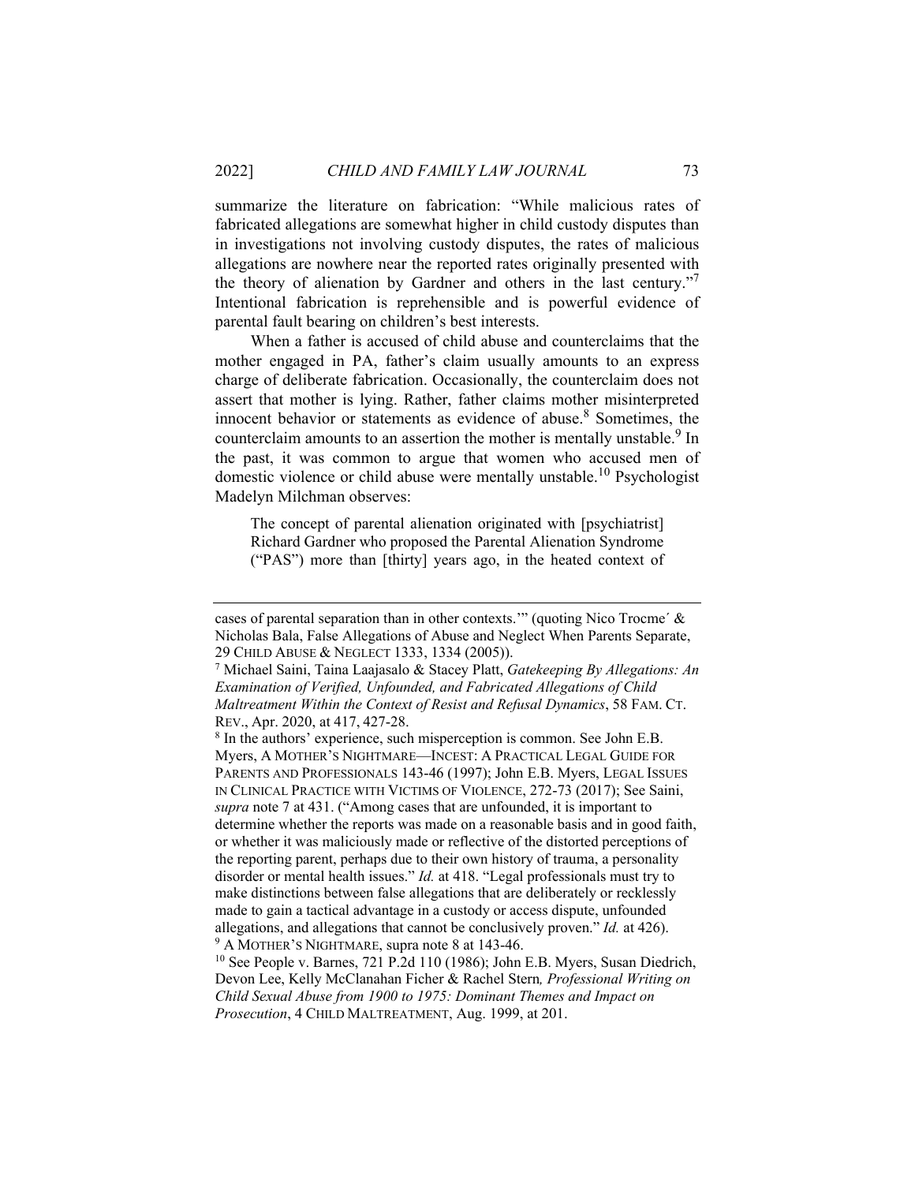summarize the literature on fabrication: "While malicious rates of fabricated allegations are somewhat higher in child custody disputes than in investigations not involving custody disputes, the rates of malicious allegations are nowhere near the reported rates originally presented with the theory of alienation by Gardner and others in the last century."[7] Intentional fabrication is reprehensible and is powerful evidence of parental fault bearing on children's best interests.

When a father is accused of child abuse and counterclaims that the mother engaged in PA, father's claim usually amounts to an express charge of deliberate fabrication. Occasionally, the counterclaim does not assert that mother is lying. Rather, father claims mother misinterpreted innocent behavior or statements as evidence of abuse.[8] Sometimes, the counterclaim amounts to an assertion the mother is mentally unstable.[9] In the past, it was common to argue that women who accused men of domestic violence or child abuse were mentally unstable.[10] Psychologist Madelyn Milchman observes:

> The concept of parental alienation originated with [psychiatrist] Richard Gardner who proposed the Parental Alienation Syndrome ("PAS") more than [thirty] years ago, in the heated context of

---

cases of parental separation than in other contexts.'" (quoting Nico Trocmé & Nicholas Bala, False Allegations of Abuse and Neglect When Parents Separate, 29 CHILD ABUSE & NEGLECT 1333, 1334 (2005)).

[7] Michael Saini, Taina Laajasalo & Stacey Platt, *Gatekeeping By Allegations: An Examination of Verified, Unfounded, and Fabricated Allegations of Child Maltreatment Within the Context of Resist and Refusal Dynamics*, 58 FAM. CT. REV., Apr. 2020, at 417, 427-28.

[8] In the authors' experience, such misperception is common. See John E.B. Myers, A MOTHER'S NIGHTMARE—INCEST: A PRACTICAL LEGAL GUIDE FOR PARENTS AND PROFESSIONALS 143-46 (1997); John E.B. Myers, LEGAL ISSUES IN CLINICAL PRACTICE WITH VICTIMS OF VIOLENCE, 272-73 (2017); See Saini, *supra* note 7 at 431. ("Among cases that are unfounded, it is important to determine whether the reports was made on a reasonable basis and in good faith, or whether it was maliciously made or reflective of the distorted perceptions of the reporting parent, perhaps due to their own history of trauma, a personality disorder or mental health issues." *Id.* at 418. "Legal professionals must try to make distinctions between false allegations that are deliberately or recklessly made to gain a tactical advantage in a custody or access dispute, unfounded allegations, and allegations that cannot be conclusively proven." *Id.* at 426).

[9] A MOTHER'S NIGHTMARE, supra note 8 at 143-46.

[10] See People v. Barnes, 721 P.2d 110 (1986); John E.B. Myers, Susan Diedrich, Devon Lee, Kelly McClanahan Ficher & Rachel Stern, *Professional Writing on Child Sexual Abuse from 1900 to 1975: Dominant Themes and Impact on Prosecution*, 4 CHILD MALTREATMENT, Aug. 1999, at 201.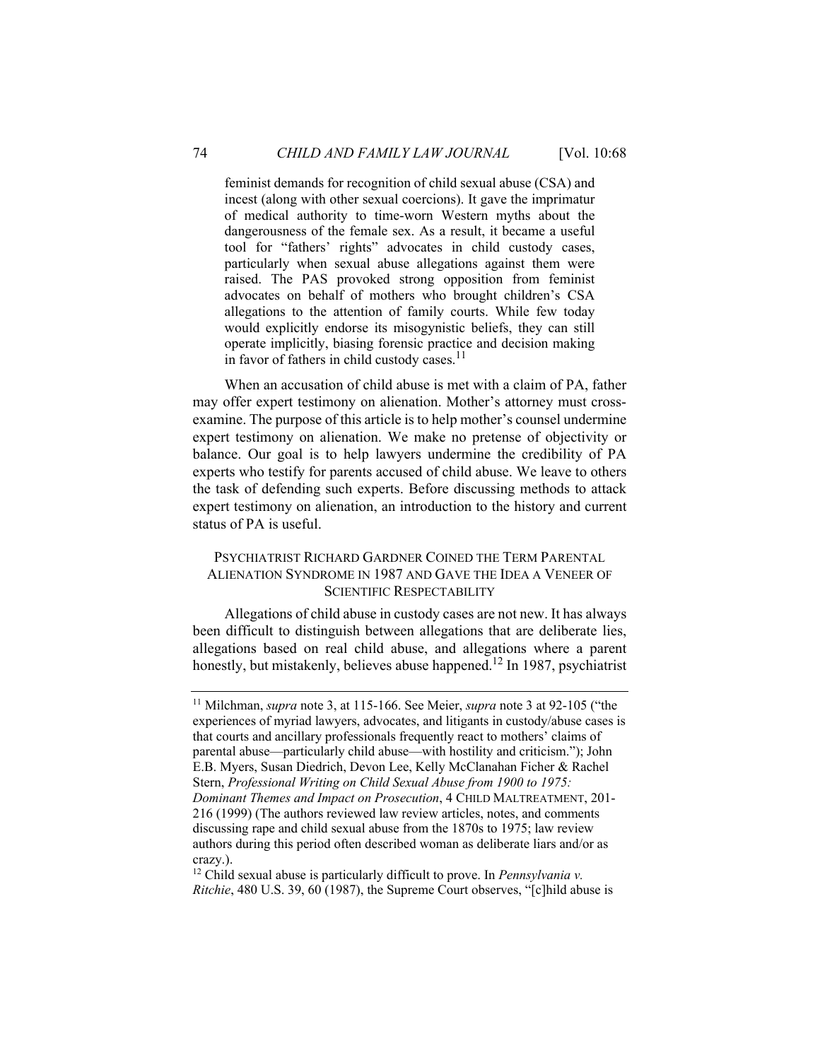> feminist demands for recognition of child sexual abuse (CSA) and incest (along with other sexual coercions). It gave the imprimatur of medical authority to time-worn Western myths about the dangerousness of the female sex. As a result, it became a useful tool for "fathers' rights" advocates in child custody cases, particularly when sexual abuse allegations against them were raised. The PAS provoked strong opposition from feminist advocates on behalf of mothers who brought children's CSA allegations to the attention of family courts. While few today would explicitly endorse its misogynistic beliefs, they can still operate implicitly, biasing forensic practice and decision making in favor of fathers in child custody cases.[11]

When an accusation of child abuse is met with a claim of PA, father may offer expert testimony on alienation. Mother's attorney must cross-examine. The purpose of this article is to help mother's counsel undermine expert testimony on alienation. We make no pretense of objectivity or balance. Our goal is to help lawyers undermine the credibility of PA experts who testify for parents accused of child abuse. We leave to others the task of defending such experts. Before discussing methods to attack expert testimony on alienation, an introduction to the history and current status of PA is useful.

## Psychiatrist Richard Gardner Coined the Term Parental Alienation Syndrome in 1987 and Gave the Idea a Veneer of Scientific Respectability

Allegations of child abuse in custody cases are not new. It has always been difficult to distinguish between allegations that are deliberate lies, allegations based on real child abuse, and allegations where a parent honestly, but mistakenly, believes abuse happened.[12] In 1987, psychiatrist

---

[11] Milchman, *supra* note 3, at 115-166. See Meier, *supra* note 3 at 92-105 ("the experiences of myriad lawyers, advocates, and litigants in custody/abuse cases is that courts and ancillary professionals frequently react to mothers' claims of parental abuse—particularly child abuse—with hostility and criticism."); John E.B. Myers, Susan Diedrich, Devon Lee, Kelly McClanahan Ficher & Rachel Stern, *Professional Writing on Child Sexual Abuse from 1900 to 1975: Dominant Themes and Impact on Prosecution*, 4 CHILD MALTREATMENT, 201-216 (1999) (The authors reviewed law review articles, notes, and comments discussing rape and child sexual abuse from the 1870s to 1975; law review authors during this period often described woman as deliberate liars and/or as crazy.).

[12] Child sexual abuse is particularly difficult to prove. In *Pennsylvania v. Ritchie*, 480 U.S. 39, 60 (1987), the Supreme Court observes, "[c]hild abuse is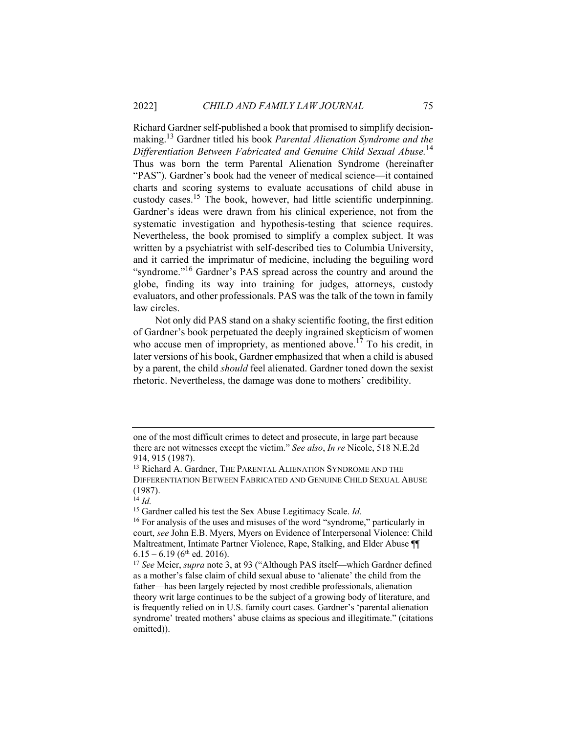Richard Gardner self-published a book that promised to simplify decision-making.[13] Gardner titled his book *Parental Alienation Syndrome and the Differentiation Between Fabricated and Genuine Child Sexual Abuse.*[14] Thus was born the term Parental Alienation Syndrome (hereinafter "PAS"). Gardner's book had the veneer of medical science—it contained charts and scoring systems to evaluate accusations of child abuse in custody cases.[15] The book, however, had little scientific underpinning. Gardner's ideas were drawn from his clinical experience, not from the systematic investigation and hypothesis-testing that science requires. Nevertheless, the book promised to simplify a complex subject. It was written by a psychiatrist with self-described ties to Columbia University, and it carried the imprimatur of medicine, including the beguiling word "syndrome."[16] Gardner's PAS spread across the country and around the globe, finding its way into training for judges, attorneys, custody evaluators, and other professionals. PAS was the talk of the town in family law circles.

Not only did PAS stand on a shaky scientific footing, the first edition of Gardner's book perpetuated the deeply ingrained skepticism of women who accuse men of impropriety, as mentioned above.[17] To his credit, in later versions of his book, Gardner emphasized that when a child is abused by a parent, the child *should* feel alienated. Gardner toned down the sexist rhetoric. Nevertheless, the damage was done to mothers' credibility.

---

one of the most difficult crimes to detect and prosecute, in large part because there are not witnesses except the victim." *See also*, *In re* Nicole, 518 N.E.2d 914, 915 (1987).

[13] Richard A. Gardner, THE PARENTAL ALIENATION SYNDROME AND THE DIFFERENTIATION BETWEEN FABRICATED AND GENUINE CHILD SEXUAL ABUSE (1987).

[14] *Id.*

[15] Gardner called his test the Sex Abuse Legitimacy Scale. *Id.*

[16] For analysis of the uses and misuses of the word "syndrome," particularly in court, *see* John E.B. Myers, Myers on Evidence of Interpersonal Violence: Child Maltreatment, Intimate Partner Violence, Rape, Stalking, and Elder Abuse ¶¶ 6.15 – 6.19 (6th ed. 2016).

[17] *See* Meier, *supra* note 3, at 93 ("Although PAS itself—which Gardner defined as a mother's false claim of child sexual abuse to 'alienate' the child from the father—has been largely rejected by most credible professionals, alienation theory writ large continues to be the subject of a growing body of literature, and is frequently relied on in U.S. family court cases. Gardner's 'parental alienation syndrome' treated mothers' abuse claims as specious and illegitimate." (citations omitted)).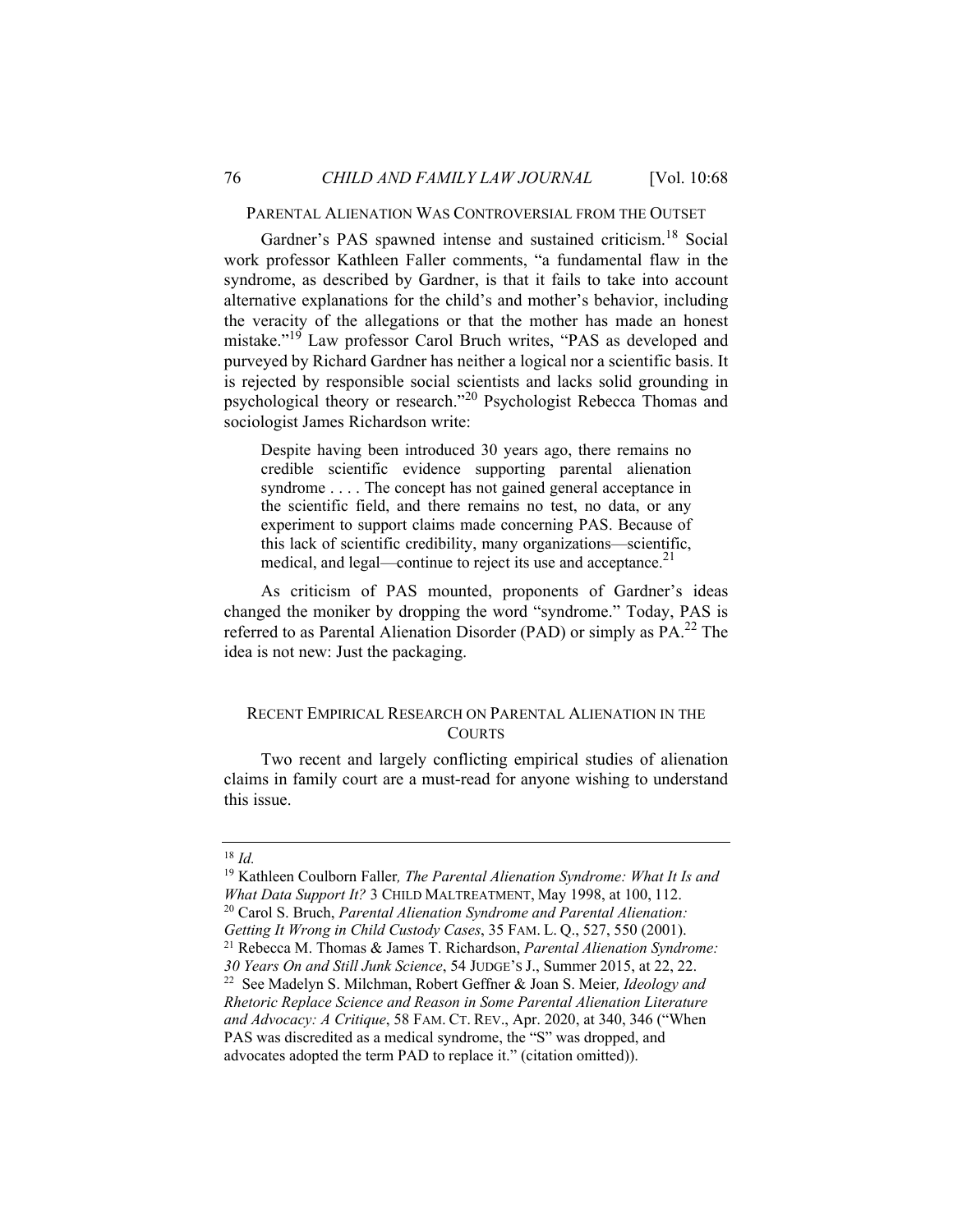## Parental Alienation Was Controversial from the Outset

Gardner's PAS spawned intense and sustained criticism.[18] Social work professor Kathleen Faller comments, "a fundamental flaw in the syndrome, as described by Gardner, is that it fails to take into account alternative explanations for the child's and mother's behavior, including the veracity of the allegations or that the mother has made an honest mistake."[19] Law professor Carol Bruch writes, "PAS as developed and purveyed by Richard Gardner has neither a logical nor a scientific basis. It is rejected by responsible social scientists and lacks solid grounding in psychological theory or research."[20] Psychologist Rebecca Thomas and sociologist James Richardson write:

> Despite having been introduced 30 years ago, there remains no credible scientific evidence supporting parental alienation syndrome . . . . The concept has not gained general acceptance in the scientific field, and there remains no test, no data, or any experiment to support claims made concerning PAS. Because of this lack of scientific credibility, many organizations—scientific, medical, and legal—continue to reject its use and acceptance.[21]

As criticism of PAS mounted, proponents of Gardner's ideas changed the moniker by dropping the word "syndrome." Today, PAS is referred to as Parental Alienation Disorder (PAD) or simply as PA.[22] The idea is not new: Just the packaging.

## Recent Empirical Research on Parental Alienation in the Courts

Two recent and largely conflicting empirical studies of alienation claims in family court are a must-read for anyone wishing to understand this issue.

---

[18] *Id.*

[19] Kathleen Coulborn Faller*, The Parental Alienation Syndrome: What It Is and What Data Support It?* 3 CHILD MALTREATMENT, May 1998, at 100, 112.

[20] Carol S. Bruch, *Parental Alienation Syndrome and Parental Alienation: Getting It Wrong in Child Custody Cases*, 35 FAM. L. Q., 527, 550 (2001).

[21] Rebecca M. Thomas & James T. Richardson, *Parental Alienation Syndrome: 30 Years On and Still Junk Science*, 54 JUDGE'S J., Summer 2015, at 22, 22.

[22] See Madelyn S. Milchman, Robert Geffner & Joan S. Meier*, Ideology and Rhetoric Replace Science and Reason in Some Parental Alienation Literature and Advocacy: A Critique*, 58 FAM. CT. REV., Apr. 2020, at 340, 346 ("When PAS was discredited as a medical syndrome, the "S" was dropped, and advocates adopted the term PAD to replace it." (citation omitted)).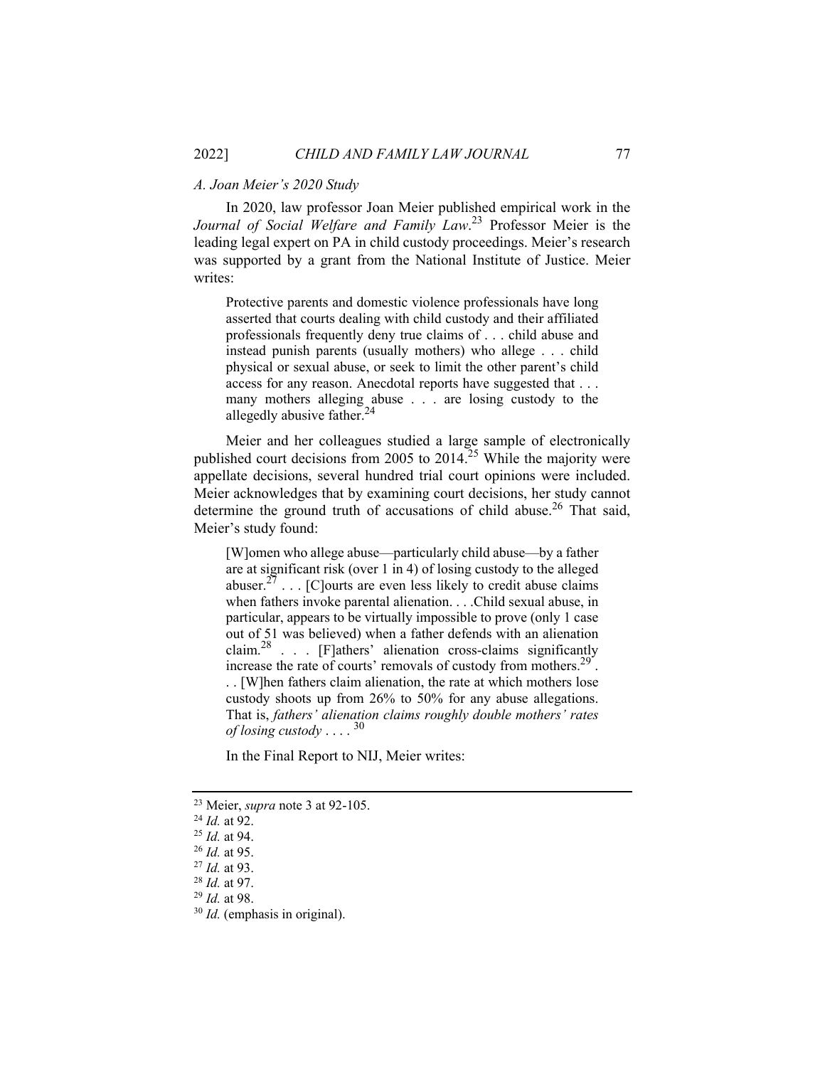*A. Joan Meier's 2020 Study*

In 2020, law professor Joan Meier published empirical work in the *Journal of Social Welfare and Family Law*.[23] Professor Meier is the leading legal expert on PA in child custody proceedings. Meier's research was supported by a grant from the National Institute of Justice. Meier writes:

> Protective parents and domestic violence professionals have long asserted that courts dealing with child custody and their affiliated professionals frequently deny true claims of . . . child abuse and instead punish parents (usually mothers) who allege . . . child physical or sexual abuse, or seek to limit the other parent's child access for any reason. Anecdotal reports have suggested that . . . many mothers alleging abuse . . . are losing custody to the allegedly abusive father.[24]

Meier and her colleagues studied a large sample of electronically published court decisions from 2005 to 2014.[25] While the majority were appellate decisions, several hundred trial court opinions were included. Meier acknowledges that by examining court decisions, her study cannot determine the ground truth of accusations of child abuse.[26] That said, Meier's study found:

> [W]omen who allege abuse—particularly child abuse—by a father are at significant risk (over 1 in 4) of losing custody to the alleged abuser.[27] . . . [C]ourts are even less likely to credit abuse claims when fathers invoke parental alienation. . . .Child sexual abuse, in particular, appears to be virtually impossible to prove (only 1 case out of 51 was believed) when a father defends with an alienation claim.[28] . . . [F]athers' alienation cross-claims significantly increase the rate of courts' removals of custody from mothers.[29] . . . [W]hen fathers claim alienation, the rate at which mothers lose custody shoots up from 26% to 50% for any abuse allegations. That is, *fathers' alienation claims roughly double mothers' rates of losing custody* . . . .[30]

In the Final Report to NIJ, Meier writes:

---

[23] Meier, *supra* note 3 at 92-105.

[24] *Id.* at 92.

[25] *Id.* at 94.

[26] *Id.* at 95.

[27] *Id.* at 93.

[28] *Id.* at 97.

[29] *Id.* at 98.

[30] *Id.* (emphasis in original).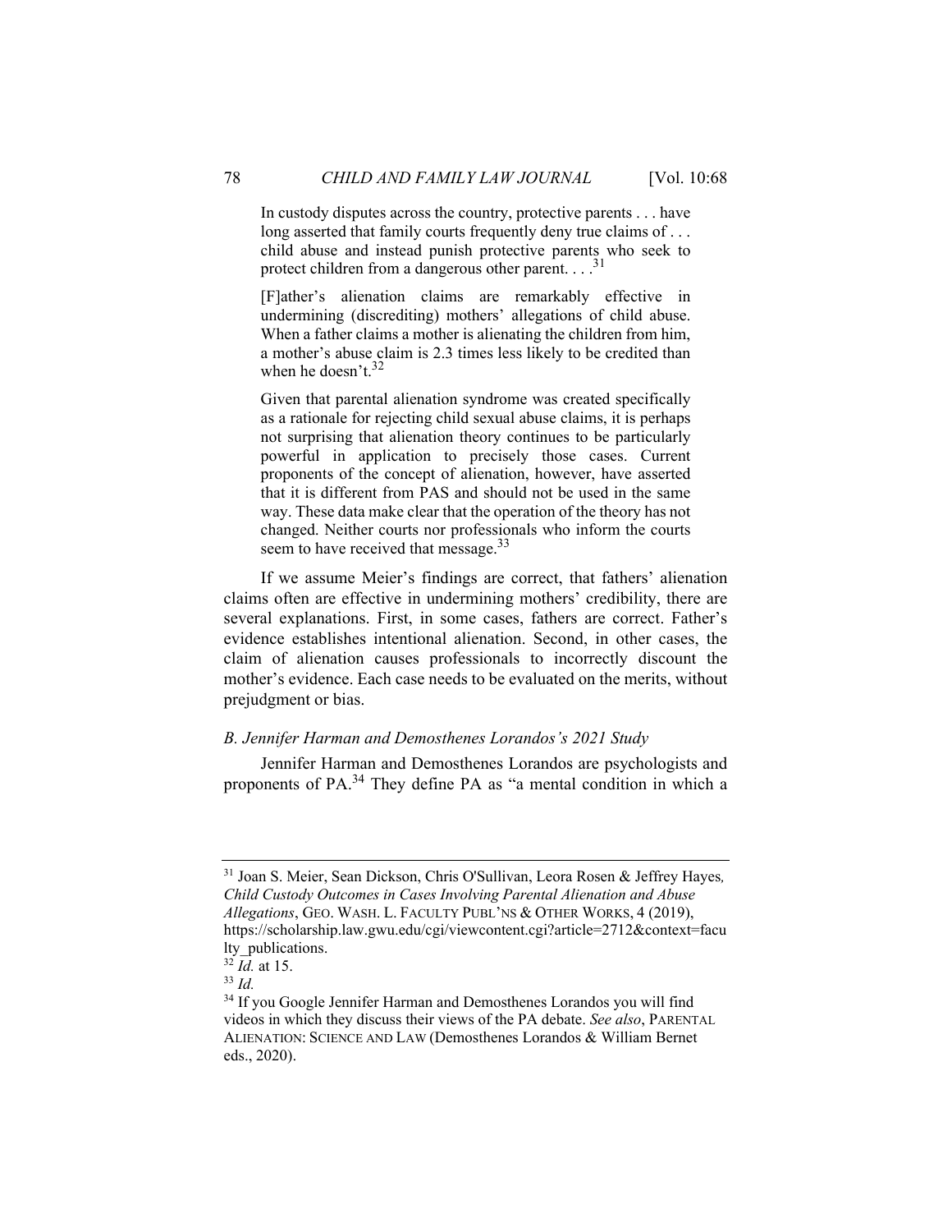> In custody disputes across the country, protective parents . . . have long asserted that family courts frequently deny true claims of . . . child abuse and instead punish protective parents who seek to protect children from a dangerous other parent. . . .[31]

> [F]ather's alienation claims are remarkably effective in undermining (discrediting) mothers' allegations of child abuse. When a father claims a mother is alienating the children from him, a mother's abuse claim is 2.3 times less likely to be credited than when he doesn't.[32]

> Given that parental alienation syndrome was created specifically as a rationale for rejecting child sexual abuse claims, it is perhaps not surprising that alienation theory continues to be particularly powerful in application to precisely those cases. Current proponents of the concept of alienation, however, have asserted that it is different from PAS and should not be used in the same way. These data make clear that the operation of the theory has not changed. Neither courts nor professionals who inform the courts seem to have received that message.[33]

If we assume Meier's findings are correct, that fathers' alienation claims often are effective in undermining mothers' credibility, there are several explanations. First, in some cases, fathers are correct. Father's evidence establishes intentional alienation. Second, in other cases, the claim of alienation causes professionals to incorrectly discount the mother's evidence. Each case needs to be evaluated on the merits, without prejudgment or bias.

### *B. Jennifer Harman and Demosthenes Lorandos's 2021 Study*

Jennifer Harman and Demosthenes Lorandos are psychologists and proponents of PA.[34] They define PA as "a mental condition in which a

---

[31] Joan S. Meier, Sean Dickson, Chris O'Sullivan, Leora Rosen & Jeffrey Hayes, *Child Custody Outcomes in Cases Involving Parental Alienation and Abuse Allegations*, GEO. WASH. L. FACULTY PUBL'NS & OTHER WORKS, 4 (2019), https://scholarship.law.gwu.edu/cgi/viewcontent.cgi?article=2712&context=faculty_publications.

[32] *Id.* at 15.

[33] *Id.*

[34] If you Google Jennifer Harman and Demosthenes Lorandos you will find videos in which they discuss their views of the PA debate. *See also*, PARENTAL ALIENATION: SCIENCE AND LAW (Demosthenes Lorandos & William Bernet eds., 2020).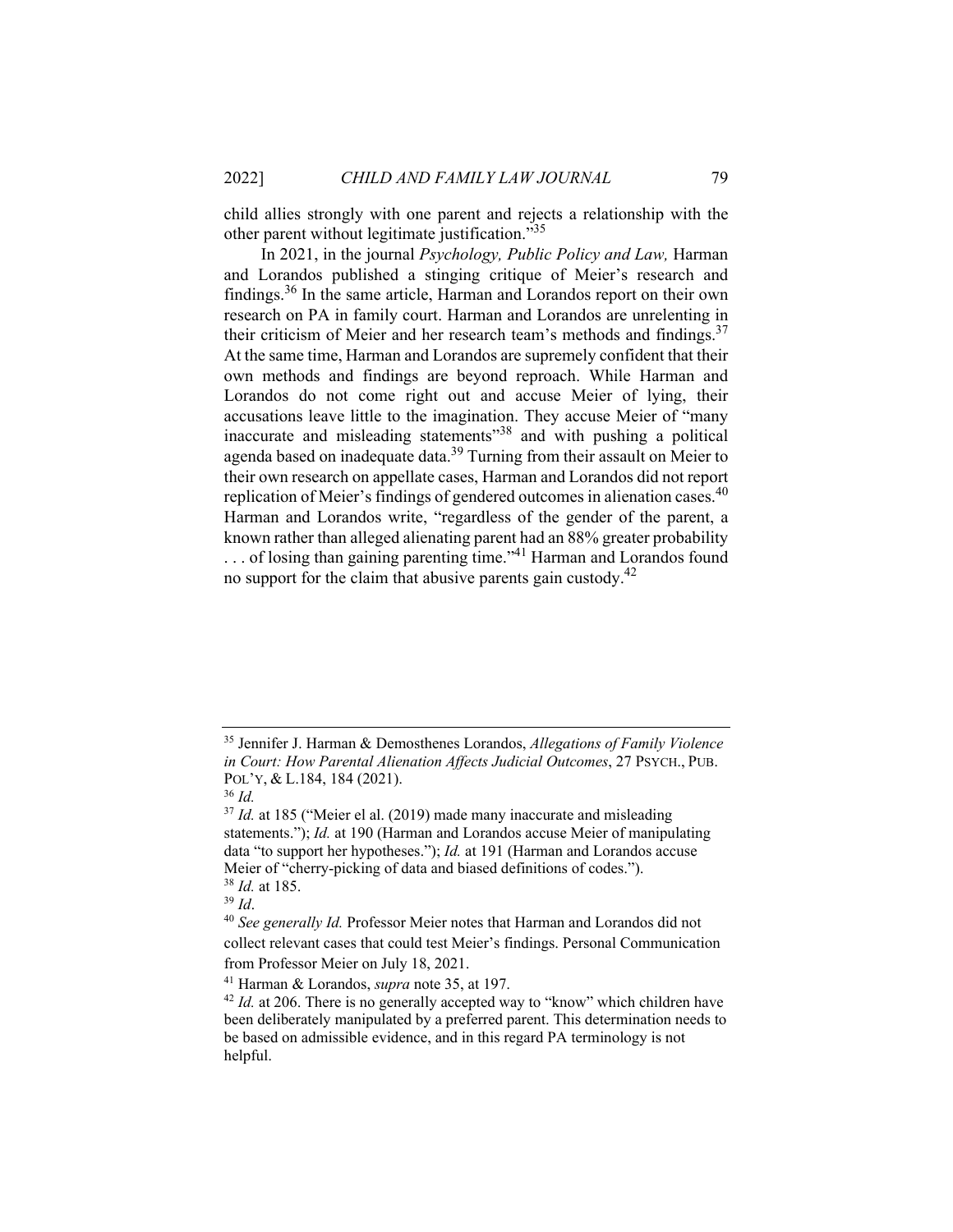child allies strongly with one parent and rejects a relationship with the other parent without legitimate justification."[35]

In 2021, in the journal *Psychology, Public Policy and Law,* Harman and Lorandos published a stinging critique of Meier's research and findings.[36] In the same article, Harman and Lorandos report on their own research on PA in family court. Harman and Lorandos are unrelenting in their criticism of Meier and her research team's methods and findings.[37] At the same time, Harman and Lorandos are supremely confident that their own methods and findings are beyond reproach. While Harman and Lorandos do not come right out and accuse Meier of lying, their accusations leave little to the imagination. They accuse Meier of "many inaccurate and misleading statements"[38] and with pushing a political agenda based on inadequate data.[39] Turning from their assault on Meier to their own research on appellate cases, Harman and Lorandos did not report replication of Meier's findings of gendered outcomes in alienation cases.[40] Harman and Lorandos write, "regardless of the gender of the parent, a known rather than alleged alienating parent had an 88% greater probability . . . of losing than gaining parenting time."[41] Harman and Lorandos found no support for the claim that abusive parents gain custody.[42]

---

[35] Jennifer J. Harman & Demosthenes Lorandos, *Allegations of Family Violence in Court: How Parental Alienation Affects Judicial Outcomes*, 27 PSYCH., PUB. POL'Y, & L.184, 184 (2021).

[36] *Id.*

[37] *Id.* at 185 ("Meier el al. (2019) made many inaccurate and misleading statements."); *Id.* at 190 (Harman and Lorandos accuse Meier of manipulating data "to support her hypotheses."); *Id.* at 191 (Harman and Lorandos accuse Meier of "cherry-picking of data and biased definitions of codes.").

[38] *Id.* at 185.

[39] *Id*.

[40] *See generally Id.* Professor Meier notes that Harman and Lorandos did not collect relevant cases that could test Meier's findings. Personal Communication from Professor Meier on July 18, 2021.

[41] Harman & Lorandos, *supra* note 35, at 197.

[42] *Id.* at 206. There is no generally accepted way to "know" which children have been deliberately manipulated by a preferred parent. This determination needs to be based on admissible evidence, and in this regard PA terminology is not helpful.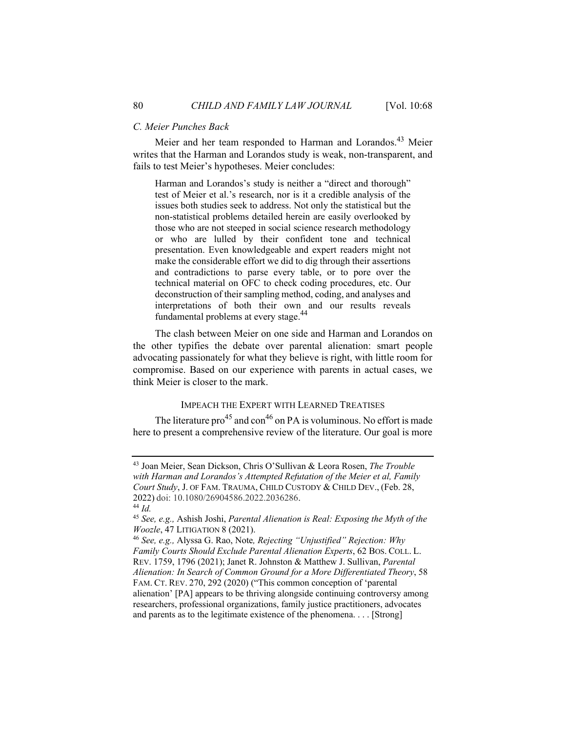### *C. Meier Punches Back*

Meier and her team responded to Harman and Lorandos.[43] Meier writes that the Harman and Lorandos study is weak, non-transparent, and fails to test Meier's hypotheses. Meier concludes:

> Harman and Lorandos's study is neither a "direct and thorough" test of Meier et al.'s research, nor is it a credible analysis of the issues both studies seek to address. Not only the statistical but the non-statistical problems detailed herein are easily overlooked by those who are not steeped in social science research methodology or who are lulled by their confident tone and technical presentation. Even knowledgeable and expert readers might not make the considerable effort we did to dig through their assertions and contradictions to parse every table, or to pore over the technical material on OFC to check coding procedures, etc. Our deconstruction of their sampling method, coding, and analyses and interpretations of both their own and our results reveals fundamental problems at every stage.[44]

The clash between Meier on one side and Harman and Lorandos on the other typifies the debate over parental alienation: smart people advocating passionately for what they believe is right, with little room for compromise. Based on our experience with parents in actual cases, we think Meier is closer to the mark.

## IMPEACH THE EXPERT WITH LEARNED TREATISES

The literature pro[45] and con[46] on PA is voluminous. No effort is made here to present a comprehensive review of the literature. Our goal is more

---

[43] Joan Meier, Sean Dickson, Chris O'Sullivan & Leora Rosen, *The Trouble with Harman and Lorandos's Attempted Refutation of the Meier et al, Family Court Study*, J. OF FAM. TRAUMA, CHILD CUSTODY & CHILD DEV., (Feb. 28, 2022) doi: 10.1080/26904586.2022.2036286.

[44] *Id.*

[45] *See, e.g.,* Ashish Joshi, *Parental Alienation is Real: Exposing the Myth of the Woozle*, 47 LITIGATION 8 (2021).

[46] *See, e.g.,* Alyssa G. Rao, Note*, Rejecting "Unjustified" Rejection: Why Family Courts Should Exclude Parental Alienation Experts*, 62 BOS. COLL. L. REV. 1759, 1796 (2021); Janet R. Johnston & Matthew J. Sullivan, *Parental Alienation: In Search of Common Ground for a More Differentiated Theory*, 58 FAM. CT. REV. 270, 292 (2020) ("This common conception of 'parental alienation' [PA] appears to be thriving alongside continuing controversy among researchers, professional organizations, family justice practitioners, advocates and parents as to the legitimate existence of the phenomena. . . . [Strong]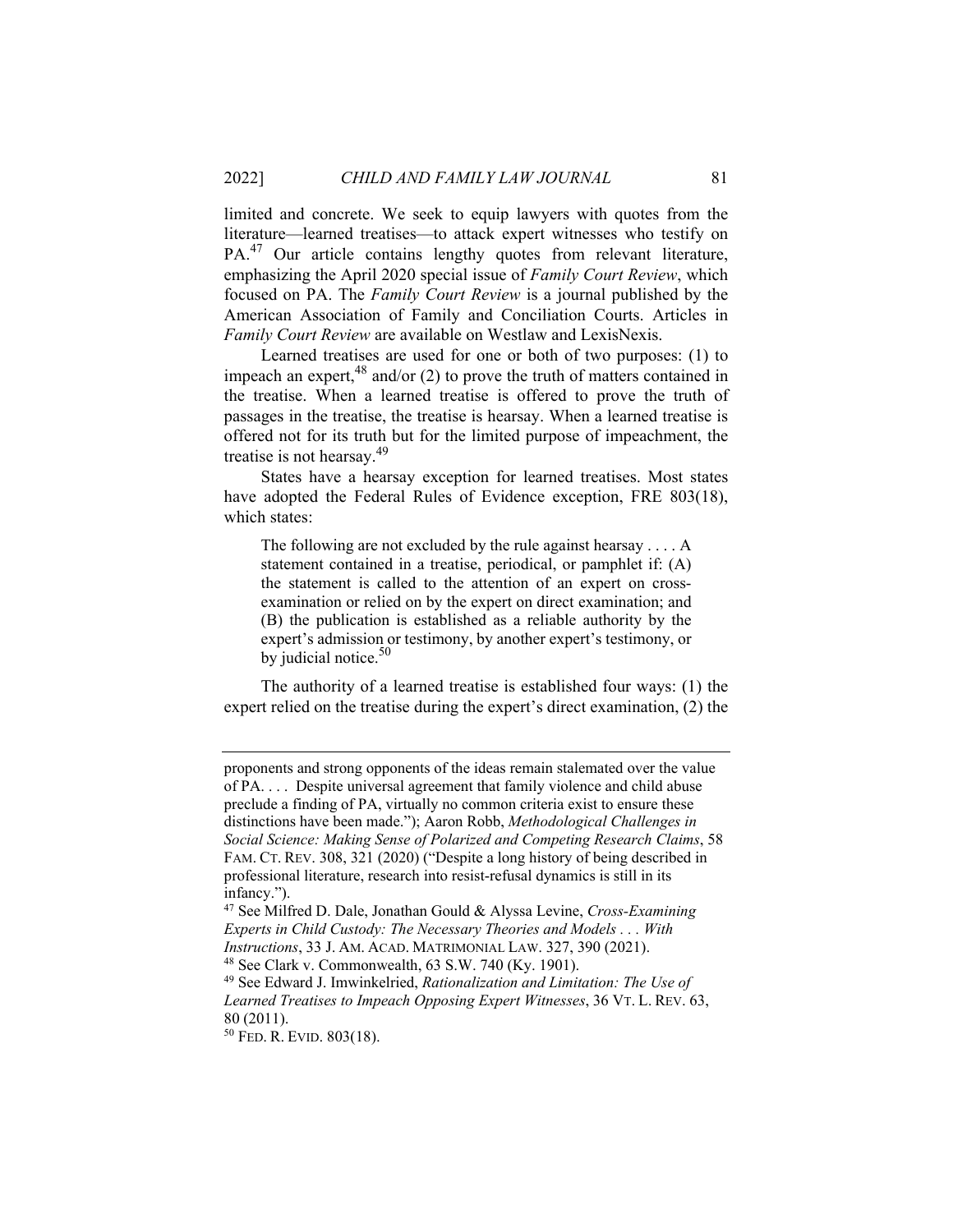limited and concrete. We seek to equip lawyers with quotes from the literature—learned treatises—to attack expert witnesses who testify on PA.[47] Our article contains lengthy quotes from relevant literature, emphasizing the April 2020 special issue of *Family Court Review*, which focused on PA. The *Family Court Review* is a journal published by the American Association of Family and Conciliation Courts. Articles in *Family Court Review* are available on Westlaw and LexisNexis.

Learned treatises are used for one or both of two purposes: (1) to impeach an expert,[48] and/or (2) to prove the truth of matters contained in the treatise. When a learned treatise is offered to prove the truth of passages in the treatise, the treatise is hearsay. When a learned treatise is offered not for its truth but for the limited purpose of impeachment, the treatise is not hearsay.[49]

States have a hearsay exception for learned treatises. Most states have adopted the Federal Rules of Evidence exception, FRE 803(18), which states:

> The following are not excluded by the rule against hearsay . . . . A statement contained in a treatise, periodical, or pamphlet if: (A) the statement is called to the attention of an expert on cross-examination or relied on by the expert on direct examination; and (B) the publication is established as a reliable authority by the expert's admission or testimony, by another expert's testimony, or by judicial notice.[50]

The authority of a learned treatise is established four ways: (1) the expert relied on the treatise during the expert's direct examination, (2) the

---

proponents and strong opponents of the ideas remain stalemated over the value of PA. . . . Despite universal agreement that family violence and child abuse preclude a finding of PA, virtually no common criteria exist to ensure these distinctions have been made."); Aaron Robb, *Methodological Challenges in Social Science: Making Sense of Polarized and Competing Research Claims*, 58 FAM. CT. REV. 308, 321 (2020) ("Despite a long history of being described in professional literature, research into resist-refusal dynamics is still in its infancy.").

[47] See Milfred D. Dale, Jonathan Gould & Alyssa Levine, *Cross-Examining Experts in Child Custody: The Necessary Theories and Models . . . With Instructions*, 33 J. AM. ACAD. MATRIMONIAL LAW. 327, 390 (2021).

[48] See Clark v. Commonwealth, 63 S.W. 740 (Ky. 1901).

[49] See Edward J. Imwinkelried, *Rationalization and Limitation: The Use of Learned Treatises to Impeach Opposing Expert Witnesses*, 36 VT. L. REV. 63, 80 (2011).

[50] FED. R. EVID. 803(18).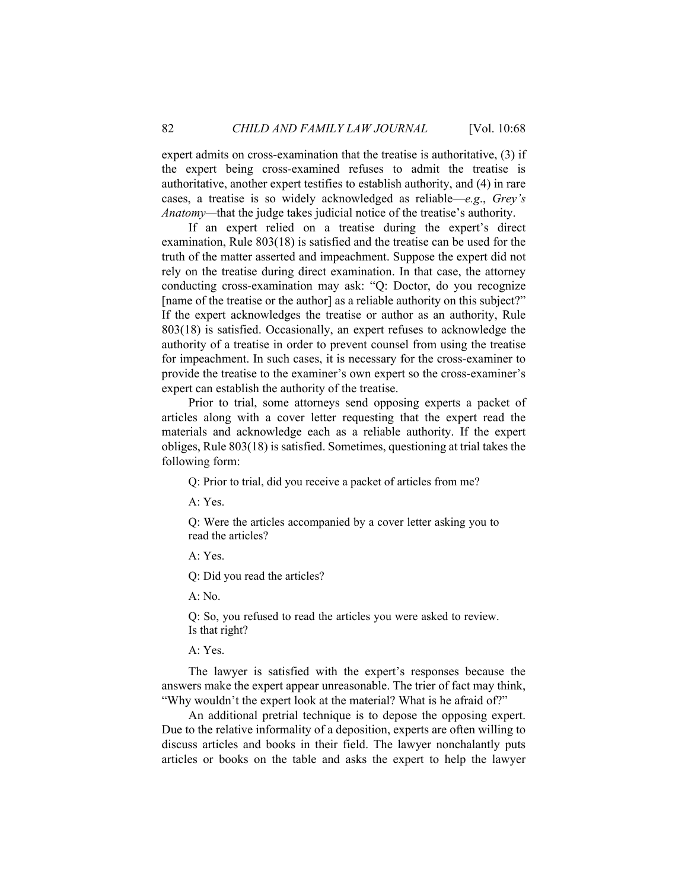expert admits on cross-examination that the treatise is authoritative, (3) if the expert being cross-examined refuses to admit the treatise is authoritative, another expert testifies to establish authority, and (4) in rare cases, a treatise is so widely acknowledged as reliable—*e.g*., *Grey's Anatomy*—that the judge takes judicial notice of the treatise's authority.

If an expert relied on a treatise during the expert's direct examination, Rule 803(18) is satisfied and the treatise can be used for the truth of the matter asserted and impeachment. Suppose the expert did not rely on the treatise during direct examination. In that case, the attorney conducting cross-examination may ask: "Q: Doctor, do you recognize [name of the treatise or the author] as a reliable authority on this subject?" If the expert acknowledges the treatise or author as an authority, Rule 803(18) is satisfied. Occasionally, an expert refuses to acknowledge the authority of a treatise in order to prevent counsel from using the treatise for impeachment. In such cases, it is necessary for the cross-examiner to provide the treatise to the examiner's own expert so the cross-examiner's expert can establish the authority of the treatise.

Prior to trial, some attorneys send opposing experts a packet of articles along with a cover letter requesting that the expert read the materials and acknowledge each as a reliable authority. If the expert obliges, Rule 803(18) is satisfied. Sometimes, questioning at trial takes the following form:

> Q: Prior to trial, did you receive a packet of articles from me?
>
> A: Yes.
>
> Q: Were the articles accompanied by a cover letter asking you to read the articles?
>
> A: Yes.
>
> Q: Did you read the articles?
>
> A: No.
>
> Q: So, you refused to read the articles you were asked to review. Is that right?
>
> A: Yes.

The lawyer is satisfied with the expert's responses because the answers make the expert appear unreasonable. The trier of fact may think, "Why wouldn't the expert look at the material? What is he afraid of?"

An additional pretrial technique is to depose the opposing expert. Due to the relative informality of a deposition, experts are often willing to discuss articles and books in their field. The lawyer nonchalantly puts articles or books on the table and asks the expert to help the lawyer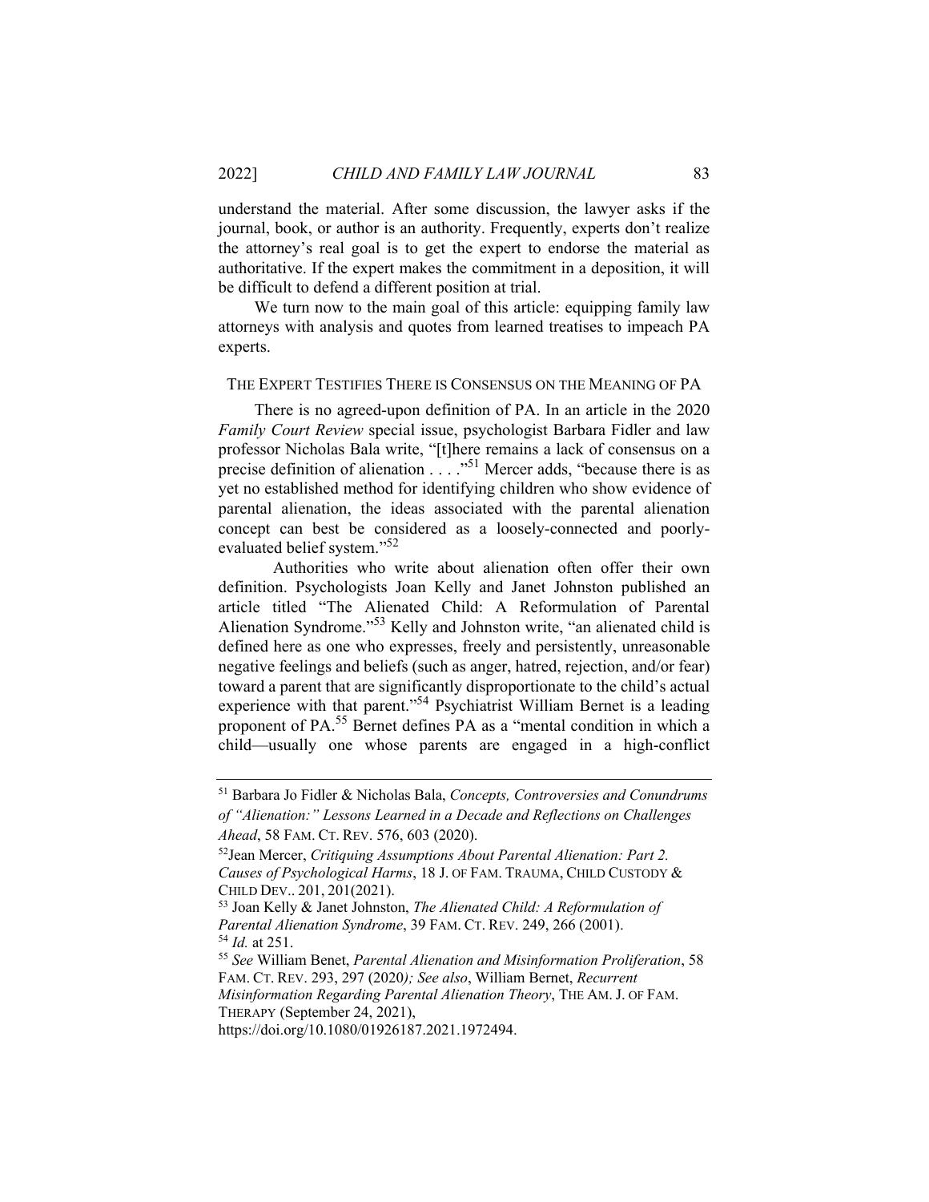understand the material. After some discussion, the lawyer asks if the journal, book, or author is an authority. Frequently, experts don't realize the attorney's real goal is to get the expert to endorse the material as authoritative. If the expert makes the commitment in a deposition, it will be difficult to defend a different position at trial.

We turn now to the main goal of this article: equipping family law attorneys with analysis and quotes from learned treatises to impeach PA experts.

## THE EXPERT TESTIFIES THERE IS CONSENSUS ON THE MEANING OF PA

There is no agreed-upon definition of PA. In an article in the 2020 *Family Court Review* special issue, psychologist Barbara Fidler and law professor Nicholas Bala write, "[t]here remains a lack of consensus on a precise definition of alienation . . . ."[51] Mercer adds, "because there is as yet no established method for identifying children who show evidence of parental alienation, the ideas associated with the parental alienation concept can best be considered as a loosely-connected and poorly-evaluated belief system."[52]

Authorities who write about alienation often offer their own definition. Psychologists Joan Kelly and Janet Johnston published an article titled "The Alienated Child: A Reformulation of Parental Alienation Syndrome."[53] Kelly and Johnston write, "an alienated child is defined here as one who expresses, freely and persistently, unreasonable negative feelings and beliefs (such as anger, hatred, rejection, and/or fear) toward a parent that are significantly disproportionate to the child's actual experience with that parent."[54] Psychiatrist William Bernet is a leading proponent of PA.[55] Bernet defines PA as a "mental condition in which a child—usually one whose parents are engaged in a high-conflict

---

[51] Barbara Jo Fidler & Nicholas Bala, *Concepts, Controversies and Conundrums of "Alienation:" Lessons Learned in a Decade and Reflections on Challenges Ahead*, 58 FAM. CT. REV. 576, 603 (2020).

[52] Jean Mercer, *Critiquing Assumptions About Parental Alienation: Part 2. Causes of Psychological Harms*, 18 J. OF FAM. TRAUMA, CHILD CUSTODY & CHILD DEV.. 201, 201(2021).

[53] Joan Kelly & Janet Johnston, *The Alienated Child: A Reformulation of Parental Alienation Syndrome*, 39 FAM. CT. REV. 249, 266 (2001).

[54] *Id.* at 251.

[55] *See* William Benet, *Parental Alienation and Misinformation Proliferation*, 58 FAM. CT. REV. 293, 297 (2020*); See also*, William Bernet, *Recurrent Misinformation Regarding Parental Alienation Theory*, THE AM. J. OF FAM. THERAPY (September 24, 2021), https://doi.org/10.1080/01926187.2021.1972494.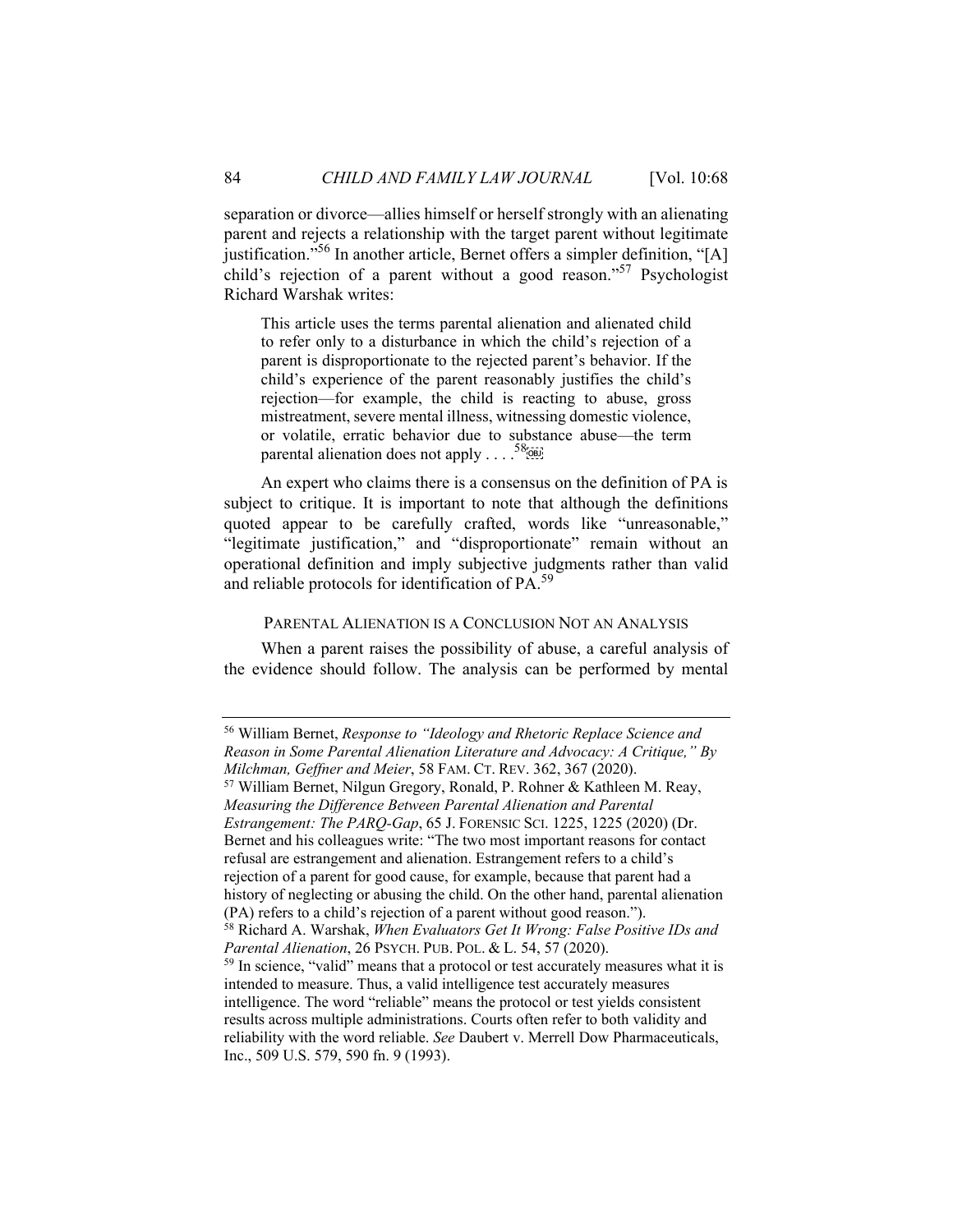separation or divorce—allies himself or herself strongly with an alienating parent and rejects a relationship with the target parent without legitimate justification."[56] In another article, Bernet offers a simpler definition, "[A] child's rejection of a parent without a good reason."[57] Psychologist Richard Warshak writes:

> This article uses the terms parental alienation and alienated child to refer only to a disturbance in which the child's rejection of a parent is disproportionate to the rejected parent's behavior. If the child's experience of the parent reasonably justifies the child's rejection—for example, the child is reacting to abuse, gross mistreatment, severe mental illness, witnessing domestic violence, or volatile, erratic behavior due to substance abuse—the term parental alienation does not apply . . . .[58]

An expert who claims there is a consensus on the definition of PA is subject to critique. It is important to note that although the definitions quoted appear to be carefully crafted, words like "unreasonable," "legitimate justification," and "disproportionate" remain without an operational definition and imply subjective judgments rather than valid and reliable protocols for identification of PA.[59]

## PARENTAL ALIENATION IS A CONCLUSION NOT AN ANALYSIS

When a parent raises the possibility of abuse, a careful analysis of the evidence should follow. The analysis can be performed by mental

---

[56] William Bernet, *Response to "Ideology and Rhetoric Replace Science and Reason in Some Parental Alienation Literature and Advocacy: A Critique," By Milchman, Geffner and Meier*, 58 FAM. CT. REV. 362, 367 (2020).

[57] William Bernet, Nilgun Gregory, Ronald, P. Rohner & Kathleen M. Reay, *Measuring the Difference Between Parental Alienation and Parental Estrangement: The PARQ-Gap*, 65 J. FORENSIC SCI. 1225, 1225 (2020) (Dr. Bernet and his colleagues write: "The two most important reasons for contact refusal are estrangement and alienation. Estrangement refers to a child's rejection of a parent for good cause, for example, because that parent had a history of neglecting or abusing the child. On the other hand, parental alienation (PA) refers to a child's rejection of a parent without good reason.").

[58] Richard A. Warshak, *When Evaluators Get It Wrong: False Positive IDs and Parental Alienation*, 26 PSYCH. PUB. POL. & L. 54, 57 (2020).

[59] In science, "valid" means that a protocol or test accurately measures what it is intended to measure. Thus, a valid intelligence test accurately measures intelligence. The word "reliable" means the protocol or test yields consistent results across multiple administrations. Courts often refer to both validity and reliability with the word reliable. *See* Daubert v. Merrell Dow Pharmaceuticals, Inc., 509 U.S. 579, 590 fn. 9 (1993).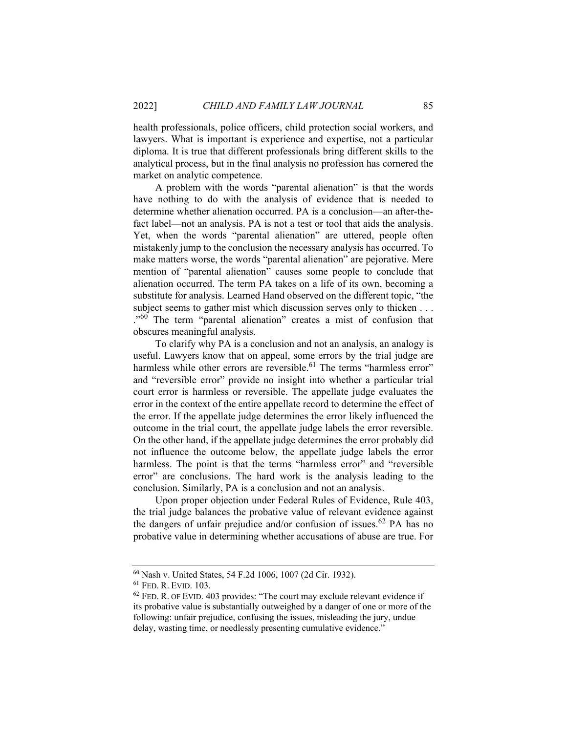health professionals, police officers, child protection social workers, and lawyers. What is important is experience and expertise, not a particular diploma. It is true that different professionals bring different skills to the analytical process, but in the final analysis no profession has cornered the market on analytic competence.

A problem with the words "parental alienation" is that the words have nothing to do with the analysis of evidence that is needed to determine whether alienation occurred. PA is a conclusion—an after-the-fact label—not an analysis. PA is not a test or tool that aids the analysis. Yet, when the words "parental alienation" are uttered, people often mistakenly jump to the conclusion the necessary analysis has occurred. To make matters worse, the words "parental alienation" are pejorative. Mere mention of "parental alienation" causes some people to conclude that alienation occurred. The term PA takes on a life of its own, becoming a substitute for analysis. Learned Hand observed on the different topic, "the subject seems to gather mist which discussion serves only to thicken . . . ."[60] The term "parental alienation" creates a mist of confusion that obscures meaningful analysis.

To clarify why PA is a conclusion and not an analysis, an analogy is useful. Lawyers know that on appeal, some errors by the trial judge are harmless while other errors are reversible.[61] The terms "harmless error" and "reversible error" provide no insight into whether a particular trial court error is harmless or reversible. The appellate judge evaluates the error in the context of the entire appellate record to determine the effect of the error. If the appellate judge determines the error likely influenced the outcome in the trial court, the appellate judge labels the error reversible. On the other hand, if the appellate judge determines the error probably did not influence the outcome below, the appellate judge labels the error harmless. The point is that the terms "harmless error" and "reversible error" are conclusions. The hard work is the analysis leading to the conclusion. Similarly, PA is a conclusion and not an analysis.

Upon proper objection under Federal Rules of Evidence, Rule 403, the trial judge balances the probative value of relevant evidence against the dangers of unfair prejudice and/or confusion of issues.[62] PA has no probative value in determining whether accusations of abuse are true. For

---

[60] Nash v. United States, 54 F.2d 1006, 1007 (2d Cir. 1932).

[61] FED. R. EVID. 103.

[62] FED. R. OF EVID. 403 provides: "The court may exclude relevant evidence if its probative value is substantially outweighed by a danger of one or more of the following: unfair prejudice, confusing the issues, misleading the jury, undue delay, wasting time, or needlessly presenting cumulative evidence."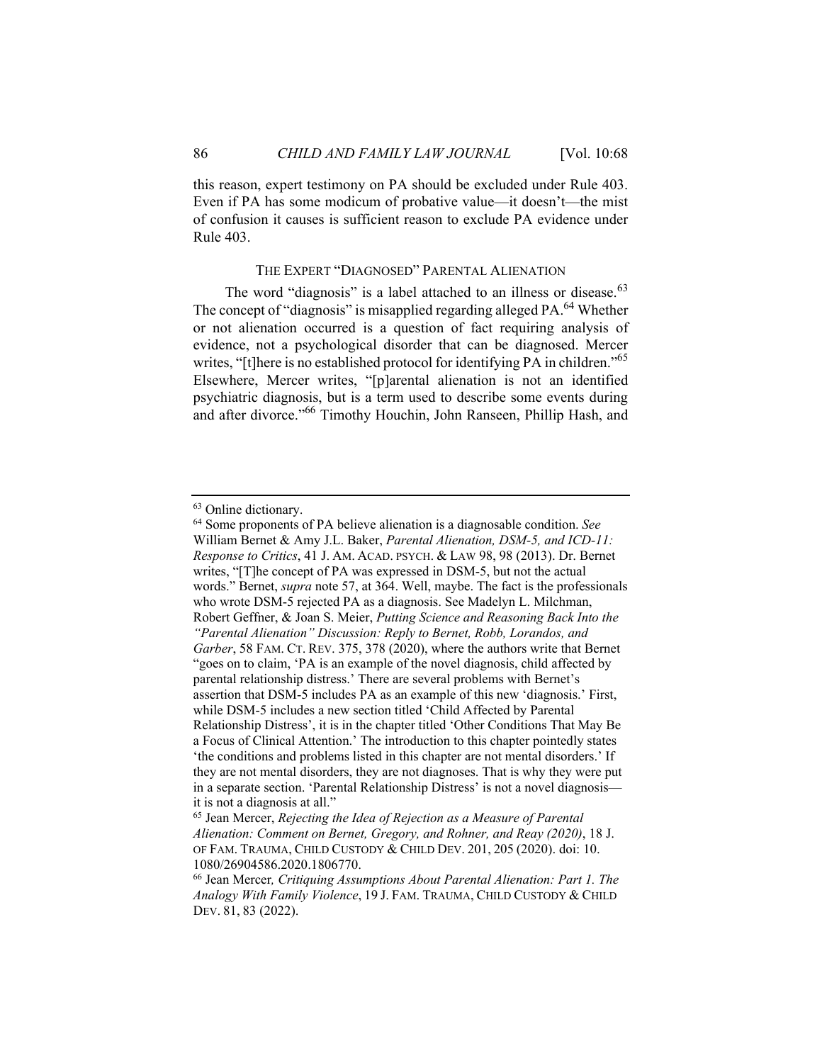this reason, expert testimony on PA should be excluded under Rule 403. Even if PA has some modicum of probative value—it doesn't—the mist of confusion it causes is sufficient reason to exclude PA evidence under Rule 403.

### THE EXPERT "DIAGNOSED" PARENTAL ALIENATION

The word "diagnosis" is a label attached to an illness or disease.[63] The concept of "diagnosis" is misapplied regarding alleged PA.[64] Whether or not alienation occurred is a question of fact requiring analysis of evidence, not a psychological disorder that can be diagnosed. Mercer writes, "[t]here is no established protocol for identifying PA in children."[65] Elsewhere, Mercer writes, "[p]arental alienation is not an identified psychiatric diagnosis, but is a term used to describe some events during and after divorce."[66] Timothy Houchin, John Ranseen, Phillip Hash, and

---

[63] Online dictionary.

[64] Some proponents of PA believe alienation is a diagnosable condition. *See* William Bernet & Amy J.L. Baker, *Parental Alienation, DSM-5, and ICD-11: Response to Critics*, 41 J. AM. ACAD. PSYCH. & LAW 98, 98 (2013). Dr. Bernet writes, "[T]he concept of PA was expressed in DSM-5, but not the actual words." Bernet, *supra* note 57, at 364. Well, maybe. The fact is the professionals who wrote DSM-5 rejected PA as a diagnosis. See Madelyn L. Milchman, Robert Geffner, & Joan S. Meier, *Putting Science and Reasoning Back Into the "Parental Alienation" Discussion: Reply to Bernet, Robb, Lorandos, and Garber*, 58 FAM. CT. REV. 375, 378 (2020), where the authors write that Bernet "goes on to claim, 'PA is an example of the novel diagnosis, child affected by parental relationship distress.' There are several problems with Bernet's assertion that DSM-5 includes PA as an example of this new 'diagnosis.' First, while DSM-5 includes a new section titled 'Child Affected by Parental Relationship Distress', it is in the chapter titled 'Other Conditions That May Be a Focus of Clinical Attention.' The introduction to this chapter pointedly states 'the conditions and problems listed in this chapter are not mental disorders.' If they are not mental disorders, they are not diagnoses. That is why they were put in a separate section. 'Parental Relationship Distress' is not a novel diagnosis—it is not a diagnosis at all."

[65] Jean Mercer, *Rejecting the Idea of Rejection as a Measure of Parental Alienation: Comment on Bernet, Gregory, and Rohner, and Reay (2020)*, 18 J. OF FAM. TRAUMA, CHILD CUSTODY & CHILD DEV. 201, 205 (2020). doi: 10.1080/26904586.2020.1806770.

[66] Jean Mercer*, Critiquing Assumptions About Parental Alienation: Part 1. The Analogy With Family Violence*, 19 J. FAM. TRAUMA, CHILD CUSTODY & CHILD DEV. 81, 83 (2022).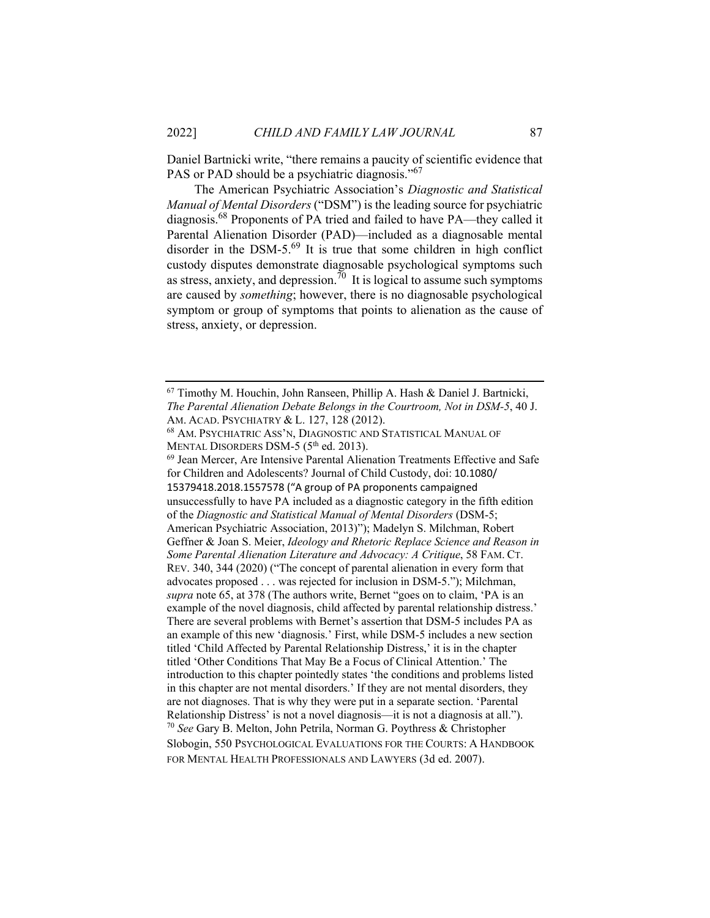Daniel Bartnicki write, "there remains a paucity of scientific evidence that PAS or PAD should be a psychiatric diagnosis."[67]

The American Psychiatric Association's *Diagnostic and Statistical Manual of Mental Disorders* ("DSM") is the leading source for psychiatric diagnosis.[68] Proponents of PA tried and failed to have PA—they called it Parental Alienation Disorder (PAD)—included as a diagnosable mental disorder in the DSM-5.[69] It is true that some children in high conflict custody disputes demonstrate diagnosable psychological symptoms such as stress, anxiety, and depression.[70] It is logical to assume such symptoms are caused by *something*; however, there is no diagnosable psychological symptom or group of symptoms that points to alienation as the cause of stress, anxiety, or depression.

---

[67] Timothy M. Houchin, John Ranseen, Phillip A. Hash & Daniel J. Bartnicki, *The Parental Alienation Debate Belongs in the Courtroom, Not in DSM-5*, 40 J. AM. ACAD. PSYCHIATRY & L. 127, 128 (2012).

[68] AM. PSYCHIATRIC ASS'N, DIAGNOSTIC AND STATISTICAL MANUAL OF MENTAL DISORDERS DSM-5 (5th ed. 2013).

[69] Jean Mercer, Are Intensive Parental Alienation Treatments Effective and Safe for Children and Adolescents? Journal of Child Custody, doi: 10.1080/15379418.2018.1557578 ("A group of PA proponents campaigned unsuccessfully to have PA included as a diagnostic category in the fifth edition of the *Diagnostic and Statistical Manual of Mental Disorders* (DSM-5; American Psychiatric Association, 2013)"); Madelyn S. Milchman, Robert Geffner & Joan S. Meier, *Ideology and Rhetoric Replace Science and Reason in Some Parental Alienation Literature and Advocacy: A Critique*, 58 FAM. CT. REV. 340, 344 (2020) ("The concept of parental alienation in every form that advocates proposed . . . was rejected for inclusion in DSM-5."); Milchman, *supra* note 65, at 378 (The authors write, Bernet "goes on to claim, 'PA is an example of the novel diagnosis, child affected by parental relationship distress.' There are several problems with Bernet's assertion that DSM-5 includes PA as an example of this new 'diagnosis.' First, while DSM-5 includes a new section titled 'Child Affected by Parental Relationship Distress,' it is in the chapter titled 'Other Conditions That May Be a Focus of Clinical Attention.' The introduction to this chapter pointedly states 'the conditions and problems listed in this chapter are not mental disorders.' If they are not mental disorders, they are not diagnoses. That is why they were put in a separate section. 'Parental Relationship Distress' is not a novel diagnosis—it is not a diagnosis at all.").

[70] *See* Gary B. Melton, John Petrila, Norman G. Poythress & Christopher Slobogin, 550 PSYCHOLOGICAL EVALUATIONS FOR THE COURTS: A HANDBOOK FOR MENTAL HEALTH PROFESSIONALS AND LAWYERS (3d ed. 2007).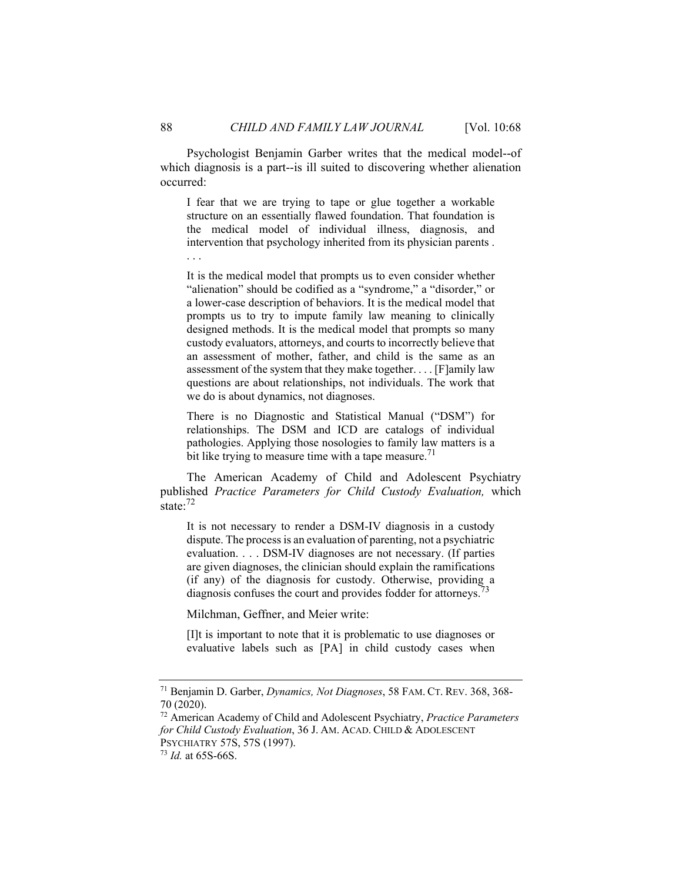Psychologist Benjamin Garber writes that the medical model--of which diagnosis is a part--is ill suited to discovering whether alienation occurred:

> I fear that we are trying to tape or glue together a workable structure on an essentially flawed foundation. That foundation is the medical model of individual illness, diagnosis, and intervention that psychology inherited from its physician parents . . . .
>
> It is the medical model that prompts us to even consider whether "alienation" should be codified as a "syndrome," a "disorder," or a lower-case description of behaviors. It is the medical model that prompts us to try to impute family law meaning to clinically designed methods. It is the medical model that prompts so many custody evaluators, attorneys, and courts to incorrectly believe that an assessment of mother, father, and child is the same as an assessment of the system that they make together. . . . [F]amily law questions are about relationships, not individuals. The work that we do is about dynamics, not diagnoses.
>
> There is no Diagnostic and Statistical Manual ("DSM") for relationships. The DSM and ICD are catalogs of individual pathologies. Applying those nosologies to family law matters is a bit like trying to measure time with a tape measure.[71]

The American Academy of Child and Adolescent Psychiatry published *Practice Parameters for Child Custody Evaluation,* which state:[72]

> It is not necessary to render a DSM-IV diagnosis in a custody dispute. The process is an evaluation of parenting, not a psychiatric evaluation. . . . DSM-IV diagnoses are not necessary. (If parties are given diagnoses, the clinician should explain the ramifications (if any) of the diagnosis for custody. Otherwise, providing a diagnosis confuses the court and provides fodder for attorneys.[73]

Milchman, Geffner, and Meier write:

> [I]t is important to note that it is problematic to use diagnoses or evaluative labels such as [PA] in child custody cases when

---

[71] Benjamin D. Garber, *Dynamics, Not Diagnoses*, 58 FAM. CT. REV. 368, 368-70 (2020).

[72] American Academy of Child and Adolescent Psychiatry, *Practice Parameters for Child Custody Evaluation*, 36 J. AM. ACAD. CHILD & ADOLESCENT PSYCHIATRY 57S, 57S (1997).

[73] *Id.* at 65S-66S.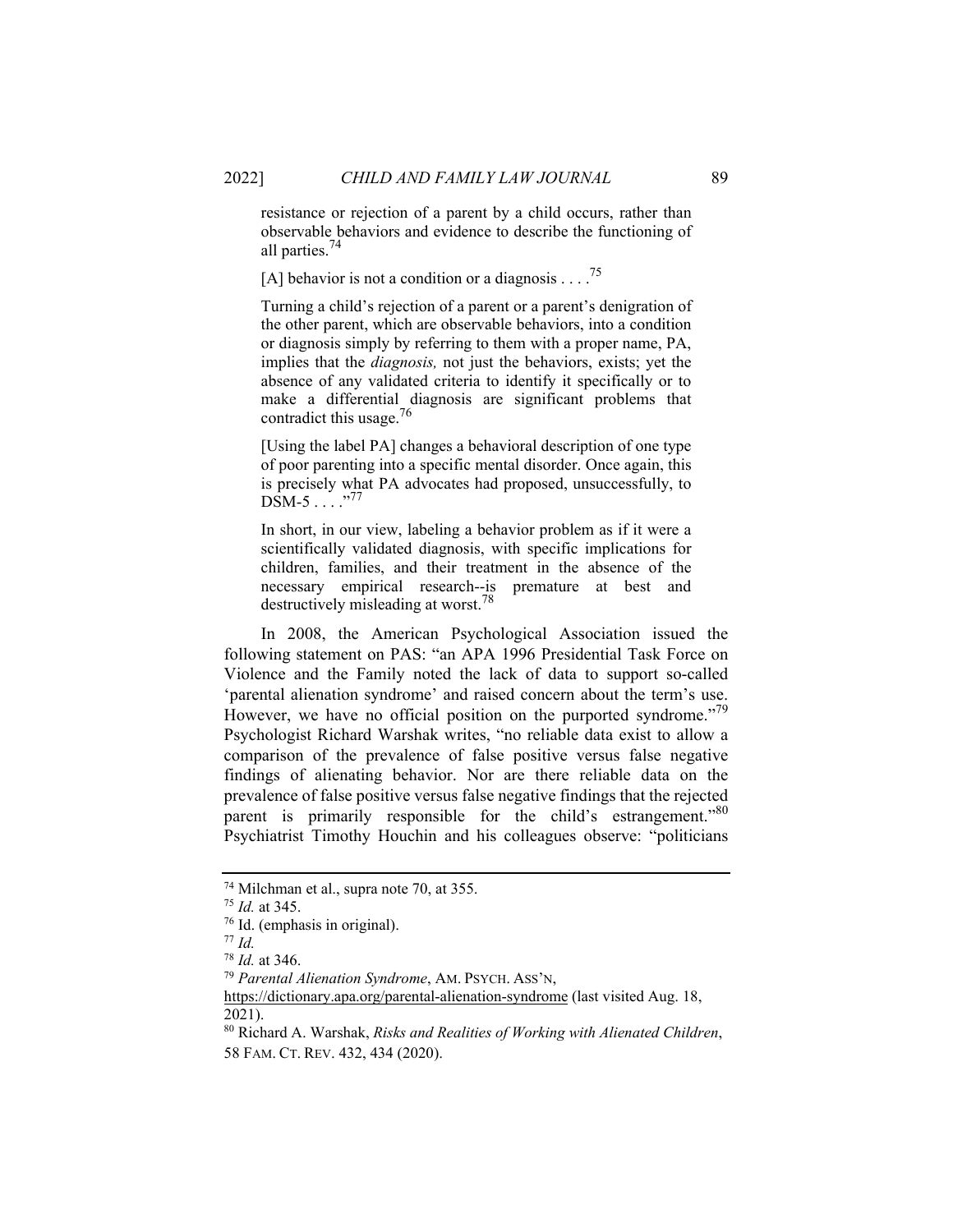> resistance or rejection of a parent by a child occurs, rather than observable behaviors and evidence to describe the functioning of all parties.[74]
>
> [A] behavior is not a condition or a diagnosis . . . .[75]
>
> Turning a child's rejection of a parent or a parent's denigration of the other parent, which are observable behaviors, into a condition or diagnosis simply by referring to them with a proper name, PA, implies that the *diagnosis,* not just the behaviors, exists; yet the absence of any validated criteria to identify it specifically or to make a differential diagnosis are significant problems that contradict this usage.[76]
>
> [Using the label PA] changes a behavioral description of one type of poor parenting into a specific mental disorder. Once again, this is precisely what PA advocates had proposed, unsuccessfully, to DSM-5 . . . ."[77]
>
> In short, in our view, labeling a behavior problem as if it were a scientifically validated diagnosis, with specific implications for children, families, and their treatment in the absence of the necessary empirical research--is premature at best and destructively misleading at worst.[78]

In 2008, the American Psychological Association issued the following statement on PAS: "an APA 1996 Presidential Task Force on Violence and the Family noted the lack of data to support so-called 'parental alienation syndrome' and raised concern about the term's use. However, we have no official position on the purported syndrome."[79] Psychologist Richard Warshak writes, "no reliable data exist to allow a comparison of the prevalence of false positive versus false negative findings of alienating behavior. Nor are there reliable data on the prevalence of false positive versus false negative findings that the rejected parent is primarily responsible for the child's estrangement."[80] Psychiatrist Timothy Houchin and his colleagues observe: "politicians

---

[74] Milchman et al., supra note 70, at 355.

[75] *Id.* at 345.

[76] Id. (emphasis in original).

[77] *Id.*

[78] *Id.* at 346.

[79] *Parental Alienation Syndrome*, AM. PSYCH. ASS'N, https://dictionary.apa.org/parental-alienation-syndrome (last visited Aug. 18, 2021).

[80] Richard A. Warshak, *Risks and Realities of Working with Alienated Children*, 58 FAM. CT. REV. 432, 434 (2020).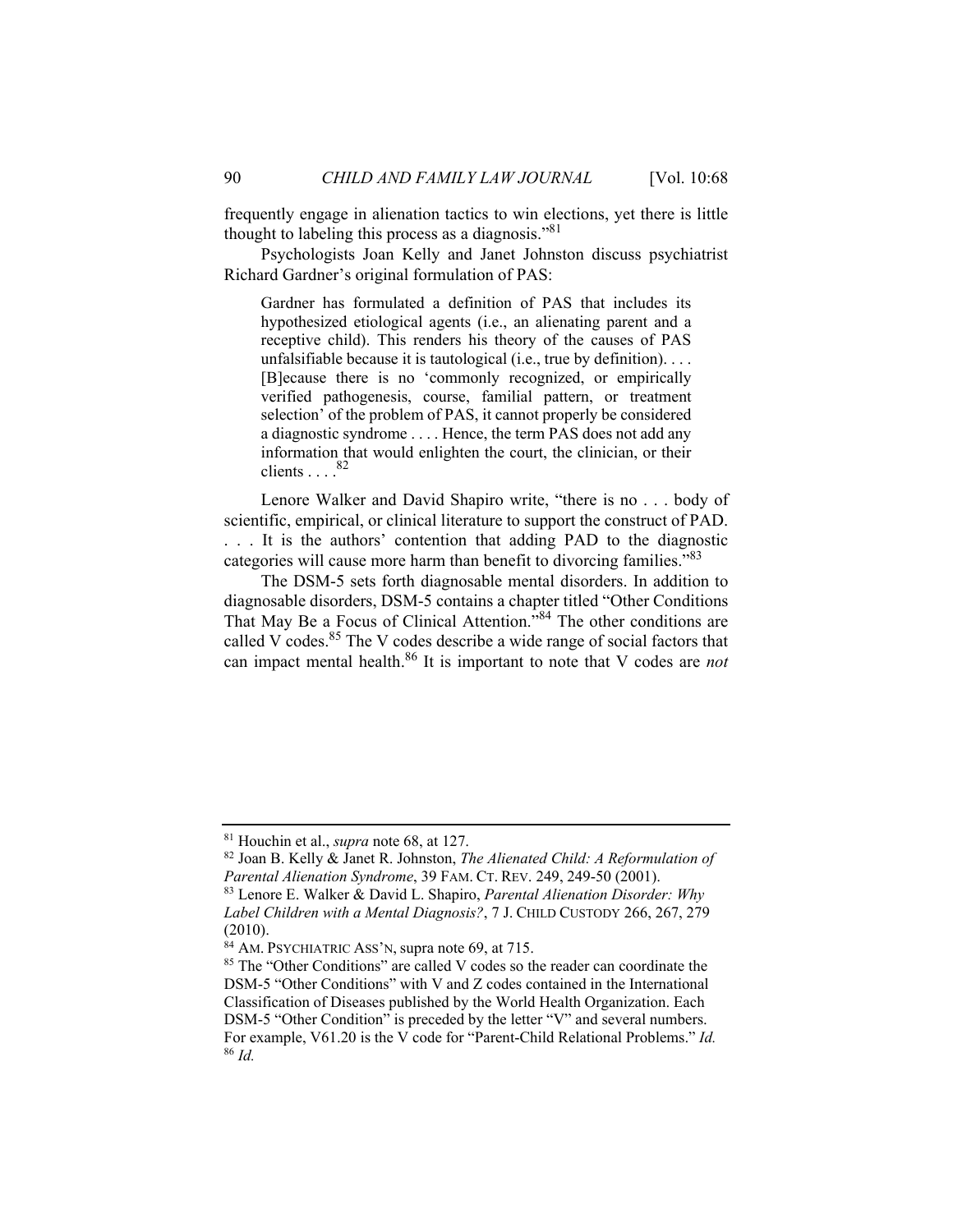frequently engage in alienation tactics to win elections, yet there is little thought to labeling this process as a diagnosis."[81]

Psychologists Joan Kelly and Janet Johnston discuss psychiatrist Richard Gardner's original formulation of PAS:

> Gardner has formulated a definition of PAS that includes its hypothesized etiological agents (i.e., an alienating parent and a receptive child). This renders his theory of the causes of PAS unfalsifiable because it is tautological (i.e., true by definition). . . . [B]ecause there is no 'commonly recognized, or empirically verified pathogenesis, course, familial pattern, or treatment selection' of the problem of PAS, it cannot properly be considered a diagnostic syndrome . . . . Hence, the term PAS does not add any information that would enlighten the court, the clinician, or their clients . . . .[82]

Lenore Walker and David Shapiro write, "there is no . . . body of scientific, empirical, or clinical literature to support the construct of PAD. . . . It is the authors' contention that adding PAD to the diagnostic categories will cause more harm than benefit to divorcing families."[83]

The DSM-5 sets forth diagnosable mental disorders. In addition to diagnosable disorders, DSM-5 contains a chapter titled "Other Conditions That May Be a Focus of Clinical Attention."[84] The other conditions are called V codes.[85] The V codes describe a wide range of social factors that can impact mental health.[86] It is important to note that V codes are *not*

---

[81] Houchin et al., *supra* note 68, at 127.

[82] Joan B. Kelly & Janet R. Johnston, *The Alienated Child: A Reformulation of Parental Alienation Syndrome*, 39 FAM. CT. REV. 249, 249-50 (2001).

[83] Lenore E. Walker & David L. Shapiro, *Parental Alienation Disorder: Why Label Children with a Mental Diagnosis?*, 7 J. CHILD CUSTODY 266, 267, 279 (2010).

[84] AM. PSYCHIATRIC ASS'N, supra note 69, at 715.

[85] The "Other Conditions" are called V codes so the reader can coordinate the DSM-5 "Other Conditions" with V and Z codes contained in the International Classification of Diseases published by the World Health Organization. Each DSM-5 "Other Condition" is preceded by the letter "V" and several numbers. For example, V61.20 is the V code for "Parent-Child Relational Problems." *Id.*

[86] *Id.*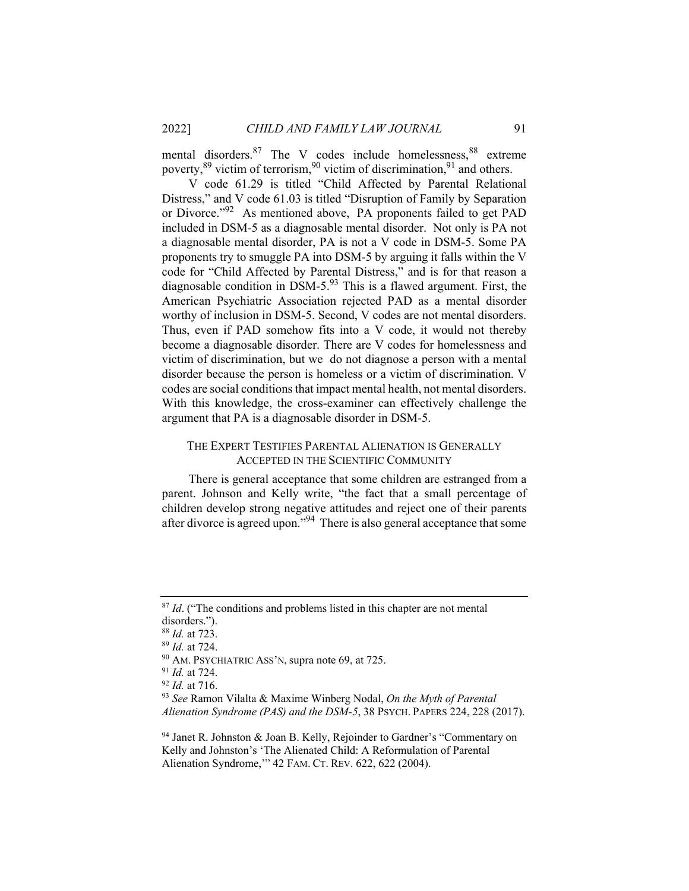mental disorders.[87] The V codes include homelessness,[88] extreme poverty,[89] victim of terrorism,[90] victim of discrimination,[91] and others.

V code 61.29 is titled "Child Affected by Parental Relational Distress," and V code 61.03 is titled "Disruption of Family by Separation or Divorce."[92] As mentioned above, PA proponents failed to get PAD included in DSM-5 as a diagnosable mental disorder. Not only is PA not a diagnosable mental disorder, PA is not a V code in DSM-5. Some PA proponents try to smuggle PA into DSM-5 by arguing it falls within the V code for "Child Affected by Parental Distress," and is for that reason a diagnosable condition in DSM-5.[93] This is a flawed argument. First, the American Psychiatric Association rejected PAD as a mental disorder worthy of inclusion in DSM-5. Second, V codes are not mental disorders. Thus, even if PAD somehow fits into a V code, it would not thereby become a diagnosable disorder. There are V codes for homelessness and victim of discrimination, but we do not diagnose a person with a mental disorder because the person is homeless or a victim of discrimination. V codes are social conditions that impact mental health, not mental disorders. With this knowledge, the cross-examiner can effectively challenge the argument that PA is a diagnosable disorder in DSM-5.

## THE EXPERT TESTIFIES PARENTAL ALIENATION IS GENERALLY ACCEPTED IN THE SCIENTIFIC COMMUNITY

There is general acceptance that some children are estranged from a parent. Johnson and Kelly write, "the fact that a small percentage of children develop strong negative attitudes and reject one of their parents after divorce is agreed upon."[94] There is also general acceptance that some

---

[87] *Id*. ("The conditions and problems listed in this chapter are not mental disorders.").
[88] *Id.* at 723.
[89] *Id.* at 724.
[90] AM. PSYCHIATRIC ASS'N, supra note 69, at 725.
[91] *Id.* at 724.
[92] *Id.* at 716.
[93] *See* Ramon Vilalta & Maxime Winberg Nodal, *On the Myth of Parental Alienation Syndrome (PAS) and the DSM-5*, 38 PSYCH. PAPERS 224, 228 (2017).

[94] Janet R. Johnston & Joan B. Kelly, Rejoinder to Gardner's "Commentary on Kelly and Johnston's 'The Alienated Child: A Reformulation of Parental Alienation Syndrome,'" 42 FAM. CT. REV. 622, 622 (2004).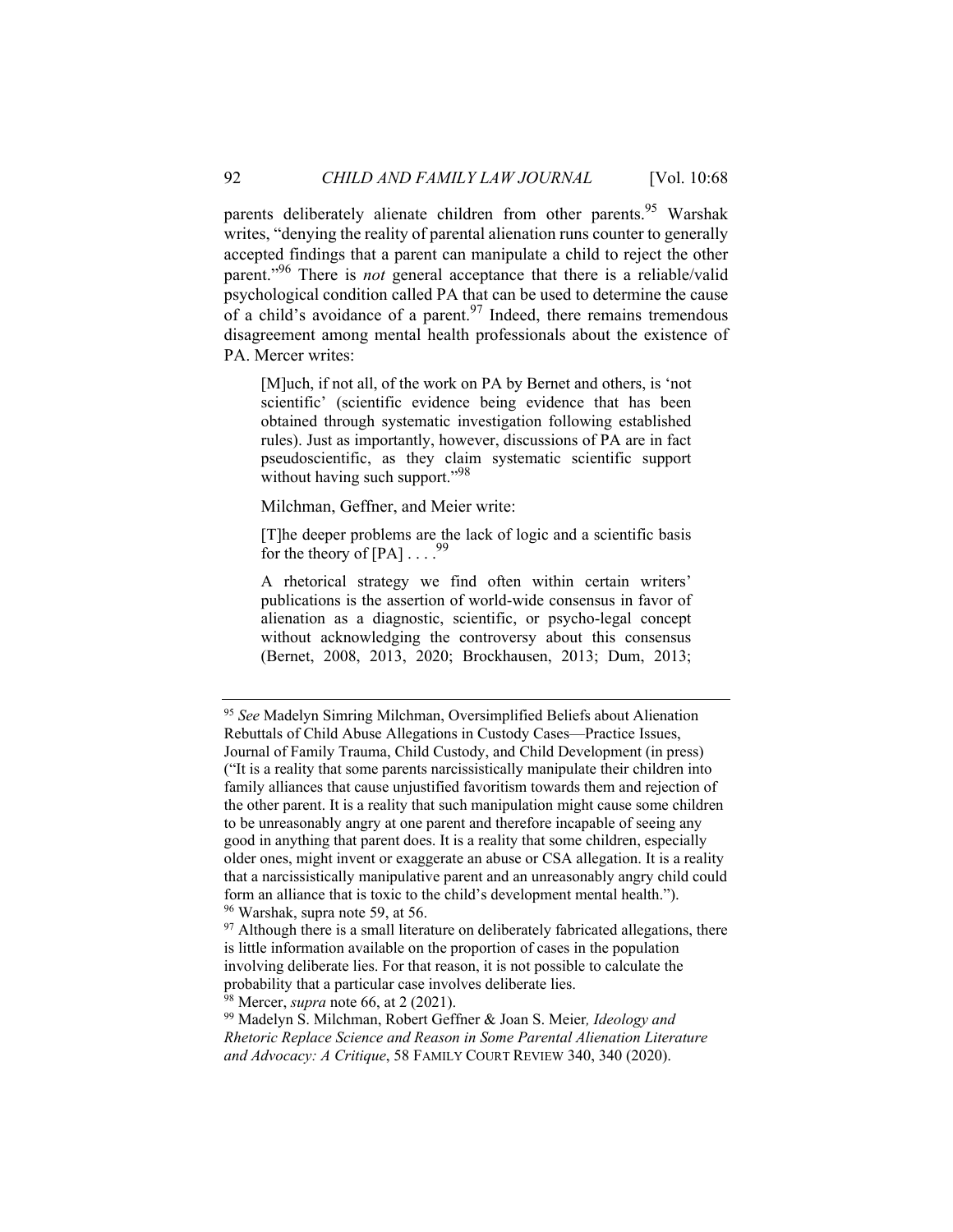parents deliberately alienate children from other parents.[95] Warshak writes, "denying the reality of parental alienation runs counter to generally accepted findings that a parent can manipulate a child to reject the other parent."[96] There is *not* general acceptance that there is a reliable/valid psychological condition called PA that can be used to determine the cause of a child's avoidance of a parent.[97] Indeed, there remains tremendous disagreement among mental health professionals about the existence of PA. Mercer writes:

> [M]uch, if not all, of the work on PA by Bernet and others, is 'not scientific' (scientific evidence being evidence that has been obtained through systematic investigation following established rules). Just as importantly, however, discussions of PA are in fact pseudoscientific, as they claim systematic scientific support without having such support."[98]

Milchman, Geffner, and Meier write:

> [T]he deeper problems are the lack of logic and a scientific basis for the theory of [PA] . . . .[99]
>
> A rhetorical strategy we find often within certain writers' publications is the assertion of world-wide consensus in favor of alienation as a diagnostic, scientific, or psycho-legal concept without acknowledging the controversy about this consensus (Bernet, 2008, 2013, 2020; Brockhausen, 2013; Dum, 2013;

---

[95] *See* Madelyn Simring Milchman, Oversimplified Beliefs about Alienation Rebuttals of Child Abuse Allegations in Custody Cases—Practice Issues, Journal of Family Trauma, Child Custody, and Child Development (in press) ("It is a reality that some parents narcissistically manipulate their children into family alliances that cause unjustified favoritism towards them and rejection of the other parent. It is a reality that such manipulation might cause some children to be unreasonably angry at one parent and therefore incapable of seeing any good in anything that parent does. It is a reality that some children, especially older ones, might invent or exaggerate an abuse or CSA allegation. It is a reality that a narcissistically manipulative parent and an unreasonably angry child could form an alliance that is toxic to the child's development mental health.").

[96] Warshak, supra note 59, at 56.

[97] Although there is a small literature on deliberately fabricated allegations, there is little information available on the proportion of cases in the population involving deliberate lies. For that reason, it is not possible to calculate the probability that a particular case involves deliberate lies.

[98] Mercer, *supra* note 66, at 2 (2021).

[99] Madelyn S. Milchman, Robert Geffner & Joan S. Meier*, Ideology and Rhetoric Replace Science and Reason in Some Parental Alienation Literature and Advocacy: A Critique*, 58 FAMILY COURT REVIEW 340, 340 (2020).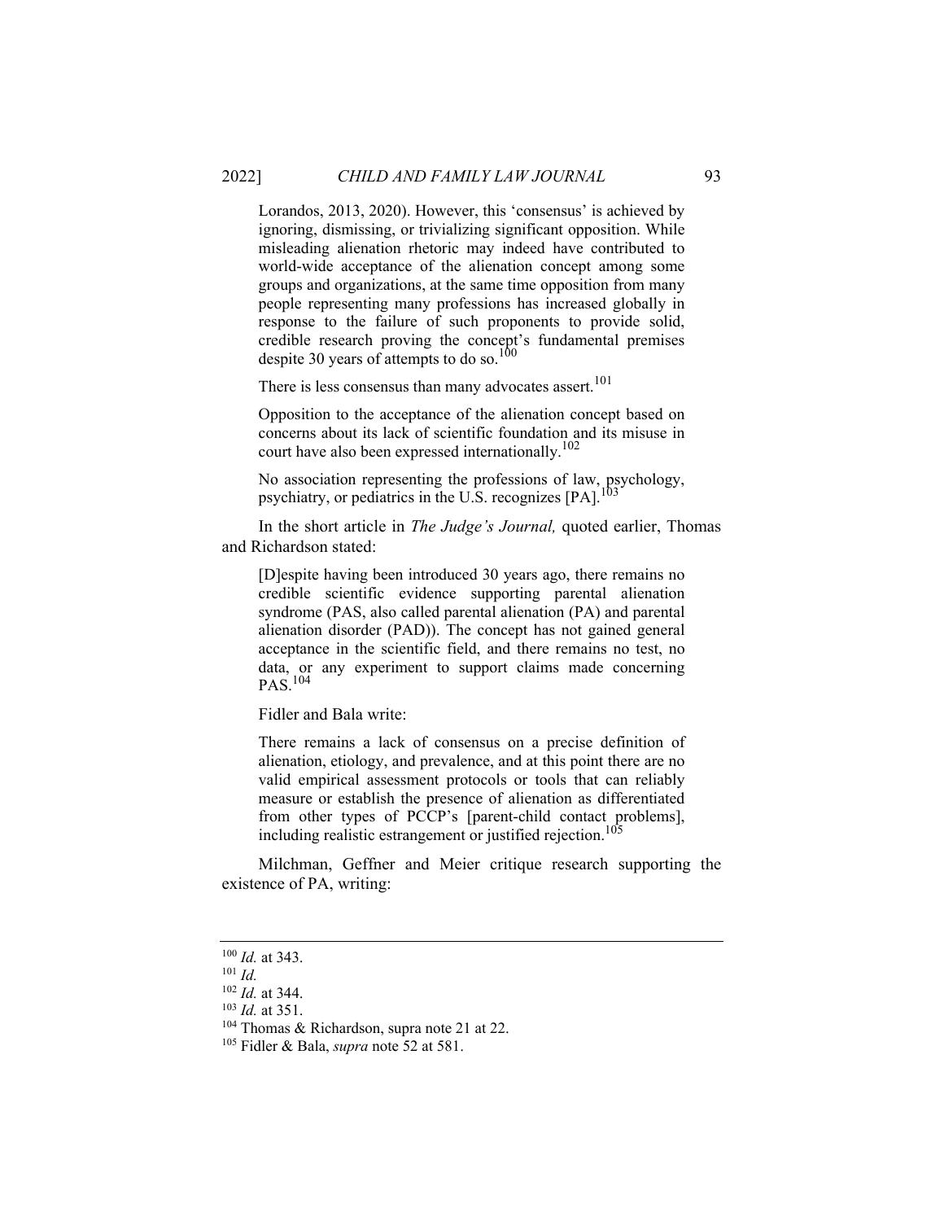> Lorandos, 2013, 2020). However, this 'consensus' is achieved by ignoring, dismissing, or trivializing significant opposition. While misleading alienation rhetoric may indeed have contributed to world-wide acceptance of the alienation concept among some groups and organizations, at the same time opposition from many people representing many professions has increased globally in response to the failure of such proponents to provide solid, credible research proving the concept's fundamental premises despite 30 years of attempts to do so.[100]
>
> There is less consensus than many advocates assert.[101]
>
> Opposition to the acceptance of the alienation concept based on concerns about its lack of scientific foundation and its misuse in court have also been expressed internationally.[102]
>
> No association representing the professions of law, psychology, psychiatry, or pediatrics in the U.S. recognizes [PA].[103]

In the short article in *The Judge's Journal,* quoted earlier, Thomas and Richardson stated:

> [D]espite having been introduced 30 years ago, there remains no credible scientific evidence supporting parental alienation syndrome (PAS, also called parental alienation (PA) and parental alienation disorder (PAD)). The concept has not gained general acceptance in the scientific field, and there remains no test, no data, or any experiment to support claims made concerning PAS.[104]

Fidler and Bala write:

> There remains a lack of consensus on a precise definition of alienation, etiology, and prevalence, and at this point there are no valid empirical assessment protocols or tools that can reliably measure or establish the presence of alienation as differentiated from other types of PCCP's [parent-child contact problems], including realistic estrangement or justified rejection.[105]

Milchman, Geffner and Meier critique research supporting the existence of PA, writing:

---

[100] *Id.* at 343.
[101] *Id.*
[102] *Id.* at 344.
[103] *Id.* at 351.
[104] Thomas & Richardson, supra note 21 at 22.
[105] Fidler & Bala, *supra* note 52 at 581.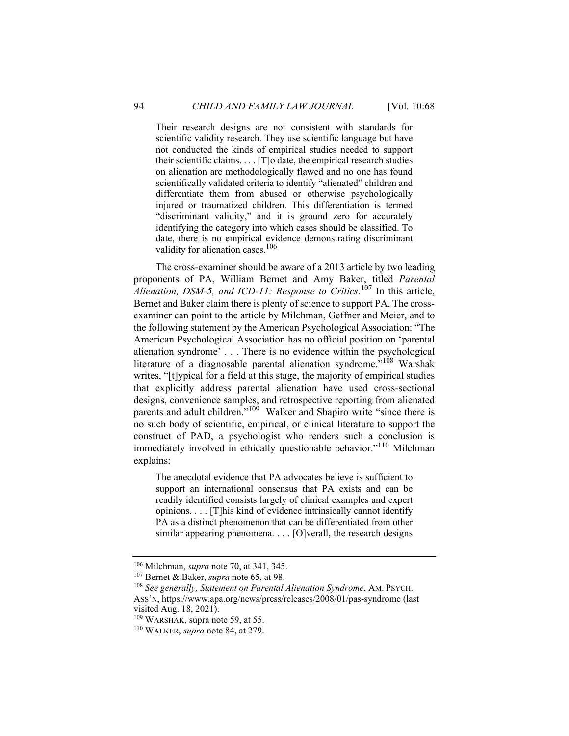> Their research designs are not consistent with standards for scientific validity research. They use scientific language but have not conducted the kinds of empirical studies needed to support their scientific claims. . . . [T]o date, the empirical research studies on alienation are methodologically flawed and no one has found scientifically validated criteria to identify "alienated" children and differentiate them from abused or otherwise psychologically injured or traumatized children. This differentiation is termed "discriminant validity," and it is ground zero for accurately identifying the category into which cases should be classified. To date, there is no empirical evidence demonstrating discriminant validity for alienation cases.[106]

The cross-examiner should be aware of a 2013 article by two leading proponents of PA, William Bernet and Amy Baker, titled *Parental Alienation, DSM-5, and ICD-11: Response to Critics*.[107] In this article, Bernet and Baker claim there is plenty of science to support PA. The cross-examiner can point to the article by Milchman, Geffner and Meier, and to the following statement by the American Psychological Association: "The American Psychological Association has no official position on 'parental alienation syndrome' . . . There is no evidence within the psychological literature of a diagnosable parental alienation syndrome."[108] Warshak writes, "[t]ypical for a field at this stage, the majority of empirical studies that explicitly address parental alienation have used cross-sectional designs, convenience samples, and retrospective reporting from alienated parents and adult children."[109] Walker and Shapiro write "since there is no such body of scientific, empirical, or clinical literature to support the construct of PAD, a psychologist who renders such a conclusion is immediately involved in ethically questionable behavior."[110] Milchman explains:

> The anecdotal evidence that PA advocates believe is sufficient to support an international consensus that PA exists and can be readily identified consists largely of clinical examples and expert opinions. . . . [T]his kind of evidence intrinsically cannot identify PA as a distinct phenomenon that can be differentiated from other similar appearing phenomena. . . . [O]verall, the research designs

---

[106] Milchman, *supra* note 70, at 341, 345.

[107] Bernet & Baker, *supra* note 65, at 98.

[108] *See generally, Statement on Parental Alienation Syndrome*, AM. PSYCH. ASS'N, https://www.apa.org/news/press/releases/2008/01/pas-syndrome (last visited Aug. 18, 2021).

[109] WARSHAK, supra note 59, at 55.

[110] WALKER, *supra* note 84, at 279.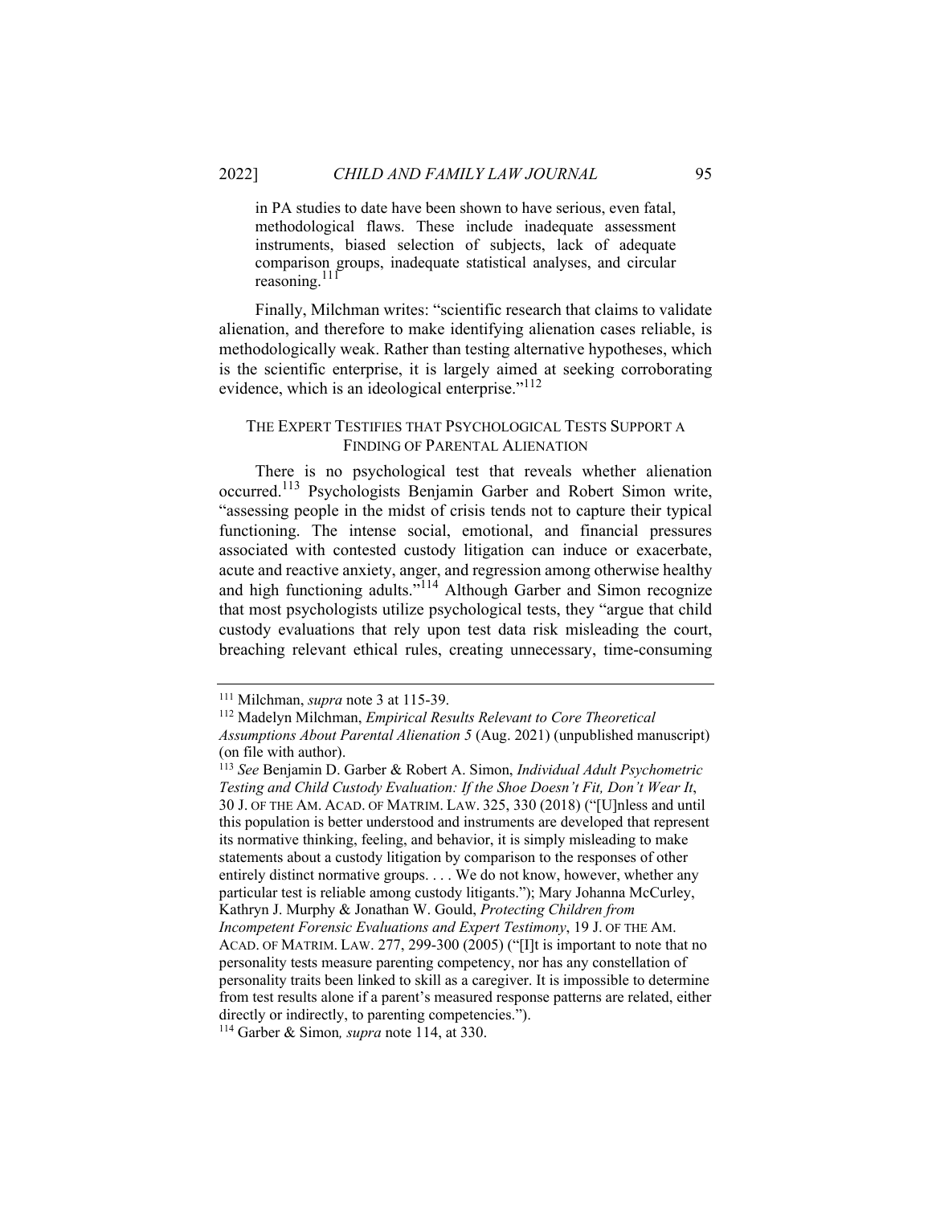> in PA studies to date have been shown to have serious, even fatal, methodological flaws. These include inadequate assessment instruments, biased selection of subjects, lack of adequate comparison groups, inadequate statistical analyses, and circular reasoning.[111]

Finally, Milchman writes: "scientific research that claims to validate alienation, and therefore to make identifying alienation cases reliable, is methodologically weak. Rather than testing alternative hypotheses, which is the scientific enterprise, it is largely aimed at seeking corroborating evidence, which is an ideological enterprise."[112]

## THE EXPERT TESTIFIES THAT PSYCHOLOGICAL TESTS SUPPORT A FINDING OF PARENTAL ALIENATION

There is no psychological test that reveals whether alienation occurred.[113] Psychologists Benjamin Garber and Robert Simon write, "assessing people in the midst of crisis tends not to capture their typical functioning. The intense social, emotional, and financial pressures associated with contested custody litigation can induce or exacerbate, acute and reactive anxiety, anger, and regression among otherwise healthy and high functioning adults."[114] Although Garber and Simon recognize that most psychologists utilize psychological tests, they "argue that child custody evaluations that rely upon test data risk misleading the court, breaching relevant ethical rules, creating unnecessary, time-consuming

---

[111] Milchman, *supra* note 3 at 115-39.

[112] Madelyn Milchman, *Empirical Results Relevant to Core Theoretical Assumptions About Parental Alienation 5* (Aug. 2021) (unpublished manuscript) (on file with author).

[113] *See* Benjamin D. Garber & Robert A. Simon, *Individual Adult Psychometric Testing and Child Custody Evaluation: If the Shoe Doesn't Fit, Don't Wear It*, 30 J. OF THE AM. ACAD. OF MATRIM. LAW. 325, 330 (2018) ("[U]nless and until this population is better understood and instruments are developed that represent its normative thinking, feeling, and behavior, it is simply misleading to make statements about a custody litigation by comparison to the responses of other entirely distinct normative groups. . . . We do not know, however, whether any particular test is reliable among custody litigants."); Mary Johanna McCurley, Kathryn J. Murphy & Jonathan W. Gould, *Protecting Children from Incompetent Forensic Evaluations and Expert Testimony*, 19 J. OF THE AM. ACAD. OF MATRIM. LAW. 277, 299-300 (2005) ("[I]t is important to note that no personality tests measure parenting competency, nor has any constellation of personality traits been linked to skill as a caregiver. It is impossible to determine from test results alone if a parent's measured response patterns are related, either directly or indirectly, to parenting competencies.").

[114] Garber & Simon*, supra* note 114, at 330.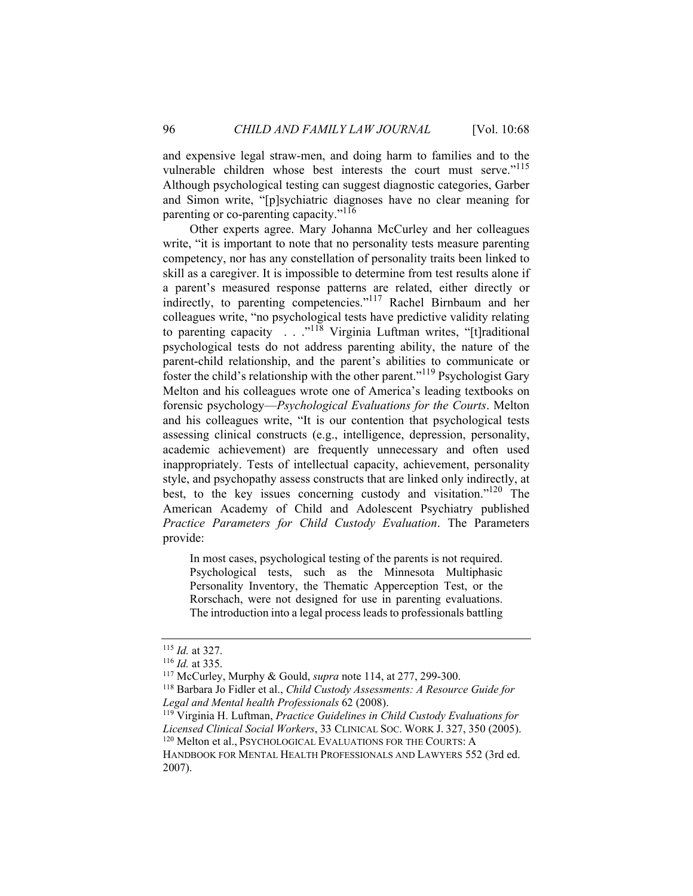and expensive legal straw-men, and doing harm to families and to the vulnerable children whose best interests the court must serve."[115] Although psychological testing can suggest diagnostic categories, Garber and Simon write, "[p]sychiatric diagnoses have no clear meaning for parenting or co-parenting capacity."[116]

Other experts agree. Mary Johanna McCurley and her colleagues write, "it is important to note that no personality tests measure parenting competency, nor has any constellation of personality traits been linked to skill as a caregiver. It is impossible to determine from test results alone if a parent's measured response patterns are related, either directly or indirectly, to parenting competencies."[117] Rachel Birnbaum and her colleagues write, "no psychological tests have predictive validity relating to parenting capacity . . ."[118] Virginia Luftman writes, "[t]raditional psychological tests do not address parenting ability, the nature of the parent-child relationship, and the parent's abilities to communicate or foster the child's relationship with the other parent."[119] Psychologist Gary Melton and his colleagues wrote one of America's leading textbooks on forensic psychology—*Psychological Evaluations for the Courts*. Melton and his colleagues write, "It is our contention that psychological tests assessing clinical constructs (e.g., intelligence, depression, personality, academic achievement) are frequently unnecessary and often used inappropriately. Tests of intellectual capacity, achievement, personality style, and psychopathy assess constructs that are linked only indirectly, at best, to the key issues concerning custody and visitation."[120] The American Academy of Child and Adolescent Psychiatry published *Practice Parameters for Child Custody Evaluation*. The Parameters provide:

> In most cases, psychological testing of the parents is not required. Psychological tests, such as the Minnesota Multiphasic Personality Inventory, the Thematic Apperception Test, or the Rorschach, were not designed for use in parenting evaluations. The introduction into a legal process leads to professionals battling

---

[115] *Id.* at 327.

[116] *Id.* at 335.

[117] McCurley, Murphy & Gould, *supra* note 114, at 277, 299-300.

[118] Barbara Jo Fidler et al., *Child Custody Assessments: A Resource Guide for Legal and Mental health Professionals* 62 (2008).

[119] Virginia H. Luftman, *Practice Guidelines in Child Custody Evaluations for Licensed Clinical Social Workers*, 33 CLINICAL SOC. WORK J. 327, 350 (2005).

[120] Melton et al., PSYCHOLOGICAL EVALUATIONS FOR THE COURTS: A HANDBOOK FOR MENTAL HEALTH PROFESSIONALS AND LAWYERS 552 (3rd ed. 2007).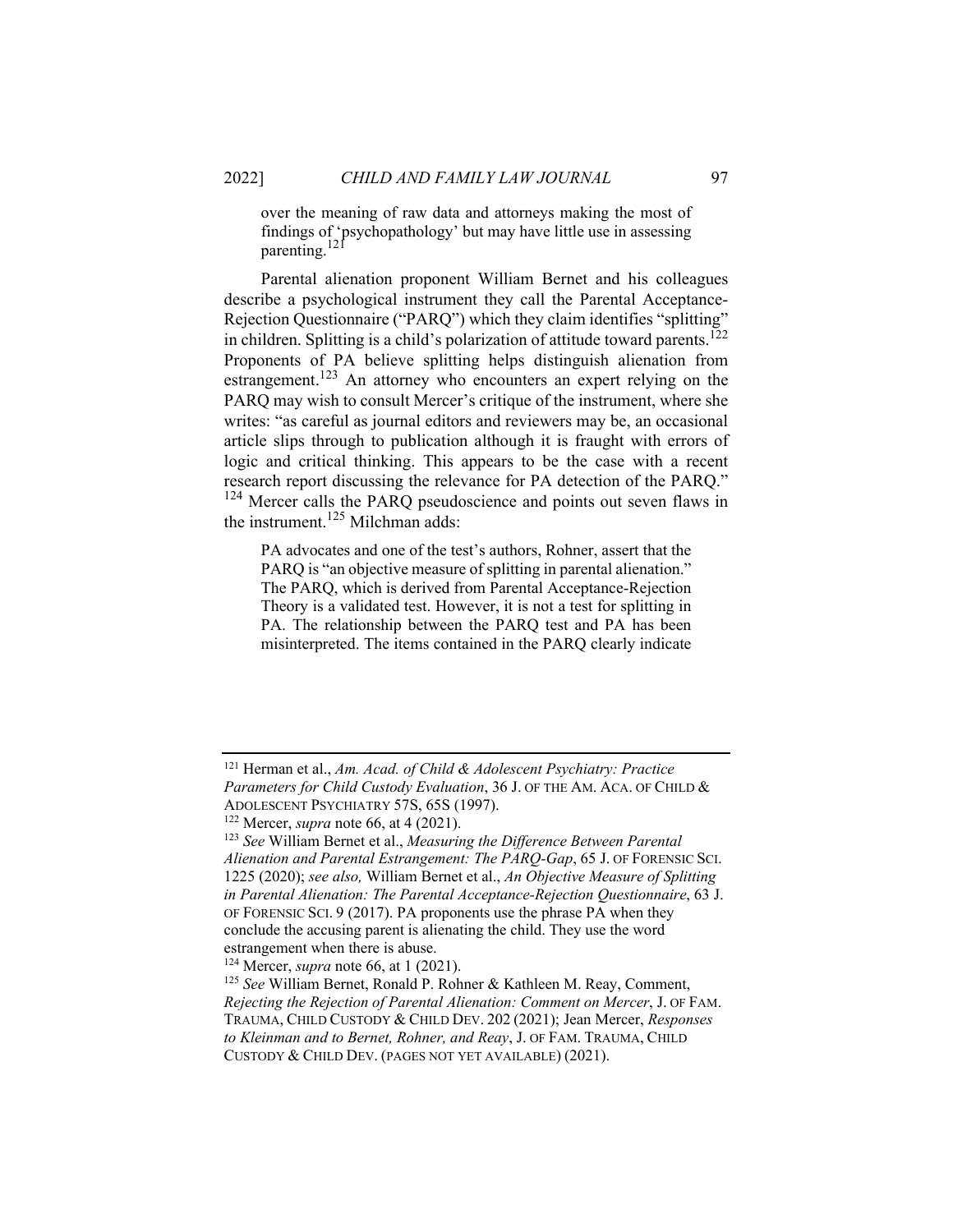over the meaning of raw data and attorneys making the most of findings of 'psychopathology' but may have little use in assessing parenting.[121]

Parental alienation proponent William Bernet and his colleagues describe a psychological instrument they call the Parental Acceptance-Rejection Questionnaire ("PARQ") which they claim identifies "splitting" in children. Splitting is a child's polarization of attitude toward parents.[122] Proponents of PA believe splitting helps distinguish alienation from estrangement.[123] An attorney who encounters an expert relying on the PARQ may wish to consult Mercer's critique of the instrument, where she writes: "as careful as journal editors and reviewers may be, an occasional article slips through to publication although it is fraught with errors of logic and critical thinking. This appears to be the case with a recent research report discussing the relevance for PA detection of the PARQ."[124] Mercer calls the PARQ pseudoscience and points out seven flaws in the instrument.[125] Milchman adds:

> PA advocates and one of the test's authors, Rohner, assert that the PARQ is "an objective measure of splitting in parental alienation." The PARQ, which is derived from Parental Acceptance-Rejection Theory is a validated test. However, it is not a test for splitting in PA. The relationship between the PARQ test and PA has been misinterpreted. The items contained in the PARQ clearly indicate

---

[121] Herman et al., *Am. Acad. of Child & Adolescent Psychiatry: Practice Parameters for Child Custody Evaluation*, 36 J. OF THE AM. ACA. OF CHILD & ADOLESCENT PSYCHIATRY 57S, 65S (1997).

[122] Mercer, *supra* note 66, at 4 (2021).

[123] *See* William Bernet et al., *Measuring the Difference Between Parental Alienation and Parental Estrangement: The PARQ-Gap*, 65 J. OF FORENSIC SCI. 1225 (2020); *see also,* William Bernet et al., *An Objective Measure of Splitting in Parental Alienation: The Parental Acceptance-Rejection Questionnaire*, 63 J. OF FORENSIC SCI. 9 (2017). PA proponents use the phrase PA when they conclude the accusing parent is alienating the child. They use the word estrangement when there is abuse.

[124] Mercer, *supra* note 66, at 1 (2021).

[125] *See* William Bernet, Ronald P. Rohner & Kathleen M. Reay, Comment, *Rejecting the Rejection of Parental Alienation: Comment on Mercer*, J. OF FAM. TRAUMA, CHILD CUSTODY & CHILD DEV. 202 (2021); Jean Mercer, *Responses to Kleinman and to Bernet, Rohner, and Reay*, J. OF FAM. TRAUMA, CHILD CUSTODY & CHILD DEV. (PAGES NOT YET AVAILABLE) (2021).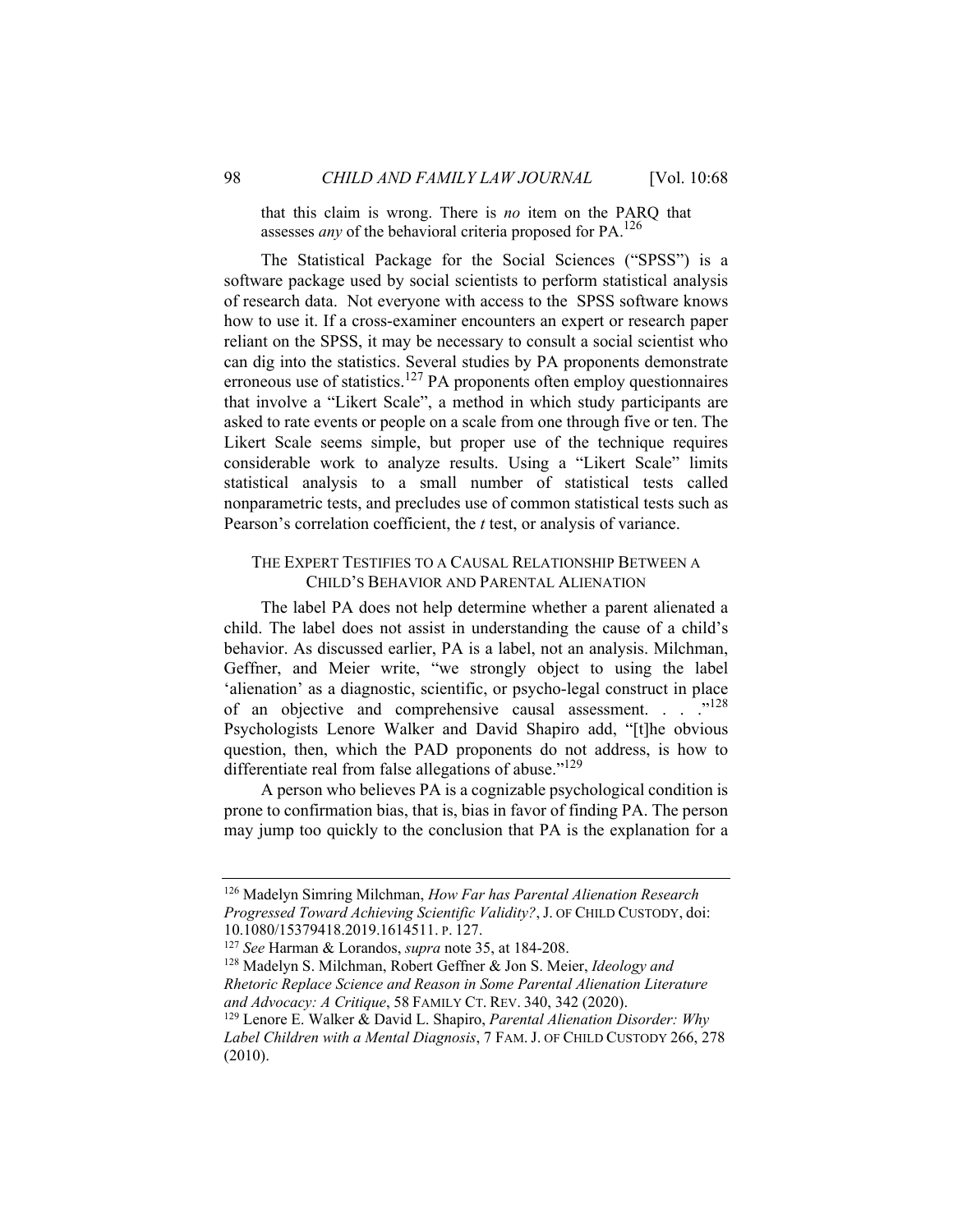that this claim is wrong. There is *no* item on the PARQ that assesses *any* of the behavioral criteria proposed for PA.[126]

The Statistical Package for the Social Sciences ("SPSS") is a software package used by social scientists to perform statistical analysis of research data. Not everyone with access to the SPSS software knows how to use it. If a cross-examiner encounters an expert or research paper reliant on the SPSS, it may be necessary to consult a social scientist who can dig into the statistics. Several studies by PA proponents demonstrate erroneous use of statistics.[127] PA proponents often employ questionnaires that involve a "Likert Scale", a method in which study participants are asked to rate events or people on a scale from one through five or ten. The Likert Scale seems simple, but proper use of the technique requires considerable work to analyze results. Using a "Likert Scale" limits statistical analysis to a small number of statistical tests called nonparametric tests, and precludes use of common statistical tests such as Pearson's correlation coefficient, the *t* test, or analysis of variance.

## THE EXPERT TESTIFIES TO A CAUSAL RELATIONSHIP BETWEEN A CHILD'S BEHAVIOR AND PARENTAL ALIENATION

The label PA does not help determine whether a parent alienated a child. The label does not assist in understanding the cause of a child's behavior. As discussed earlier, PA is a label, not an analysis. Milchman, Geffner, and Meier write, "we strongly object to using the label 'alienation' as a diagnostic, scientific, or psycho-legal construct in place of an objective and comprehensive causal assessment. . . ."[128] Psychologists Lenore Walker and David Shapiro add, "[t]he obvious question, then, which the PAD proponents do not address, is how to differentiate real from false allegations of abuse."[129]

A person who believes PA is a cognizable psychological condition is prone to confirmation bias, that is, bias in favor of finding PA. The person may jump too quickly to the conclusion that PA is the explanation for a

---

[126] Madelyn Simring Milchman, *How Far has Parental Alienation Research Progressed Toward Achieving Scientific Validity?*, J. OF CHILD CUSTODY, doi: 10.1080/15379418.2019.1614511. P. 127.

[127] *See* Harman & Lorandos, *supra* note 35, at 184-208.

[128] Madelyn S. Milchman, Robert Geffner & Jon S. Meier, *Ideology and Rhetoric Replace Science and Reason in Some Parental Alienation Literature and Advocacy: A Critique*, 58 FAMILY CT. REV. 340, 342 (2020).

[129] Lenore E. Walker & David L. Shapiro, *Parental Alienation Disorder: Why Label Children with a Mental Diagnosis*, 7 FAM. J. OF CHILD CUSTODY 266, 278 (2010).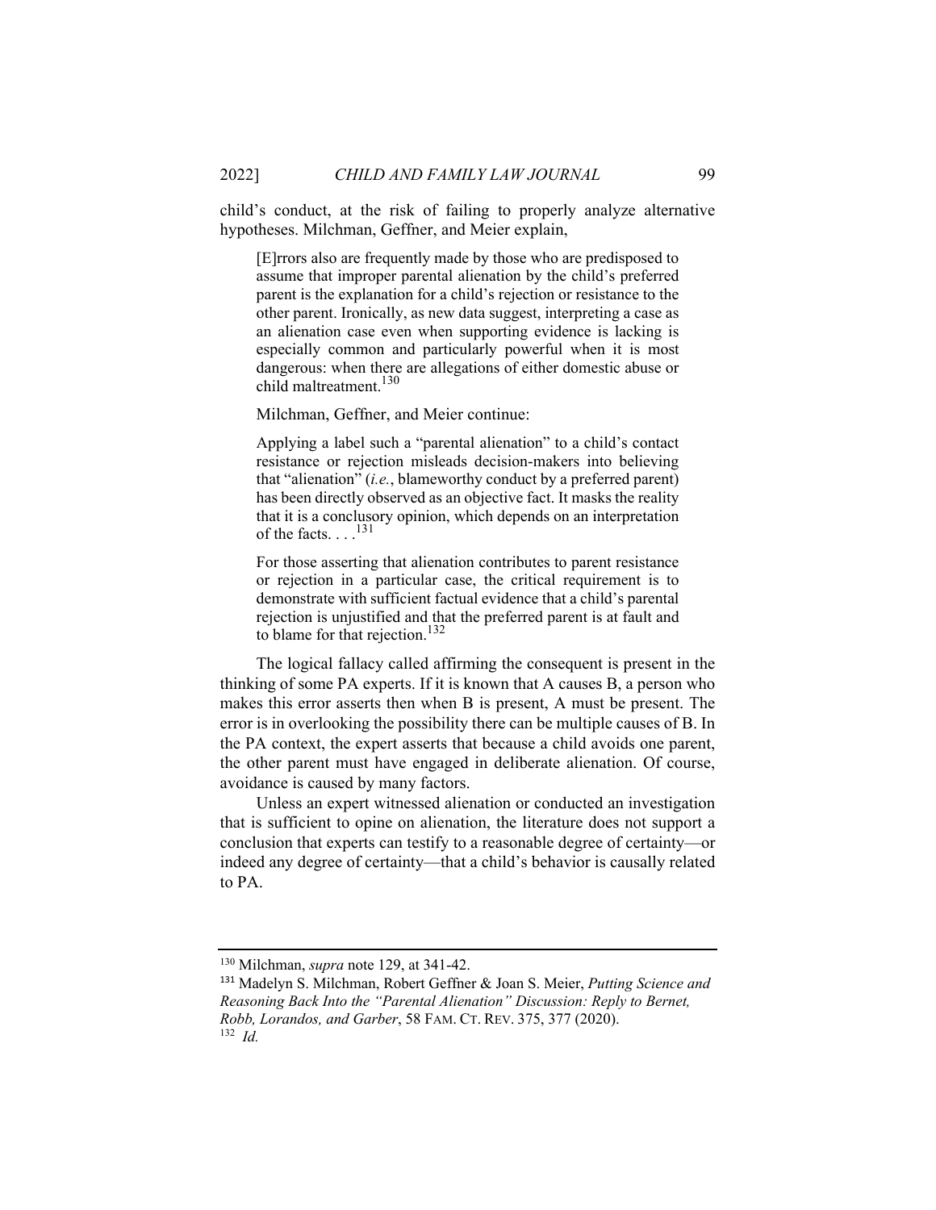child's conduct, at the risk of failing to properly analyze alternative hypotheses. Milchman, Geffner, and Meier explain,

> [E]rrors also are frequently made by those who are predisposed to assume that improper parental alienation by the child's preferred parent is the explanation for a child's rejection or resistance to the other parent. Ironically, as new data suggest, interpreting a case as an alienation case even when supporting evidence is lacking is especially common and particularly powerful when it is most dangerous: when there are allegations of either domestic abuse or child maltreatment.[130]

Milchman, Geffner, and Meier continue:

> Applying a label such a "parental alienation" to a child's contact resistance or rejection misleads decision-makers into believing that "alienation" (*i.e.*, blameworthy conduct by a preferred parent) has been directly observed as an objective fact. It masks the reality that it is a conclusory opinion, which depends on an interpretation of the facts. . . .[131]
>
> For those asserting that alienation contributes to parent resistance or rejection in a particular case, the critical requirement is to demonstrate with sufficient factual evidence that a child's parental rejection is unjustified and that the preferred parent is at fault and to blame for that rejection.[132]

The logical fallacy called affirming the consequent is present in the thinking of some PA experts. If it is known that A causes B, a person who makes this error asserts then when B is present, A must be present. The error is in overlooking the possibility there can be multiple causes of B. In the PA context, the expert asserts that because a child avoids one parent, the other parent must have engaged in deliberate alienation. Of course, avoidance is caused by many factors.

Unless an expert witnessed alienation or conducted an investigation that is sufficient to opine on alienation, the literature does not support a conclusion that experts can testify to a reasonable degree of certainty—or indeed any degree of certainty—that a child's behavior is causally related to PA.

---

[130] Milchman, *supra* note 129, at 341-42.

[131] Madelyn S. Milchman, Robert Geffner & Joan S. Meier, *Putting Science and Reasoning Back Into the "Parental Alienation" Discussion: Reply to Bernet, Robb, Lorandos, and Garber*, 58 FAM. CT. REV. 375, 377 (2020).

[132] *Id.*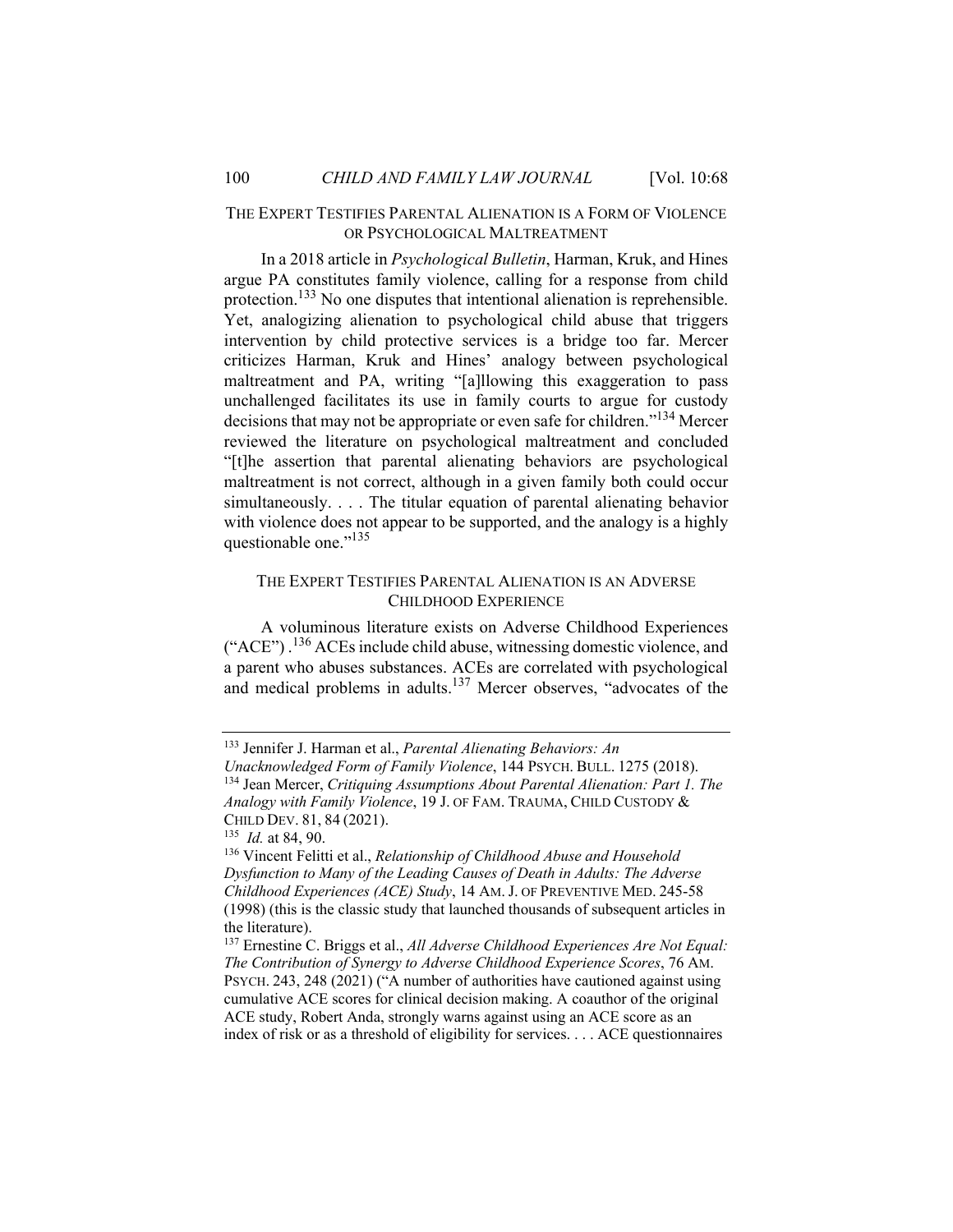### THE EXPERT TESTIFIES PARENTAL ALIENATION IS A FORM OF VIOLENCE OR PSYCHOLOGICAL MALTREATMENT

In a 2018 article in *Psychological Bulletin*, Harman, Kruk, and Hines argue PA constitutes family violence, calling for a response from child protection.[133] No one disputes that intentional alienation is reprehensible. Yet, analogizing alienation to psychological child abuse that triggers intervention by child protective services is a bridge too far. Mercer criticizes Harman, Kruk and Hines' analogy between psychological maltreatment and PA, writing "[a]llowing this exaggeration to pass unchallenged facilitates its use in family courts to argue for custody decisions that may not be appropriate or even safe for children."[134] Mercer reviewed the literature on psychological maltreatment and concluded "[t]he assertion that parental alienating behaviors are psychological maltreatment is not correct, although in a given family both could occur simultaneously. . . . The titular equation of parental alienating behavior with violence does not appear to be supported, and the analogy is a highly questionable one."[135]

### THE EXPERT TESTIFIES PARENTAL ALIENATION IS AN ADVERSE CHILDHOOD EXPERIENCE

A voluminous literature exists on Adverse Childhood Experiences ("ACE") .[136] ACEs include child abuse, witnessing domestic violence, and a parent who abuses substances. ACEs are correlated with psychological and medical problems in adults.[137] Mercer observes, "advocates of the

---

[133] Jennifer J. Harman et al., *Parental Alienating Behaviors: An Unacknowledged Form of Family Violence*, 144 PSYCH. BULL. 1275 (2018).

[134] Jean Mercer, *Critiquing Assumptions About Parental Alienation: Part 1. The Analogy with Family Violence*, 19 J. OF FAM. TRAUMA, CHILD CUSTODY & CHILD DEV. 81, 84 (2021).

[135] *Id.* at 84, 90.

[136] Vincent Felitti et al., *Relationship of Childhood Abuse and Household Dysfunction to Many of the Leading Causes of Death in Adults: The Adverse Childhood Experiences (ACE) Study*, 14 AM. J. OF PREVENTIVE MED. 245-58 (1998) (this is the classic study that launched thousands of subsequent articles in the literature).

[137] Ernestine C. Briggs et al., *All Adverse Childhood Experiences Are Not Equal: The Contribution of Synergy to Adverse Childhood Experience Scores*, 76 AM. PSYCH. 243, 248 (2021) ("A number of authorities have cautioned against using cumulative ACE scores for clinical decision making. A coauthor of the original ACE study, Robert Anda, strongly warns against using an ACE score as an index of risk or as a threshold of eligibility for services. . . . ACE questionnaires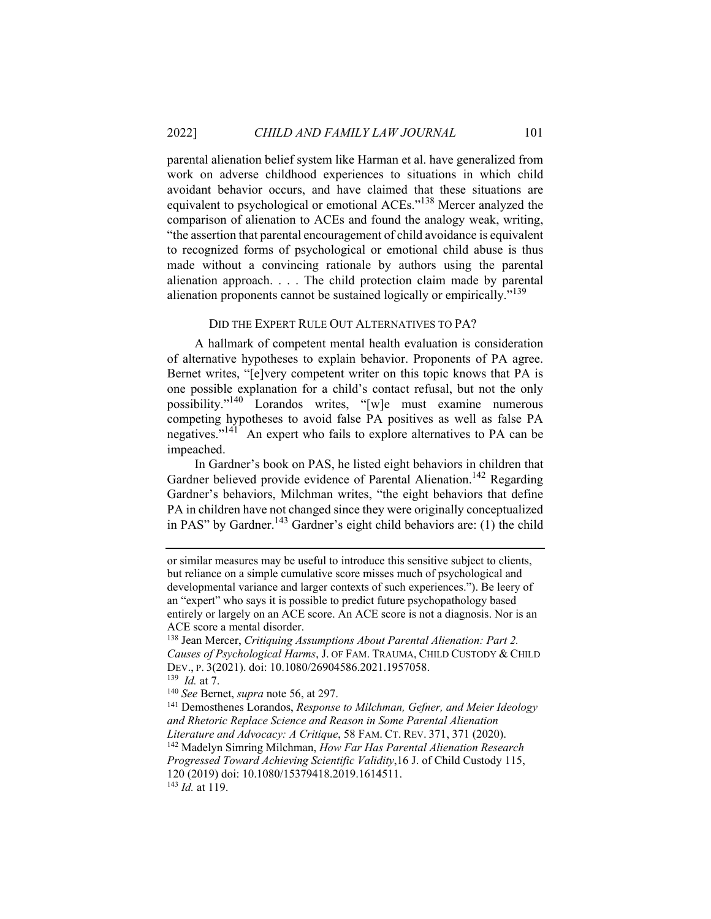parental alienation belief system like Harman et al. have generalized from work on adverse childhood experiences to situations in which child avoidant behavior occurs, and have claimed that these situations are equivalent to psychological or emotional ACEs."[138] Mercer analyzed the comparison of alienation to ACEs and found the analogy weak, writing, "the assertion that parental encouragement of child avoidance is equivalent to recognized forms of psychological or emotional child abuse is thus made without a convincing rationale by authors using the parental alienation approach. . . . The child protection claim made by parental alienation proponents cannot be sustained logically or empirically."[139]

## DID THE EXPERT RULE OUT ALTERNATIVES TO PA?

A hallmark of competent mental health evaluation is consideration of alternative hypotheses to explain behavior. Proponents of PA agree. Bernet writes, "[e]very competent writer on this topic knows that PA is one possible explanation for a child's contact refusal, but not the only possibility."[140] Lorandos writes, "[w]e must examine numerous competing hypotheses to avoid false PA positives as well as false PA negatives."[141] An expert who fails to explore alternatives to PA can be impeached.

In Gardner's book on PAS, he listed eight behaviors in children that Gardner believed provide evidence of Parental Alienation.[142] Regarding Gardner's behaviors, Milchman writes, "the eight behaviors that define PA in children have not changed since they were originally conceptualized in PAS" by Gardner.[143] Gardner's eight child behaviors are: (1) the child

---

or similar measures may be useful to introduce this sensitive subject to clients, but reliance on a simple cumulative score misses much of psychological and developmental variance and larger contexts of such experiences."). Be leery of an "expert" who says it is possible to predict future psychopathology based entirely or largely on an ACE score. An ACE score is not a diagnosis. Nor is an ACE score a mental disorder.

[138] Jean Mercer, *Critiquing Assumptions About Parental Alienation: Part 2. Causes of Psychological Harms*, J. OF FAM. TRAUMA, CHILD CUSTODY & CHILD DEV., P. 3(2021). doi: 10.1080/26904586.2021.1957058.

[139] *Id.* at 7.

[140] *See* Bernet, *supra* note 56, at 297.

[141] Demosthenes Lorandos, *Response to Milchman, Gefner, and Meier Ideology and Rhetoric Replace Science and Reason in Some Parental Alienation Literature and Advocacy: A Critique*, 58 FAM. CT. REV. 371, 371 (2020).

[142] Madelyn Simring Milchman, *How Far Has Parental Alienation Research Progressed Toward Achieving Scientific Validity*,16 J. of Child Custody 115, 120 (2019) doi: 10.1080/15379418.2019.1614511.

[143] *Id.* at 119.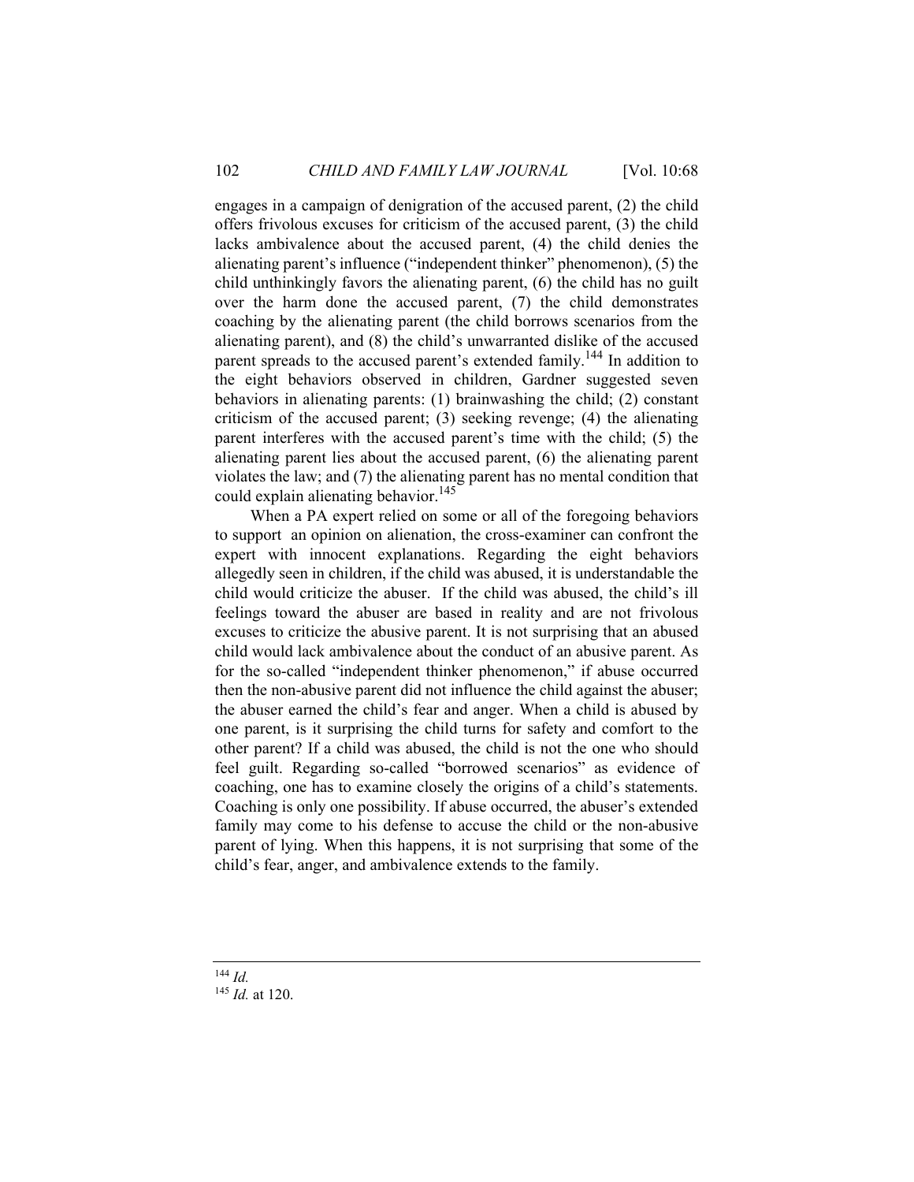engages in a campaign of denigration of the accused parent, (2) the child offers frivolous excuses for criticism of the accused parent, (3) the child lacks ambivalence about the accused parent, (4) the child denies the alienating parent's influence ("independent thinker" phenomenon), (5) the child unthinkingly favors the alienating parent, (6) the child has no guilt over the harm done the accused parent, (7) the child demonstrates coaching by the alienating parent (the child borrows scenarios from the alienating parent), and (8) the child's unwarranted dislike of the accused parent spreads to the accused parent's extended family.[144] In addition to the eight behaviors observed in children, Gardner suggested seven behaviors in alienating parents: (1) brainwashing the child; (2) constant criticism of the accused parent; (3) seeking revenge; (4) the alienating parent interferes with the accused parent's time with the child; (5) the alienating parent lies about the accused parent, (6) the alienating parent violates the law; and (7) the alienating parent has no mental condition that could explain alienating behavior.[145]

When a PA expert relied on some or all of the foregoing behaviors to support an opinion on alienation, the cross-examiner can confront the expert with innocent explanations. Regarding the eight behaviors allegedly seen in children, if the child was abused, it is understandable the child would criticize the abuser. If the child was abused, the child's ill feelings toward the abuser are based in reality and are not frivolous excuses to criticize the abusive parent. It is not surprising that an abused child would lack ambivalence about the conduct of an abusive parent. As for the so-called "independent thinker phenomenon," if abuse occurred then the non-abusive parent did not influence the child against the abuser; the abuser earned the child's fear and anger. When a child is abused by one parent, is it surprising the child turns for safety and comfort to the other parent? If a child was abused, the child is not the one who should feel guilt. Regarding so-called "borrowed scenarios" as evidence of coaching, one has to examine closely the origins of a child's statements. Coaching is only one possibility. If abuse occurred, the abuser's extended family may come to his defense to accuse the child or the non-abusive parent of lying. When this happens, it is not surprising that some of the child's fear, anger, and ambivalence extends to the family.

---

[144] *Id.*

[145] *Id.* at 120.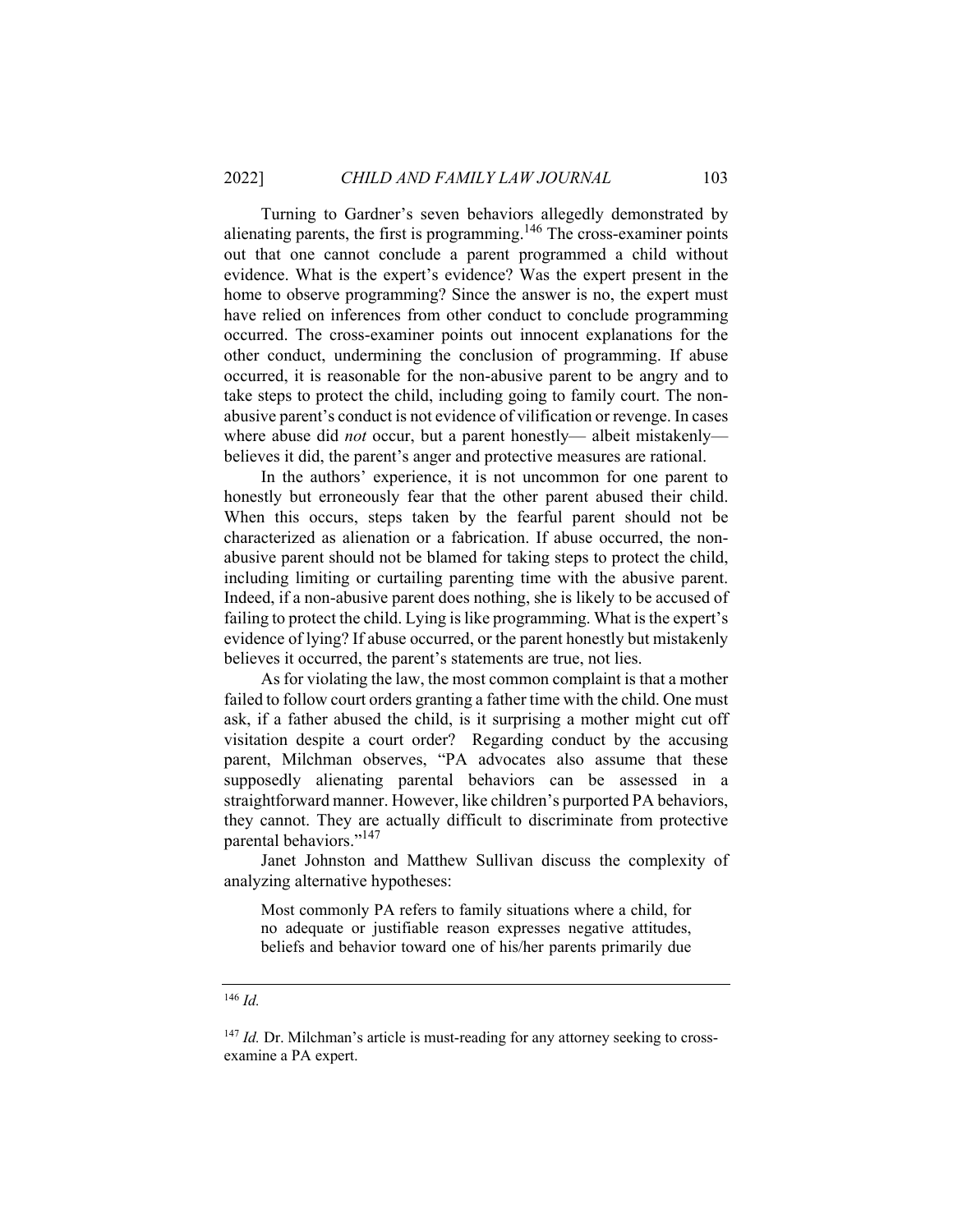Turning to Gardner's seven behaviors allegedly demonstrated by alienating parents, the first is programming.[146] The cross-examiner points out that one cannot conclude a parent programmed a child without evidence. What is the expert's evidence? Was the expert present in the home to observe programming? Since the answer is no, the expert must have relied on inferences from other conduct to conclude programming occurred. The cross-examiner points out innocent explanations for the other conduct, undermining the conclusion of programming. If abuse occurred, it is reasonable for the non-abusive parent to be angry and to take steps to protect the child, including going to family court. The non-abusive parent's conduct is not evidence of vilification or revenge. In cases where abuse did *not* occur, but a parent honestly— albeit mistakenly— believes it did, the parent's anger and protective measures are rational.

In the authors' experience, it is not uncommon for one parent to honestly but erroneously fear that the other parent abused their child. When this occurs, steps taken by the fearful parent should not be characterized as alienation or a fabrication. If abuse occurred, the non-abusive parent should not be blamed for taking steps to protect the child, including limiting or curtailing parenting time with the abusive parent. Indeed, if a non-abusive parent does nothing, she is likely to be accused of failing to protect the child. Lying is like programming. What is the expert's evidence of lying? If abuse occurred, or the parent honestly but mistakenly believes it occurred, the parent's statements are true, not lies.

As for violating the law, the most common complaint is that a mother failed to follow court orders granting a father time with the child. One must ask, if a father abused the child, is it surprising a mother might cut off visitation despite a court order? Regarding conduct by the accusing parent, Milchman observes, "PA advocates also assume that these supposedly alienating parental behaviors can be assessed in a straightforward manner. However, like children's purported PA behaviors, they cannot. They are actually difficult to discriminate from protective parental behaviors."[147]

Janet Johnston and Matthew Sullivan discuss the complexity of analyzing alternative hypotheses:

> Most commonly PA refers to family situations where a child, for no adequate or justifiable reason expresses negative attitudes, beliefs and behavior toward one of his/her parents primarily due

---

[146] *Id.*

[147] *Id.* Dr. Milchman's article is must-reading for any attorney seeking to cross-examine a PA expert.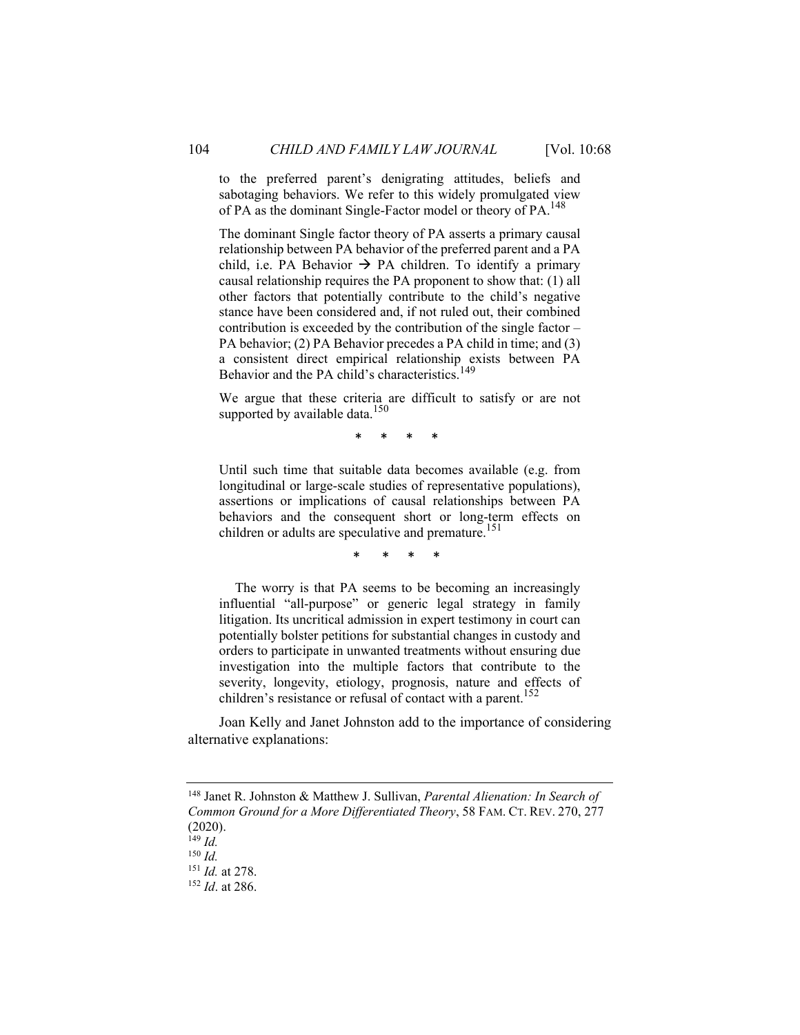> to the preferred parent's denigrating attitudes, beliefs and sabotaging behaviors. We refer to this widely promulgated view of PA as the dominant Single-Factor model or theory of PA.[148]
>
> The dominant Single factor theory of PA asserts a primary causal relationship between PA behavior of the preferred parent and a PA child, i.e. PA Behavior → PA children. To identify a primary causal relationship requires the PA proponent to show that: (1) all other factors that potentially contribute to the child's negative stance have been considered and, if not ruled out, their combined contribution is exceeded by the contribution of the single factor – PA behavior; (2) PA Behavior precedes a PA child in time; and (3) a consistent direct empirical relationship exists between PA Behavior and the PA child's characteristics.[149]
>
> We argue that these criteria are difficult to satisfy or are not supported by available data.[150]
>
> \* \* \* \*
>
> Until such time that suitable data becomes available (e.g. from longitudinal or large-scale studies of representative populations), assertions or implications of causal relationships between PA behaviors and the consequent short or long-term effects on children or adults are speculative and premature.[151]
>
> \* \* \* \*
>
> The worry is that PA seems to be becoming an increasingly influential "all-purpose" or generic legal strategy in family litigation. Its uncritical admission in expert testimony in court can potentially bolster petitions for substantial changes in custody and orders to participate in unwanted treatments without ensuring due investigation into the multiple factors that contribute to the severity, longevity, etiology, prognosis, nature and effects of children's resistance or refusal of contact with a parent.[152]

Joan Kelly and Janet Johnston add to the importance of considering alternative explanations:

---

[148] Janet R. Johnston & Matthew J. Sullivan, *Parental Alienation: In Search of Common Ground for a More Differentiated Theory*, 58 FAM. CT. REV. 270, 277 (2020).

[149] *Id.*

[150] *Id.*

[151] *Id.* at 278.

[152] *Id*. at 286.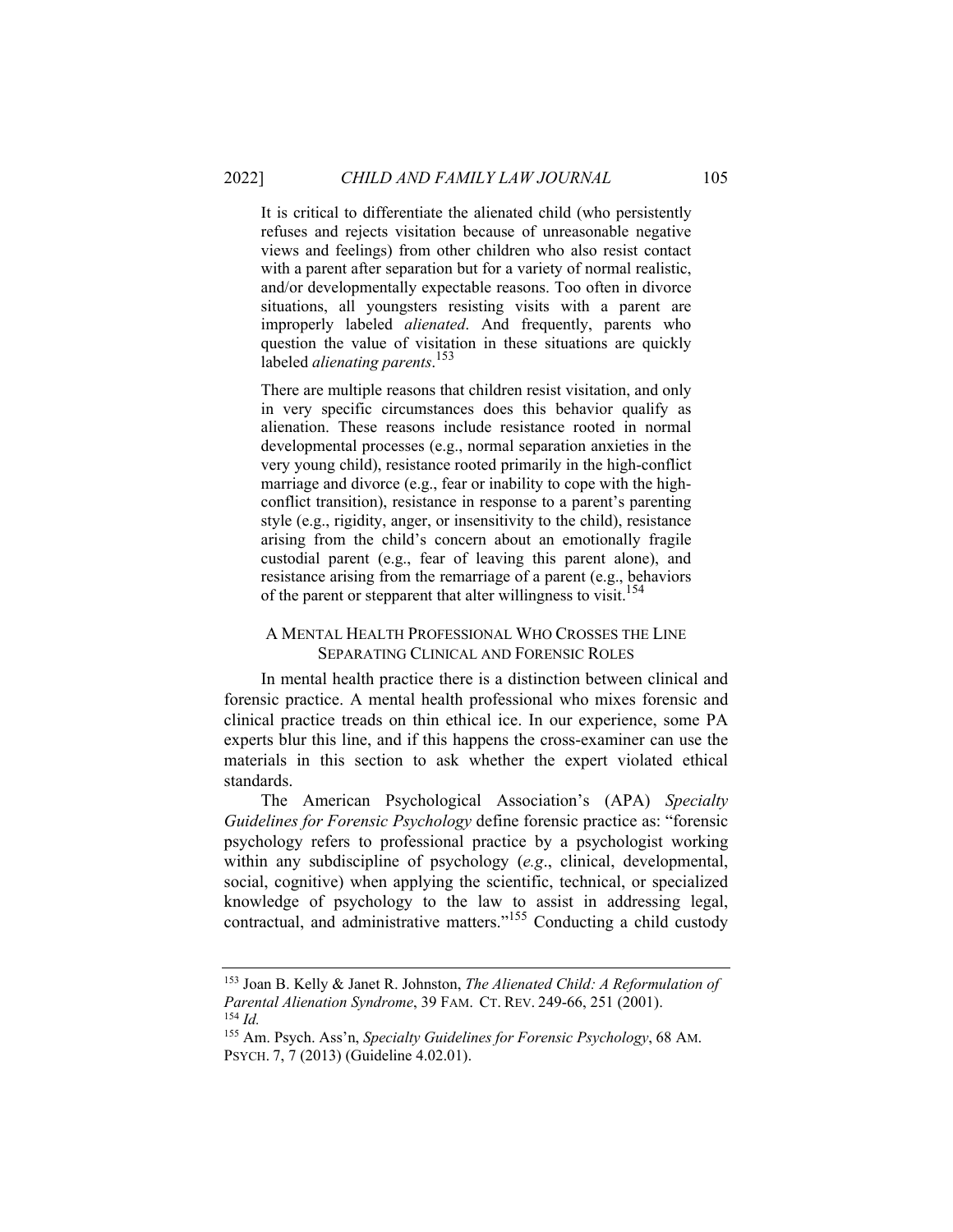> It is critical to differentiate the alienated child (who persistently refuses and rejects visitation because of unreasonable negative views and feelings) from other children who also resist contact with a parent after separation but for a variety of normal realistic, and/or developmentally expectable reasons. Too often in divorce situations, all youngsters resisting visits with a parent are improperly labeled *alienated*. And frequently, parents who question the value of visitation in these situations are quickly labeled *alienating parents*.[153]
>
> There are multiple reasons that children resist visitation, and only in very specific circumstances does this behavior qualify as alienation. These reasons include resistance rooted in normal developmental processes (e.g., normal separation anxieties in the very young child), resistance rooted primarily in the high-conflict marriage and divorce (e.g., fear or inability to cope with the high-conflict transition), resistance in response to a parent's parenting style (e.g., rigidity, anger, or insensitivity to the child), resistance arising from the child's concern about an emotionally fragile custodial parent (e.g., fear of leaving this parent alone), and resistance arising from the remarriage of a parent (e.g., behaviors of the parent or stepparent that alter willingness to visit.[154]

### A MENTAL HEALTH PROFESSIONAL WHO CROSSES THE LINE SEPARATING CLINICAL AND FORENSIC ROLES

In mental health practice there is a distinction between clinical and forensic practice. A mental health professional who mixes forensic and clinical practice treads on thin ethical ice. In our experience, some PA experts blur this line, and if this happens the cross-examiner can use the materials in this section to ask whether the expert violated ethical standards.

The American Psychological Association's (APA) *Specialty Guidelines for Forensic Psychology* define forensic practice as: "forensic psychology refers to professional practice by a psychologist working within any subdiscipline of psychology (*e.g*., clinical, developmental, social, cognitive) when applying the scientific, technical, or specialized knowledge of psychology to the law to assist in addressing legal, contractual, and administrative matters."[155] Conducting a child custody

---

[153] Joan B. Kelly & Janet R. Johnston, *The Alienated Child: A Reformulation of Parental Alienation Syndrome*, 39 FAM. CT. REV. 249-66, 251 (2001).

[154] *Id.*

[155] Am. Psych. Ass'n, *Specialty Guidelines for Forensic Psychology*, 68 AM. PSYCH. 7, 7 (2013) (Guideline 4.02.01).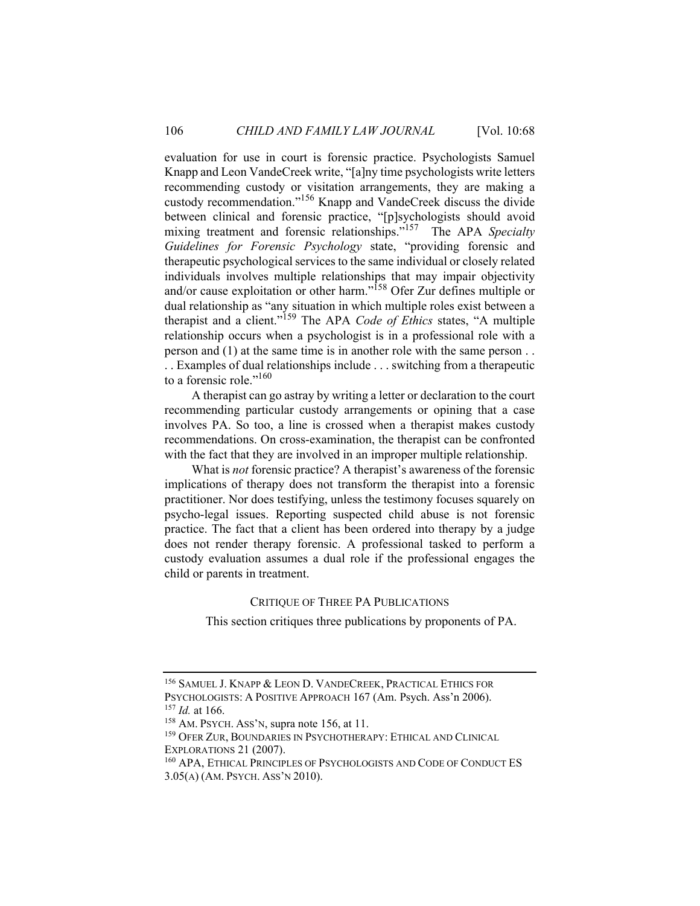evaluation for use in court is forensic practice. Psychologists Samuel Knapp and Leon VandeCreek write, "[a]ny time psychologists write letters recommending custody or visitation arrangements, they are making a custody recommendation."[156] Knapp and VandeCreek discuss the divide between clinical and forensic practice, "[p]sychologists should avoid mixing treatment and forensic relationships."[157] The APA *Specialty Guidelines for Forensic Psychology* state, "providing forensic and therapeutic psychological services to the same individual or closely related individuals involves multiple relationships that may impair objectivity and/or cause exploitation or other harm."[158] Ofer Zur defines multiple or dual relationship as "any situation in which multiple roles exist between a therapist and a client."[159] The APA *Code of Ethics* states, "A multiple relationship occurs when a psychologist is in a professional role with a person and (1) at the same time is in another role with the same person . . . . Examples of dual relationships include . . . switching from a therapeutic to a forensic role."[160]

A therapist can go astray by writing a letter or declaration to the court recommending particular custody arrangements or opining that a case involves PA. So too, a line is crossed when a therapist makes custody recommendations. On cross-examination, the therapist can be confronted with the fact that they are involved in an improper multiple relationship.

What is *not* forensic practice? A therapist's awareness of the forensic implications of therapy does not transform the therapist into a forensic practitioner. Nor does testifying, unless the testimony focuses squarely on psycho-legal issues. Reporting suspected child abuse is not forensic practice. The fact that a client has been ordered into therapy by a judge does not render therapy forensic. A professional tasked to perform a custody evaluation assumes a dual role if the professional engages the child or parents in treatment.

## CRITIQUE OF THREE PA PUBLICATIONS

This section critiques three publications by proponents of PA.

---

[156] SAMUEL J. KNAPP & LEON D. VANDECREEK, PRACTICAL ETHICS FOR PSYCHOLOGISTS: A POSITIVE APPROACH 167 (Am. Psych. Ass'n 2006).

[157] *Id.* at 166.

[158] AM. PSYCH. ASS'N, supra note 156, at 11.

[159] OFER ZUR, BOUNDARIES IN PSYCHOTHERAPY: ETHICAL AND CLINICAL EXPLORATIONS 21 (2007).

[160] APA, ETHICAL PRINCIPLES OF PSYCHOLOGISTS AND CODE OF CONDUCT ES 3.05(A) (AM. PSYCH. ASS'N 2010).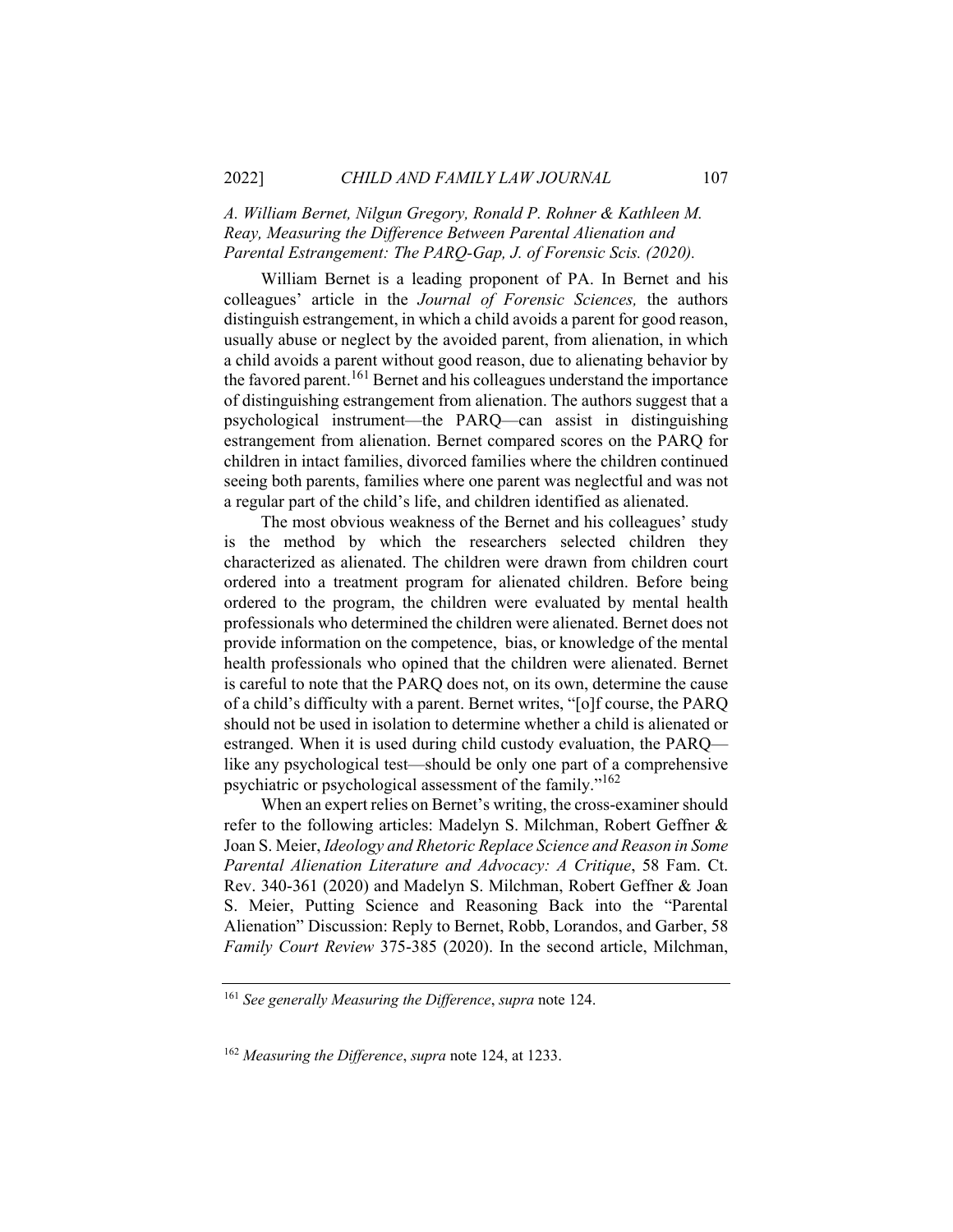*A. William Bernet, Nilgun Gregory, Ronald P. Rohner & Kathleen M. Reay, Measuring the Difference Between Parental Alienation and Parental Estrangement: The PARQ-Gap, J. of Forensic Scis. (2020).*

William Bernet is a leading proponent of PA. In Bernet and his colleagues' article in the *Journal of Forensic Sciences,* the authors distinguish estrangement, in which a child avoids a parent for good reason, usually abuse or neglect by the avoided parent, from alienation, in which a child avoids a parent without good reason, due to alienating behavior by the favored parent.[161] Bernet and his colleagues understand the importance of distinguishing estrangement from alienation. The authors suggest that a psychological instrument—the PARQ—can assist in distinguishing estrangement from alienation. Bernet compared scores on the PARQ for children in intact families, divorced families where the children continued seeing both parents, families where one parent was neglectful and was not a regular part of the child's life, and children identified as alienated.

The most obvious weakness of the Bernet and his colleagues' study is the method by which the researchers selected children they characterized as alienated. The children were drawn from children court ordered into a treatment program for alienated children. Before being ordered to the program, the children were evaluated by mental health professionals who determined the children were alienated. Bernet does not provide information on the competence, bias, or knowledge of the mental health professionals who opined that the children were alienated. Bernet is careful to note that the PARQ does not, on its own, determine the cause of a child's difficulty with a parent. Bernet writes, "[o]f course, the PARQ should not be used in isolation to determine whether a child is alienated or estranged. When it is used during child custody evaluation, the PARQ—like any psychological test—should be only one part of a comprehensive psychiatric or psychological assessment of the family."[162]

When an expert relies on Bernet's writing, the cross-examiner should refer to the following articles: Madelyn S. Milchman, Robert Geffner & Joan S. Meier, *Ideology and Rhetoric Replace Science and Reason in Some Parental Alienation Literature and Advocacy: A Critique*, 58 Fam. Ct. Rev. 340-361 (2020) and Madelyn S. Milchman, Robert Geffner & Joan S. Meier, Putting Science and Reasoning Back into the "Parental Alienation" Discussion: Reply to Bernet, Robb, Lorandos, and Garber, 58 *Family Court Review* 375-385 (2020). In the second article, Milchman,

---

[161] *See generally Measuring the Difference*, *supra* note 124.

[162] *Measuring the Difference*, *supra* note 124, at 1233.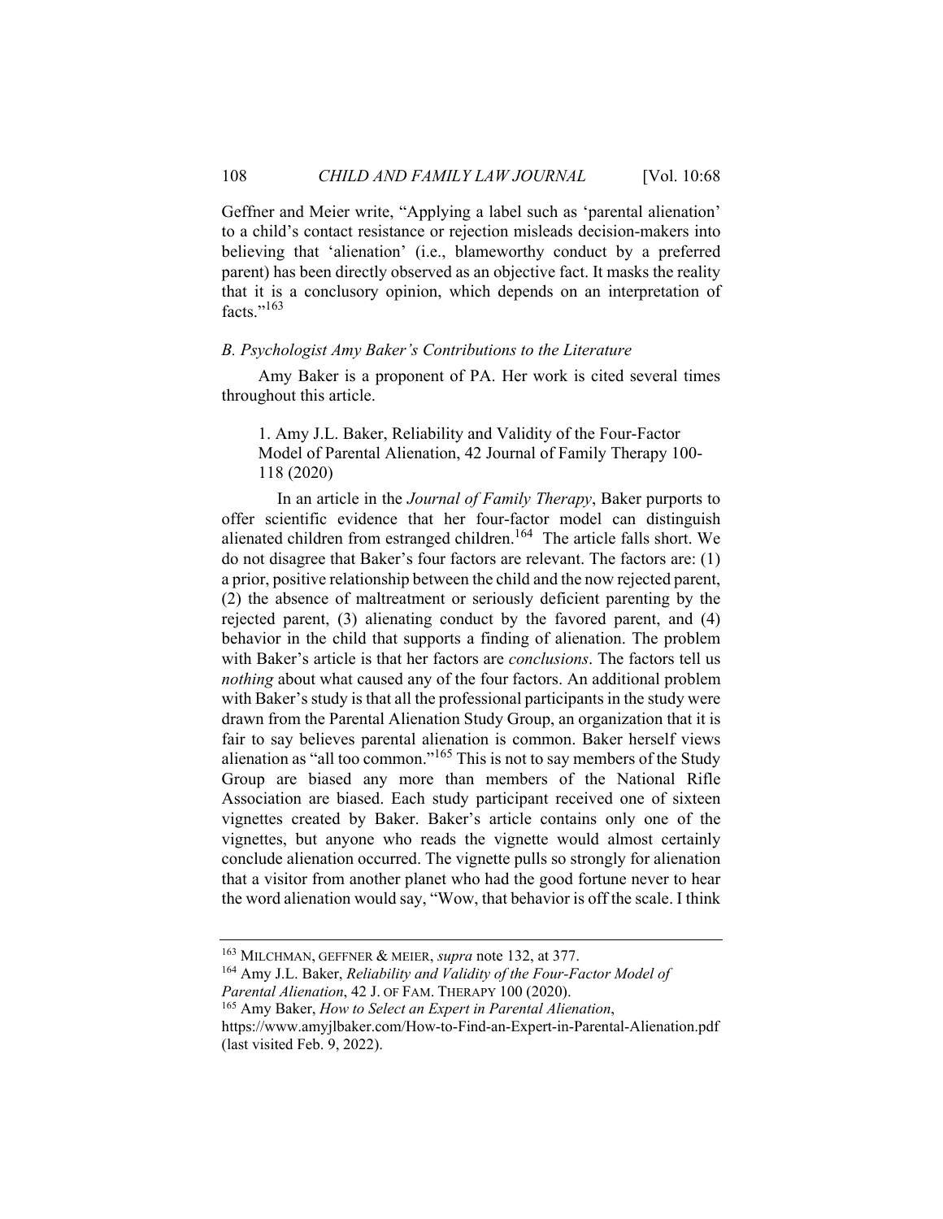Geffner and Meier write, "Applying a label such as 'parental alienation' to a child's contact resistance or rejection misleads decision-makers into believing that 'alienation' (i.e., blameworthy conduct by a preferred parent) has been directly observed as an objective fact. It masks the reality that it is a conclusory opinion, which depends on an interpretation of facts."[163]

### *B. Psychologist Amy Baker's Contributions to the Literature*

Amy Baker is a proponent of PA. Her work is cited several times throughout this article.

> 1. Amy J.L. Baker, Reliability and Validity of the Four-Factor Model of Parental Alienation, 42 Journal of Family Therapy 100-118 (2020)

In an article in the *Journal of Family Therapy*, Baker purports to offer scientific evidence that her four-factor model can distinguish alienated children from estranged children.[164] The article falls short. We do not disagree that Baker's four factors are relevant. The factors are: (1) a prior, positive relationship between the child and the now rejected parent, (2) the absence of maltreatment or seriously deficient parenting by the rejected parent, (3) alienating conduct by the favored parent, and (4) behavior in the child that supports a finding of alienation. The problem with Baker's article is that her factors are *conclusions*. The factors tell us *nothing* about what caused any of the four factors. An additional problem with Baker's study is that all the professional participants in the study were drawn from the Parental Alienation Study Group, an organization that it is fair to say believes parental alienation is common. Baker herself views alienation as "all too common."[165] This is not to say members of the Study Group are biased any more than members of the National Rifle Association are biased. Each study participant received one of sixteen vignettes created by Baker. Baker's article contains only one of the vignettes, but anyone who reads the vignette would almost certainly conclude alienation occurred. The vignette pulls so strongly for alienation that a visitor from another planet who had the good fortune never to hear the word alienation would say, "Wow, that behavior is off the scale. I think

---

[163] MILCHMAN, GEFFNER & MEIER, *supra* note 132, at 377.

[164] Amy J.L. Baker, *Reliability and Validity of the Four-Factor Model of Parental Alienation*, 42 J. OF FAM. THERAPY 100 (2020).

[165] Amy Baker, *How to Select an Expert in Parental Alienation*, https://www.amyjlbaker.com/How-to-Find-an-Expert-in-Parental-Alienation.pdf (last visited Feb. 9, 2022).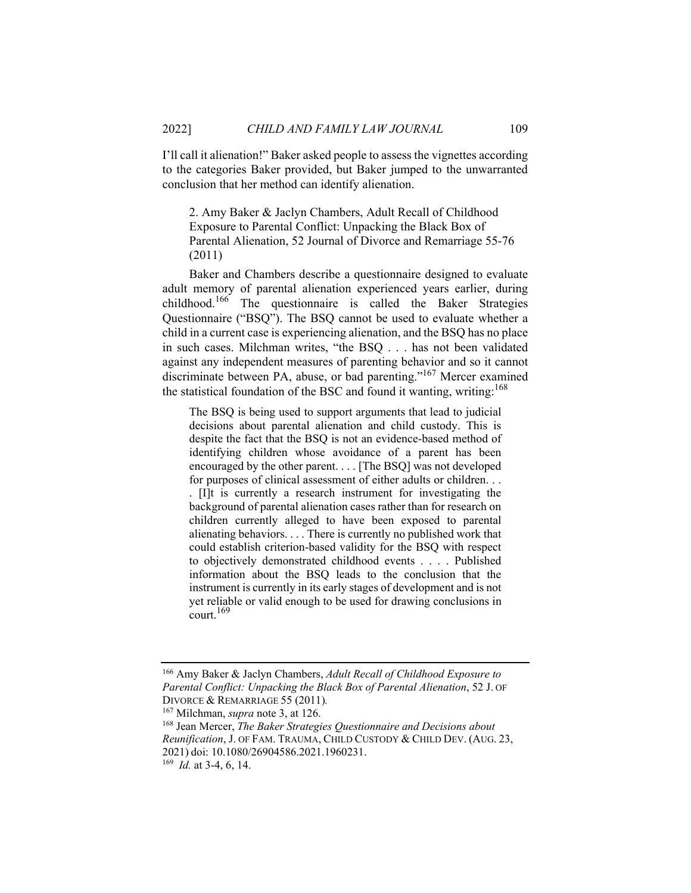I'll call it alienation!" Baker asked people to assess the vignettes according to the categories Baker provided, but Baker jumped to the unwarranted conclusion that her method can identify alienation.

2. Amy Baker & Jaclyn Chambers, Adult Recall of Childhood Exposure to Parental Conflict: Unpacking the Black Box of Parental Alienation, 52 Journal of Divorce and Remarriage 55-76 (2011)

Baker and Chambers describe a questionnaire designed to evaluate adult memory of parental alienation experienced years earlier, during childhood.[166] The questionnaire is called the Baker Strategies Questionnaire ("BSQ"). The BSQ cannot be used to evaluate whether a child in a current case is experiencing alienation, and the BSQ has no place in such cases. Milchman writes, "the BSQ . . . has not been validated against any independent measures of parenting behavior and so it cannot discriminate between PA, abuse, or bad parenting."[167] Mercer examined the statistical foundation of the BSC and found it wanting, writing:[168]

> The BSQ is being used to support arguments that lead to judicial decisions about parental alienation and child custody. This is despite the fact that the BSQ is not an evidence-based method of identifying children whose avoidance of a parent has been encouraged by the other parent. . . . [The BSQ] was not developed for purposes of clinical assessment of either adults or children. . . . [I]t is currently a research instrument for investigating the background of parental alienation cases rather than for research on children currently alleged to have been exposed to parental alienating behaviors. . . . There is currently no published work that could establish criterion-based validity for the BSQ with respect to objectively demonstrated childhood events . . . . Published information about the BSQ leads to the conclusion that the instrument is currently in its early stages of development and is not yet reliable or valid enough to be used for drawing conclusions in court.[169]

---

[166] Amy Baker & Jaclyn Chambers, *Adult Recall of Childhood Exposure to Parental Conflict: Unpacking the Black Box of Parental Alienation*, 52 J. OF DIVORCE & REMARRIAGE 55 (2011).

[167] Milchman, *supra* note 3, at 126.

[168] Jean Mercer, *The Baker Strategies Questionnaire and Decisions about Reunification*, J. OF FAM. TRAUMA, CHILD CUSTODY & CHILD DEV. (AUG. 23, 2021) doi: 10.1080/26904586.2021.1960231.

[169] *Id.* at 3-4, 6, 14.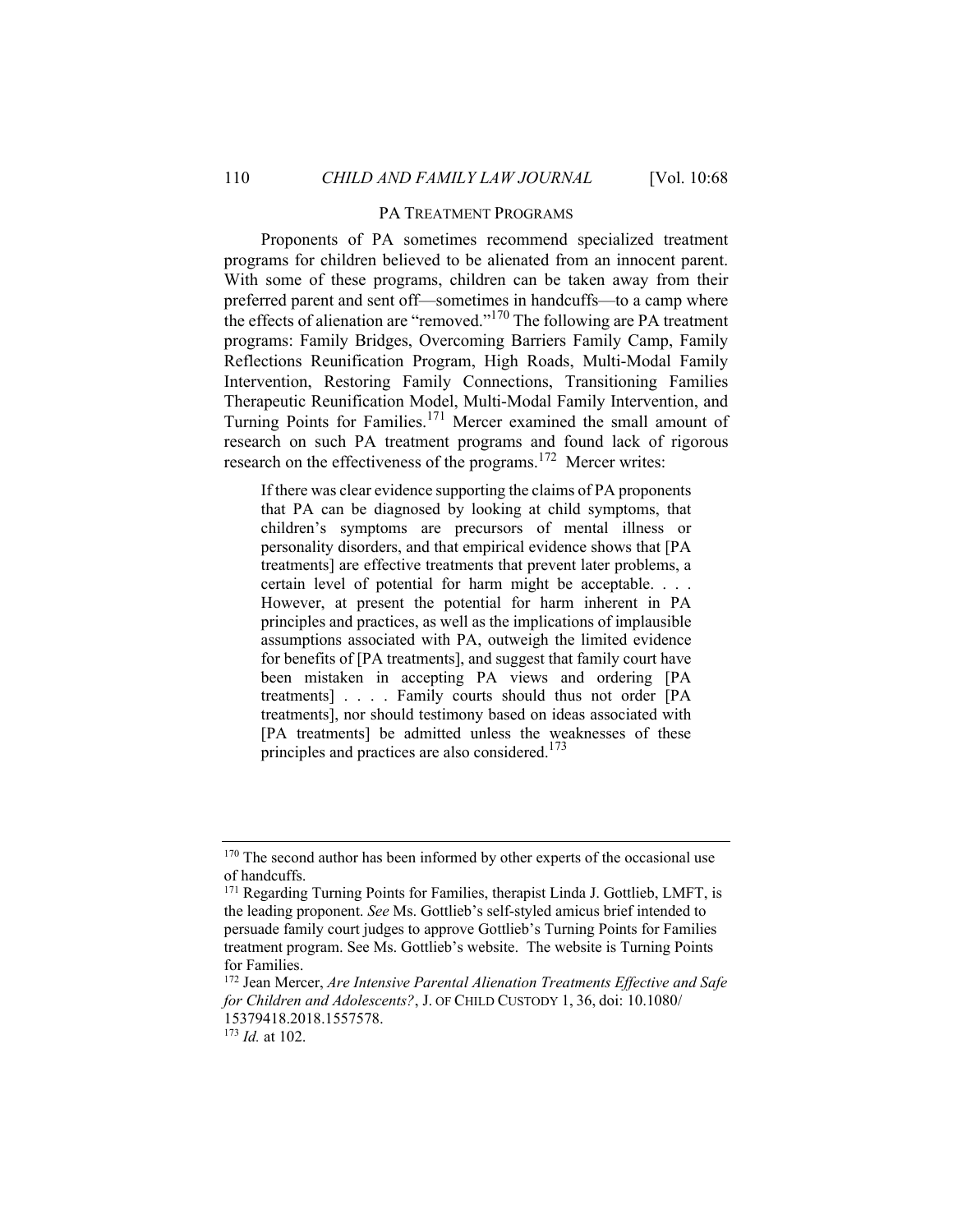## PA TREATMENT PROGRAMS

Proponents of PA sometimes recommend specialized treatment programs for children believed to be alienated from an innocent parent. With some of these programs, children can be taken away from their preferred parent and sent off—sometimes in handcuffs—to a camp where the effects of alienation are "removed."[170] The following are PA treatment programs: Family Bridges, Overcoming Barriers Family Camp, Family Reflections Reunification Program, High Roads, Multi-Modal Family Intervention, Restoring Family Connections, Transitioning Families Therapeutic Reunification Model, Multi-Modal Family Intervention, and Turning Points for Families.[171] Mercer examined the small amount of research on such PA treatment programs and found lack of rigorous research on the effectiveness of the programs.[172] Mercer writes:

> If there was clear evidence supporting the claims of PA proponents that PA can be diagnosed by looking at child symptoms, that children's symptoms are precursors of mental illness or personality disorders, and that empirical evidence shows that [PA treatments] are effective treatments that prevent later problems, a certain level of potential for harm might be acceptable. . . . However, at present the potential for harm inherent in PA principles and practices, as well as the implications of implausible assumptions associated with PA, outweigh the limited evidence for benefits of [PA treatments], and suggest that family court have been mistaken in accepting PA views and ordering [PA treatments] . . . . Family courts should thus not order [PA treatments], nor should testimony based on ideas associated with [PA treatments] be admitted unless the weaknesses of these principles and practices are also considered.[173]

---

[170] The second author has been informed by other experts of the occasional use of handcuffs.

[171] Regarding Turning Points for Families, therapist Linda J. Gottlieb, LMFT, is the leading proponent. *See* Ms. Gottlieb's self-styled amicus brief intended to persuade family court judges to approve Gottlieb's Turning Points for Families treatment program. See Ms. Gottlieb's website. The website is Turning Points for Families.

[172] Jean Mercer, *Are Intensive Parental Alienation Treatments Effective and Safe for Children and Adolescents?*, J. OF CHILD CUSTODY 1, 36, doi: 10.1080/15379418.2018.1557578.

[173] *Id.* at 102.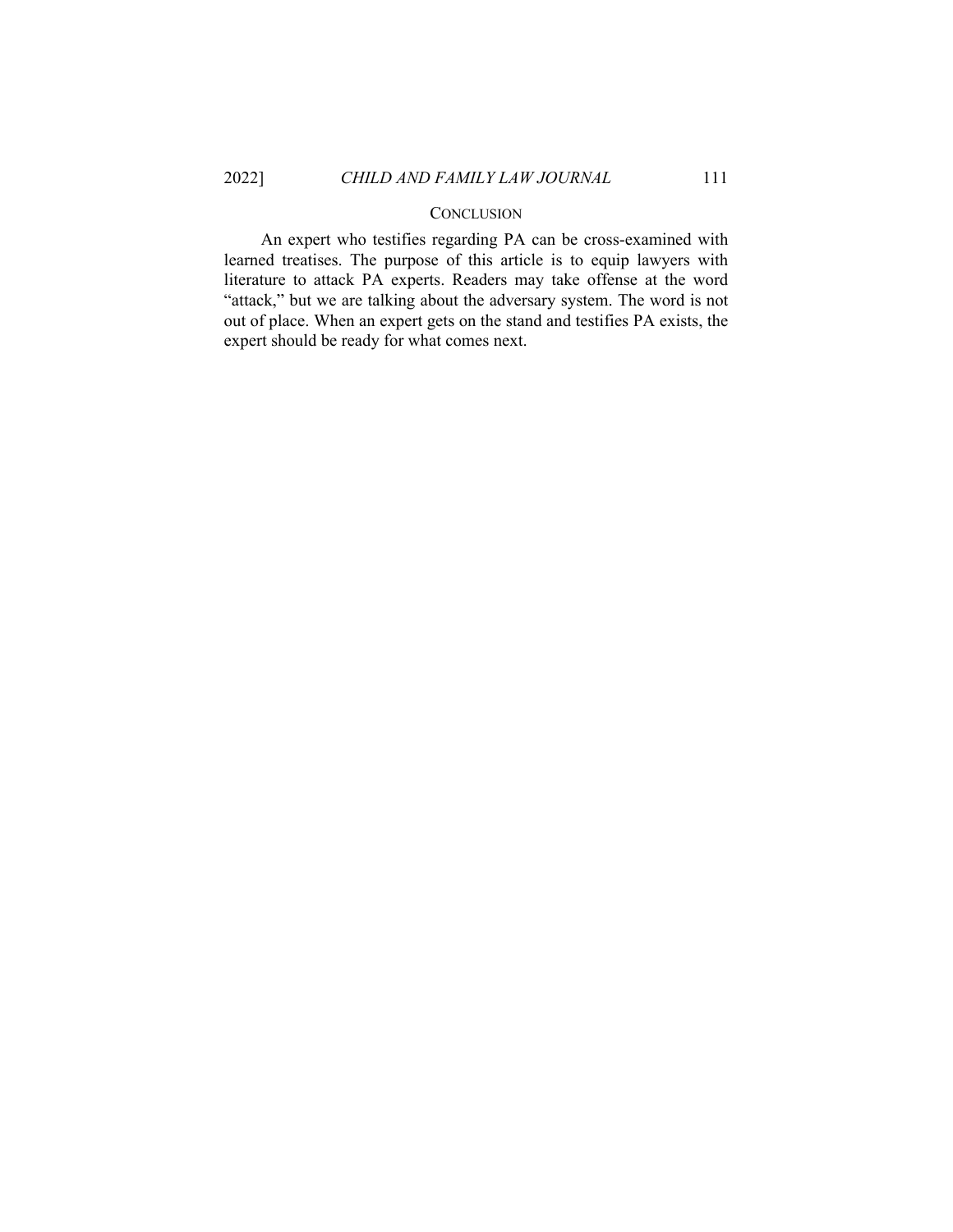## Conclusion

An expert who testifies regarding PA can be cross-examined with learned treatises. The purpose of this article is to equip lawyers with literature to attack PA experts. Readers may take offense at the word "attack," but we are talking about the adversary system. The word is not out of place. When an expert gets on the stand and testifies PA exists, the expert should be ready for what comes next.